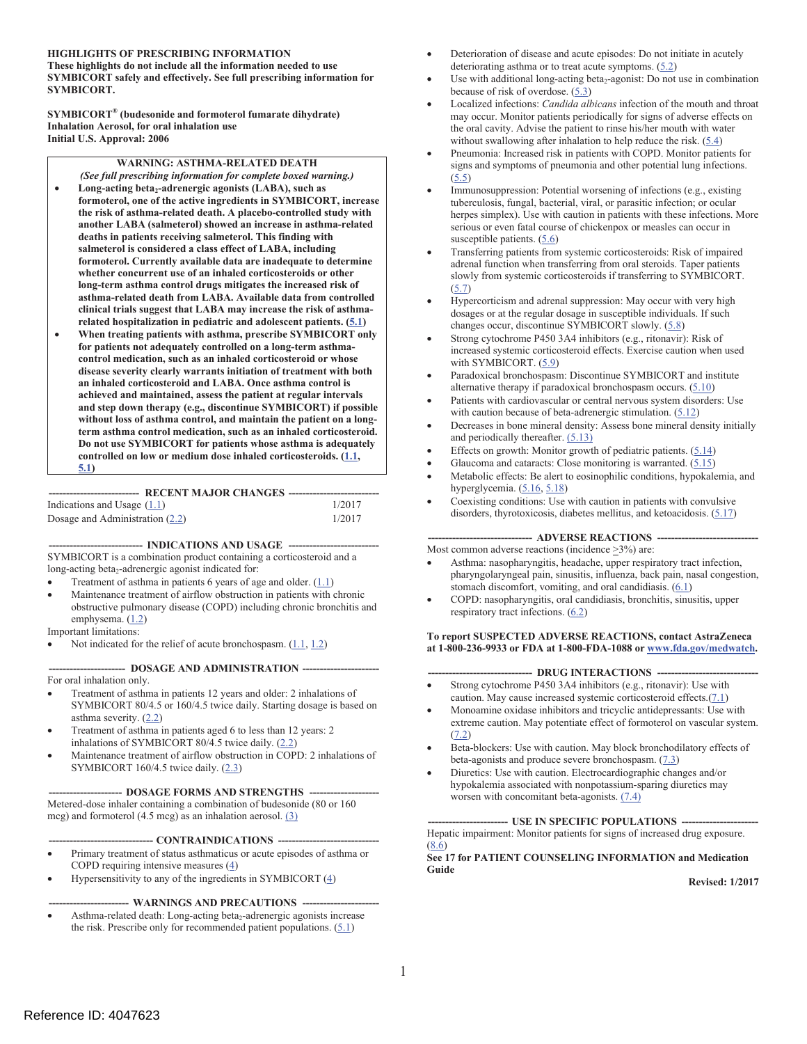**HIGHLIGHTS OF PRESCRIBING INFORMATION**
**These highlights do not include all the information needed to use SYMBICORT safely and effectively. See full prescribing information for SYMBICORT.**

**SYMBICORT® (budesonide and formoterol fumarate dihydrate) Inhalation Aerosol, for oral inhalation use**
**Initial U.S. Approval: 2006**

**WARNING: ASTHMA-RELATED DEATH**
***(See full prescribing information for complete boxed warning.)***

- **Long-acting beta$_2$-adrenergic agonists (LABA), such as formoterol, one of the active ingredients in SYMBICORT, increase the risk of asthma-related death. A placebo-controlled study with another LABA (salmeterol) showed an increase in asthma-related deaths in patients receiving salmeterol. This finding with salmeterol is considered a class effect of LABA, including formoterol. Currently available data are inadequate to determine whether concurrent use of an inhaled corticosteroids or other long-term asthma control drugs mitigates the increased risk of asthma-related death from LABA. Available data from controlled clinical trials suggest that LABA may increase the risk of asthma-related hospitalization in pediatric and adolescent patients. (5.1)**
- **When treating patients with asthma, prescribe SYMBICORT only for patients not adequately controlled on a long-term asthma-control medication, such as an inhaled corticosteroid or whose disease severity clearly warrants initiation of treatment with both an inhaled corticosteroid and LABA. Once asthma control is achieved and maintained, assess the patient at regular intervals and step down therapy (e.g., discontinue SYMBICORT) if possible without loss of asthma control, and maintain the patient on a long-term asthma control medication, such as an inhaled corticosteroid. Do not use SYMBICORT for patients whose asthma is adequately controlled on low or medium dose inhaled corticosteroids. (1.1, 5.1)**

**RECENT MAJOR CHANGES**

| | |
|---|---|
| Indications and Usage (1.1) | 1/2017 |
| Dosage and Administration (2.2) | 1/2017 |

**INDICATIONS AND USAGE**

SYMBICORT is a combination product containing a corticosteroid and a long-acting beta$_2$-adrenergic agonist indicated for:

- Treatment of asthma in patients 6 years of age and older. (1.1)
- Maintenance treatment of airflow obstruction in patients with chronic obstructive pulmonary disease (COPD) including chronic bronchitis and emphysema. (1.2)

Important limitations:

- Not indicated for the relief of acute bronchospasm. (1.1, 1.2)

**DOSAGE AND ADMINISTRATION**

For oral inhalation only.

- Treatment of asthma in patients 12 years and older: 2 inhalations of SYMBICORT 80/4.5 or 160/4.5 twice daily. Starting dosage is based on asthma severity. (2.2)
- Treatment of asthma in patients aged 6 to less than 12 years: 2 inhalations of SYMBICORT 80/4.5 twice daily. (2.2)
- Maintenance treatment of airflow obstruction in COPD: 2 inhalations of SYMBICORT 160/4.5 twice daily. (2.3)

**DOSAGE FORMS AND STRENGTHS**

Metered-dose inhaler containing a combination of budesonide (80 or 160 mcg) and formoterol (4.5 mcg) as an inhalation aerosol. (3)

**CONTRAINDICATIONS**

- Primary treatment of status asthmaticus or acute episodes of asthma or COPD requiring intensive measures (4)
- Hypersensitivity to any of the ingredients in SYMBICORT (4)

**WARNINGS AND PRECAUTIONS**

- Asthma-related death: Long-acting beta$_2$-adrenergic agonists increase the risk. Prescribe only for recommended patient populations. (5.1)
- Deterioration of disease and acute episodes: Do not initiate in acutely deteriorating asthma or to treat acute symptoms. (5.2)
- Use with additional long-acting beta$_2$-agonist: Do not use in combination because of risk of overdose. (5.3)
- Localized infections: *Candida albicans* infection of the mouth and throat may occur. Monitor patients periodically for signs of adverse effects on the oral cavity. Advise the patient to rinse his/her mouth with water without swallowing after inhalation to help reduce the risk. (5.4)
- Pneumonia: Increased risk in patients with COPD. Monitor patients for signs and symptoms of pneumonia and other potential lung infections. (5.5)
- Immunosuppression: Potential worsening of infections (e.g., existing tuberculosis, fungal, bacterial, viral, or parasitic infection; or ocular herpes simplex). Use with caution in patients with these infections. More serious or even fatal course of chickenpox or measles can occur in susceptible patients. (5.6)
- Transferring patients from systemic corticosteroids: Risk of impaired adrenal function when transferring from oral steroids. Taper patients slowly from systemic corticosteroids if transferring to SYMBICORT. (5.7)
- Hypercorticism and adrenal suppression: May occur with very high dosages or at the regular dosage in susceptible individuals. If such changes occur, discontinue SYMBICORT slowly. (5.8)
- Strong cytochrome P450 3A4 inhibitors (e.g., ritonavir): Risk of increased systemic corticosteroid effects. Exercise caution when used with SYMBICORT. (5.9)
- Paradoxical bronchospasm: Discontinue SYMBICORT and institute alternative therapy if paradoxical bronchospasm occurs. (5.10)
- Patients with cardiovascular or central nervous system disorders: Use with caution because of beta-adrenergic stimulation. (5.12)
- Decreases in bone mineral density: Assess bone mineral density initially and periodically thereafter. (5.13)
- Effects on growth: Monitor growth of pediatric patients. (5.14)
- Glaucoma and cataracts: Close monitoring is warranted. (5.15)
- Metabolic effects: Be alert to eosinophilic conditions, hypokalemia, and hyperglycemia. (5.16, 5.18)
- Coexisting conditions: Use with caution in patients with convulsive disorders, thyrotoxicosis, diabetes mellitus, and ketoacidosis. (5.17)

**ADVERSE REACTIONS**

Most common adverse reactions (incidence ≥3%) are:

- Asthma: nasopharyngitis, headache, upper respiratory tract infection, pharyngolaryngeal pain, sinusitis, influenza, back pain, nasal congestion, stomach discomfort, vomiting, and oral candidiasis. (6.1)
- COPD: nasopharyngitis, oral candidiasis, bronchitis, sinusitis, upper respiratory tract infections. (6.2)

**To report SUSPECTED ADVERSE REACTIONS, contact AstraZeneca at 1-800-236-9933 or FDA at 1-800-FDA-1088 or www.fda.gov/medwatch.**

**DRUG INTERACTIONS**

- Strong cytochrome P450 3A4 inhibitors (e.g., ritonavir): Use with caution. May cause increased systemic corticosteroid effects.(7.1)
- Monoamine oxidase inhibitors and tricyclic antidepressants: Use with extreme caution. May potentiate effect of formoterol on vascular system. (7.2)
- Beta-blockers: Use with caution. May block bronchodilatory effects of beta-agonists and produce severe bronchospasm. (7.3)
- Diuretics: Use with caution. Electrocardiographic changes and/or hypokalemia associated with nonpotassium-sparing diuretics may worsen with concomitant beta-agonists. (7.4)

**USE IN SPECIFIC POPULATIONS**

Hepatic impairment: Monitor patients for signs of increased drug exposure. (8.6)

**See 17 for PATIENT COUNSELING INFORMATION and Medication Guide**

**Revised: 1/2017**

Reference ID: 4047623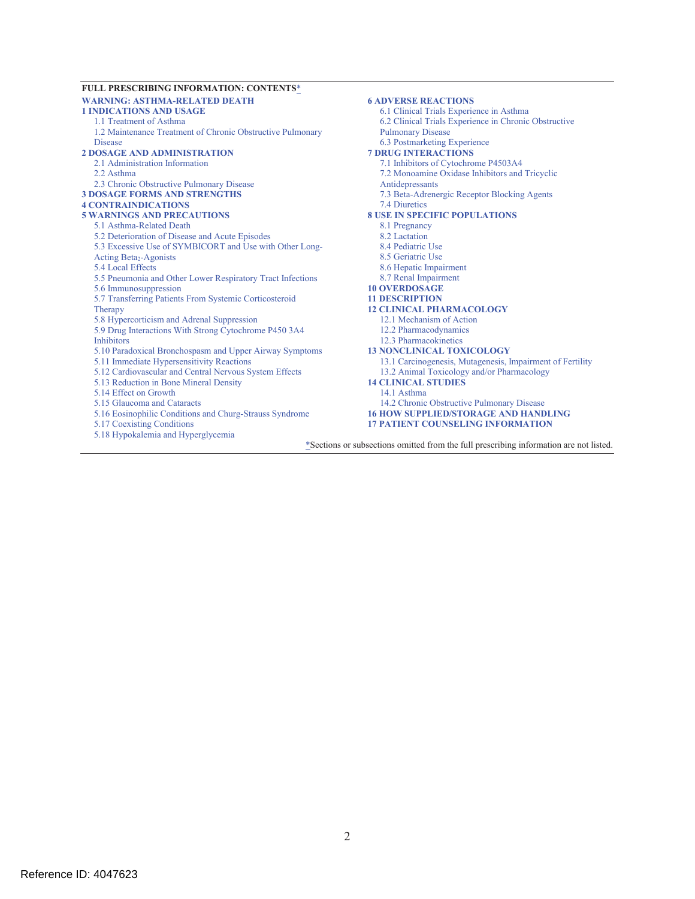**FULL PRESCRIBING INFORMATION: CONTENTS***

**WARNING: ASTHMA-RELATED DEATH**

**1 INDICATIONS AND USAGE**

- 1.1 Treatment of Asthma
- 1.2 Maintenance Treatment of Chronic Obstructive Pulmonary Disease

**2 DOSAGE AND ADMINISTRATION**

- 2.1 Administration Information
- 2.2 Asthma
- 2.3 Chronic Obstructive Pulmonary Disease

**3 DOSAGE FORMS AND STRENGTHS**

**4 CONTRAINDICATIONS**

**5 WARNINGS AND PRECAUTIONS**

- 5.1 Asthma-Related Death
- 5.2 Deterioration of Disease and Acute Episodes
- 5.3 Excessive Use of SYMBICORT and Use with Other Long-Acting Beta$_2$-Agonists
- 5.4 Local Effects
- 5.5 Pneumonia and Other Lower Respiratory Tract Infections
- 5.6 Immunosuppression
- 5.7 Transferring Patients From Systemic Corticosteroid Therapy
- 5.8 Hypercorticism and Adrenal Suppression
- 5.9 Drug Interactions With Strong Cytochrome P450 3A4 Inhibitors
- 5.10 Paradoxical Bronchospasm and Upper Airway Symptoms
- 5.11 Immediate Hypersensitivity Reactions
- 5.12 Cardiovascular and Central Nervous System Effects
- 5.13 Reduction in Bone Mineral Density
- 5.14 Effect on Growth
- 5.15 Glaucoma and Cataracts
- 5.16 Eosinophilic Conditions and Churg-Strauss Syndrome
- 5.17 Coexisting Conditions
- 5.18 Hypokalemia and Hyperglycemia

**6 ADVERSE REACTIONS**

- 6.1 Clinical Trials Experience in Asthma
- 6.2 Clinical Trials Experience in Chronic Obstructive Pulmonary Disease
- 6.3 Postmarketing Experience

**7 DRUG INTERACTIONS**

- 7.1 Inhibitors of Cytochrome P4503A4
- 7.2 Monoamine Oxidase Inhibitors and Tricyclic Antidepressants
- 7.3 Beta-Adrenergic Receptor Blocking Agents
- 7.4 Diuretics

**8 USE IN SPECIFIC POPULATIONS**

- 8.1 Pregnancy
- 8.2 Lactation
- 8.4 Pediatric Use
- 8.5 Geriatric Use
- 8.6 Hepatic Impairment
- 8.7 Renal Impairment

**10 OVERDOSAGE**

**11 DESCRIPTION**

**12 CLINICAL PHARMACOLOGY**

- 12.1 Mechanism of Action
- 12.2 Pharmacodynamics
- 12.3 Pharmacokinetics

**13 NONCLINICAL TOXICOLOGY**

- 13.1 Carcinogenesis, Mutagenesis, Impairment of Fertility
- 13.2 Animal Toxicology and/or Pharmacology

**14 CLINICAL STUDIES**

- 14.1 Asthma
- 14.2 Chronic Obstructive Pulmonary Disease

**16 HOW SUPPLIED/STORAGE AND HANDLING**

**17 PATIENT COUNSELING INFORMATION**

*Sections or subsections omitted from the full prescribing information are not listed.

Reference ID: 4047623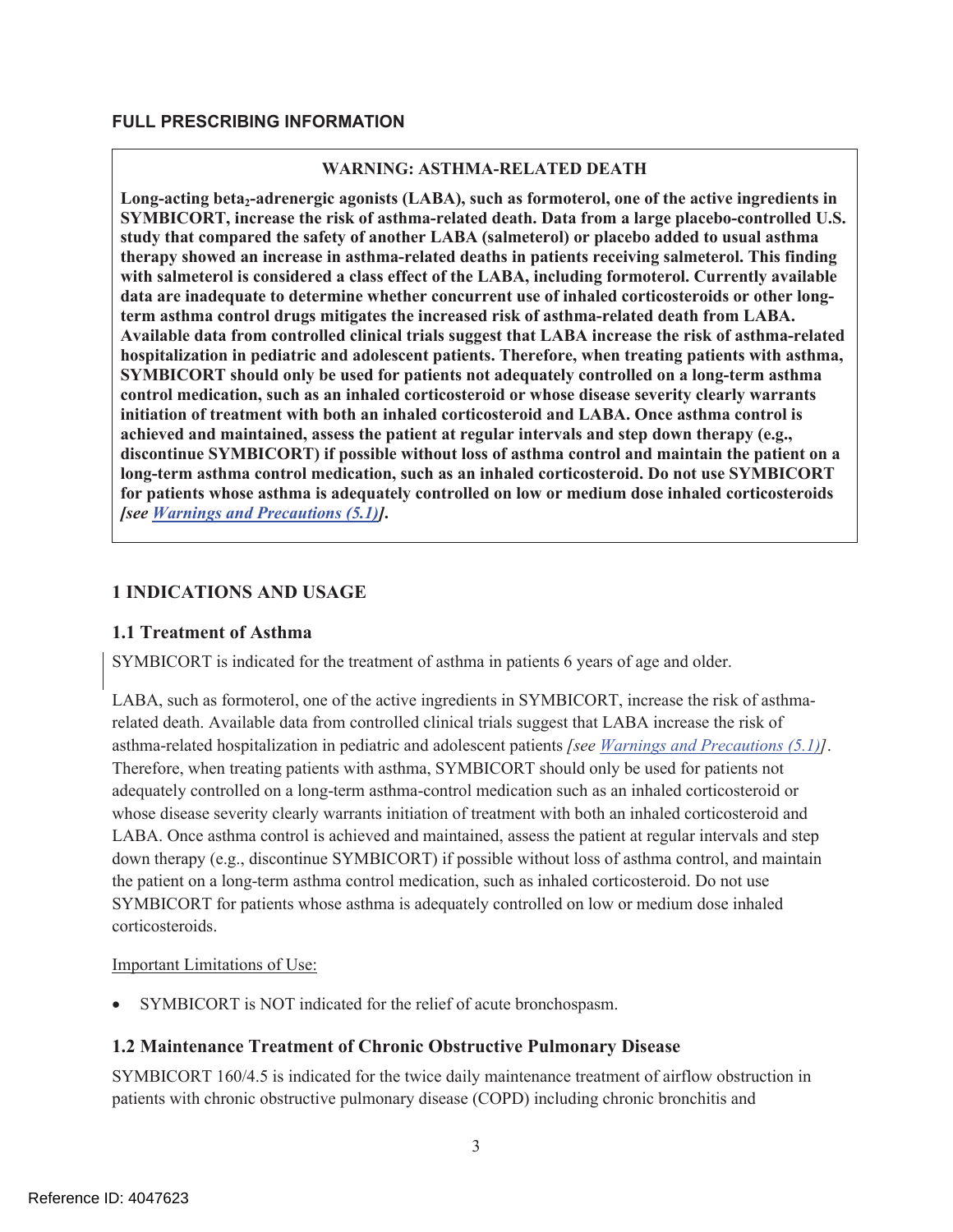## FULL PRESCRIBING INFORMATION

**WARNING: ASTHMA-RELATED DEATH**

**Long-acting $\text{beta}_2$-adrenergic agonists (LABA), such as formoterol, one of the active ingredients in SYMBICORT, increase the risk of asthma-related death. Data from a large placebo-controlled U.S. study that compared the safety of another LABA (salmeterol) or placebo added to usual asthma therapy showed an increase in asthma-related deaths in patients receiving salmeterol. This finding with salmeterol is considered a class effect of the LABA, including formoterol. Currently available data are inadequate to determine whether concurrent use of inhaled corticosteroids or other long-term asthma control drugs mitigates the increased risk of asthma-related death from LABA. Available data from controlled clinical trials suggest that LABA increase the risk of asthma-related hospitalization in pediatric and adolescent patients. Therefore, when treating patients with asthma, SYMBICORT should only be used for patients not adequately controlled on a long-term asthma control medication, such as an inhaled corticosteroid or whose disease severity clearly warrants initiation of treatment with both an inhaled corticosteroid and LABA. Once asthma control is achieved and maintained, assess the patient at regular intervals and step down therapy (e.g., discontinue SYMBICORT) if possible without loss of asthma control and maintain the patient on a long-term asthma control medication, such as an inhaled corticosteroid. Do not use SYMBICORT for patients whose asthma is adequately controlled on low or medium dose inhaled corticosteroids *[see Warnings and Precautions (5.1)]*.**

## 1 INDICATIONS AND USAGE

### 1.1 Treatment of Asthma

SYMBICORT is indicated for the treatment of asthma in patients 6 years of age and older.

LABA, such as formoterol, one of the active ingredients in SYMBICORT, increase the risk of asthma-related death. Available data from controlled clinical trials suggest that LABA increase the risk of asthma-related hospitalization in pediatric and adolescent patients *[see Warnings and Precautions (5.1)]*. Therefore, when treating patients with asthma, SYMBICORT should only be used for patients not adequately controlled on a long-term asthma-control medication such as an inhaled corticosteroid or whose disease severity clearly warrants initiation of treatment with both an inhaled corticosteroid and LABA. Once asthma control is achieved and maintained, assess the patient at regular intervals and step down therapy (e.g., discontinue SYMBICORT) if possible without loss of asthma control, and maintain the patient on a long-term asthma control medication, such as inhaled corticosteroid. Do not use SYMBICORT for patients whose asthma is adequately controlled on low or medium dose inhaled corticosteroids.

Important Limitations of Use:

- SYMBICORT is NOT indicated for the relief of acute bronchospasm.

### 1.2 Maintenance Treatment of Chronic Obstructive Pulmonary Disease

SYMBICORT 160/4.5 is indicated for the twice daily maintenance treatment of airflow obstruction in patients with chronic obstructive pulmonary disease (COPD) including chronic bronchitis and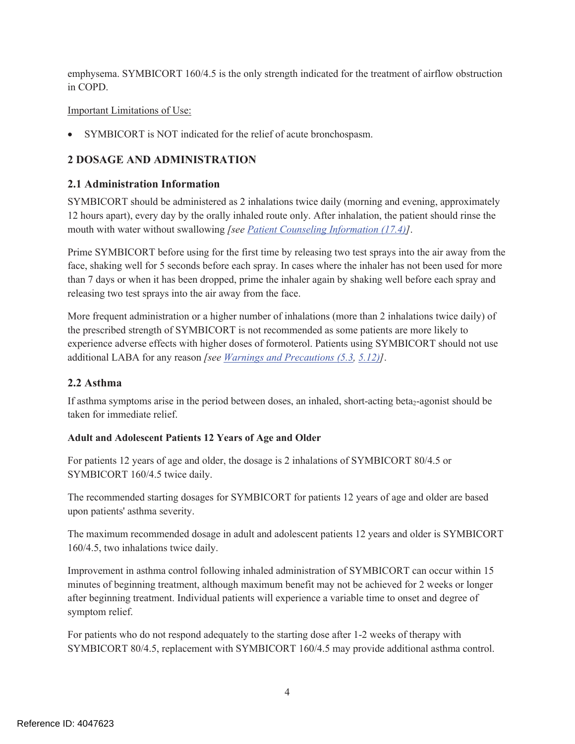emphysema. SYMBICORT 160/4.5 is the only strength indicated for the treatment of airflow obstruction in COPD.

Important Limitations of Use:

- SYMBICORT is NOT indicated for the relief of acute bronchospasm.

## 2 DOSAGE AND ADMINISTRATION

### 2.1 Administration Information

SYMBICORT should be administered as 2 inhalations twice daily (morning and evening, approximately 12 hours apart), every day by the orally inhaled route only. After inhalation, the patient should rinse the mouth with water without swallowing *[see Patient Counseling Information (17.4)]*.

Prime SYMBICORT before using for the first time by releasing two test sprays into the air away from the face, shaking well for 5 seconds before each spray. In cases where the inhaler has not been used for more than 7 days or when it has been dropped, prime the inhaler again by shaking well before each spray and releasing two test sprays into the air away from the face.

More frequent administration or a higher number of inhalations (more than 2 inhalations twice daily) of the prescribed strength of SYMBICORT is not recommended as some patients are more likely to experience adverse effects with higher doses of formoterol. Patients using SYMBICORT should not use additional LABA for any reason *[see Warnings and Precautions (5.3, 5.12)]*.

### 2.2 Asthma

If asthma symptoms arise in the period between doses, an inhaled, short-acting beta$_2$-agonist should be taken for immediate relief.

**Adult and Adolescent Patients 12 Years of Age and Older**

For patients 12 years of age and older, the dosage is 2 inhalations of SYMBICORT 80/4.5 or SYMBICORT 160/4.5 twice daily.

The recommended starting dosages for SYMBICORT for patients 12 years of age and older are based upon patients' asthma severity.

The maximum recommended dosage in adult and adolescent patients 12 years and older is SYMBICORT 160/4.5, two inhalations twice daily.

Improvement in asthma control following inhaled administration of SYMBICORT can occur within 15 minutes of beginning treatment, although maximum benefit may not be achieved for 2 weeks or longer after beginning treatment. Individual patients will experience a variable time to onset and degree of symptom relief.

For patients who do not respond adequately to the starting dose after 1-2 weeks of therapy with SYMBICORT 80/4.5, replacement with SYMBICORT 160/4.5 may provide additional asthma control.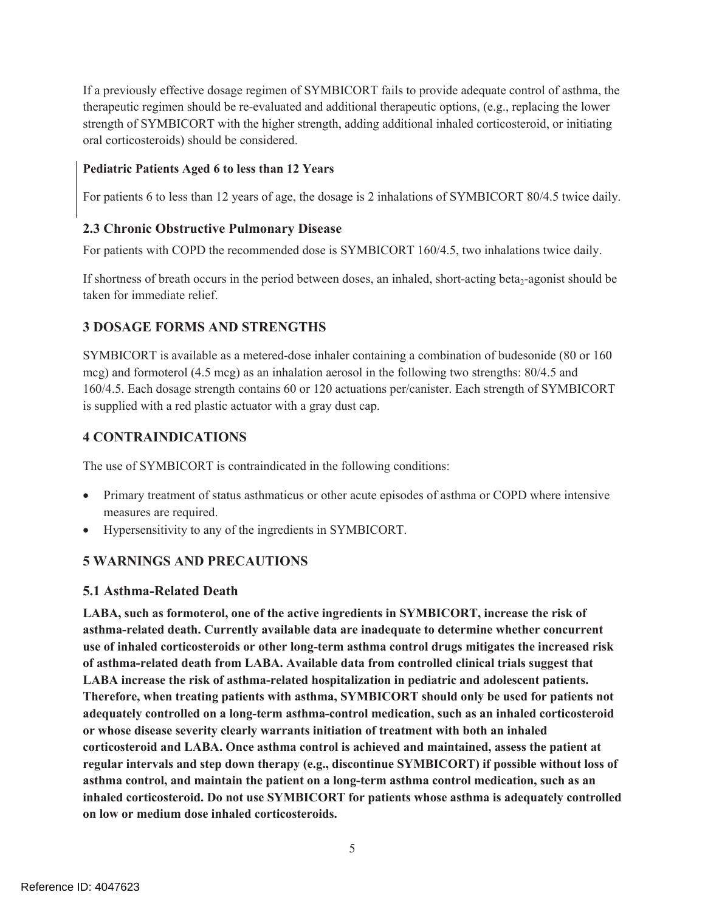If a previously effective dosage regimen of SYMBICORT fails to provide adequate control of asthma, the therapeutic regimen should be re-evaluated and additional therapeutic options, (e.g., replacing the lower strength of SYMBICORT with the higher strength, adding additional inhaled corticosteroid, or initiating oral corticosteroids) should be considered.

**Pediatric Patients Aged 6 to less than 12 Years**

For patients 6 to less than 12 years of age, the dosage is 2 inhalations of SYMBICORT 80/4.5 twice daily.

### 2.3 Chronic Obstructive Pulmonary Disease

For patients with COPD the recommended dose is SYMBICORT 160/4.5, two inhalations twice daily.

If shortness of breath occurs in the period between doses, an inhaled, short-acting beta$_2$-agonist should be taken for immediate relief.

## 3 DOSAGE FORMS AND STRENGTHS

SYMBICORT is available as a metered-dose inhaler containing a combination of budesonide (80 or 160 mcg) and formoterol (4.5 mcg) as an inhalation aerosol in the following two strengths: 80/4.5 and 160/4.5. Each dosage strength contains 60 or 120 actuations per/canister. Each strength of SYMBICORT is supplied with a red plastic actuator with a gray dust cap.

## 4 CONTRAINDICATIONS

The use of SYMBICORT is contraindicated in the following conditions:

- Primary treatment of status asthmaticus or other acute episodes of asthma or COPD where intensive measures are required.
- Hypersensitivity to any of the ingredients in SYMBICORT.

## 5 WARNINGS AND PRECAUTIONS

### 5.1 Asthma-Related Death

**LABA, such as formoterol, one of the active ingredients in SYMBICORT, increase the risk of asthma-related death. Currently available data are inadequate to determine whether concurrent use of inhaled corticosteroids or other long-term asthma control drugs mitigates the increased risk of asthma-related death from LABA. Available data from controlled clinical trials suggest that LABA increase the risk of asthma-related hospitalization in pediatric and adolescent patients. Therefore, when treating patients with asthma, SYMBICORT should only be used for patients not adequately controlled on a long-term asthma-control medication, such as an inhaled corticosteroid or whose disease severity clearly warrants initiation of treatment with both an inhaled corticosteroid and LABA. Once asthma control is achieved and maintained, assess the patient at regular intervals and step down therapy (e.g., discontinue SYMBICORT) if possible without loss of asthma control, and maintain the patient on a long-term asthma control medication, such as an inhaled corticosteroid. Do not use SYMBICORT for patients whose asthma is adequately controlled on low or medium dose inhaled corticosteroids.**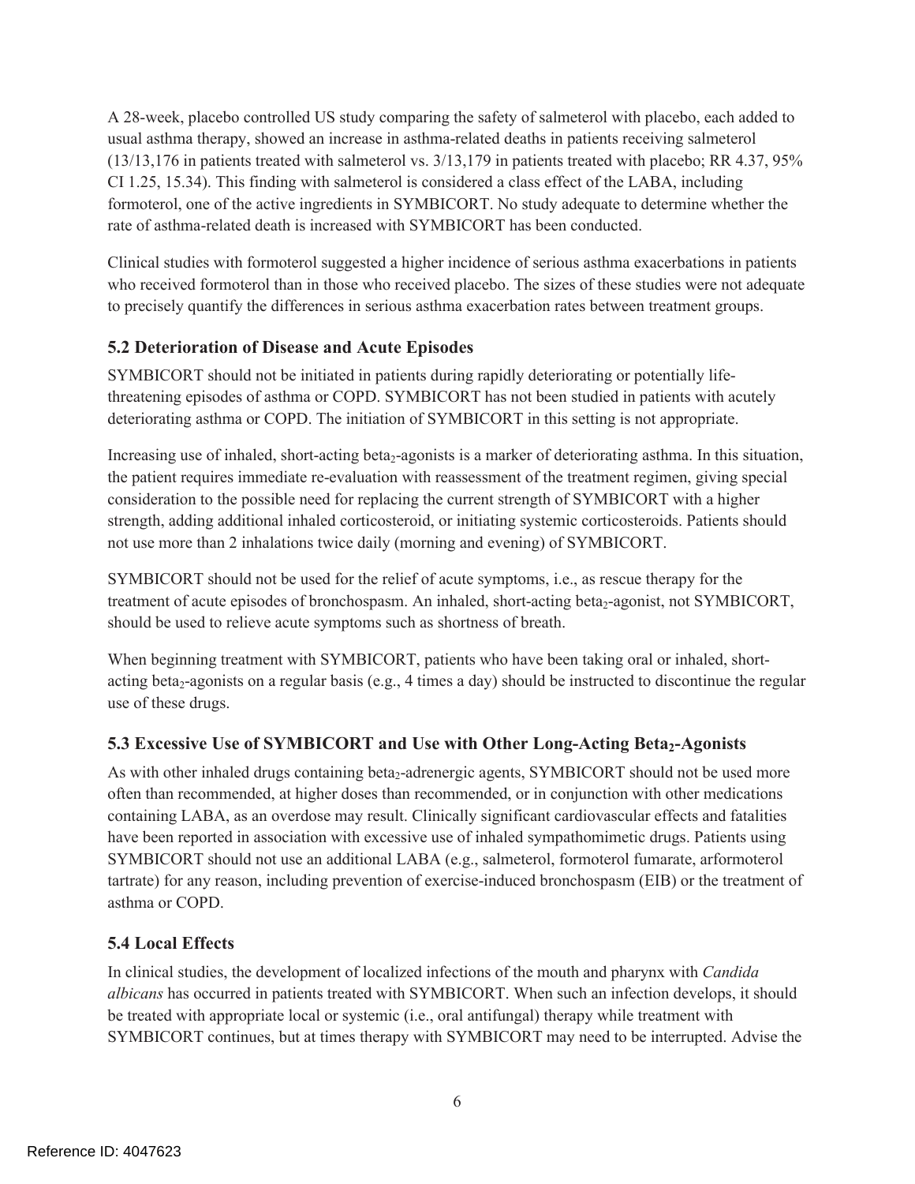A 28-week, placebo controlled US study comparing the safety of salmeterol with placebo, each added to usual asthma therapy, showed an increase in asthma-related deaths in patients receiving salmeterol (13/13,176 in patients treated with salmeterol vs. 3/13,179 in patients treated with placebo; RR 4.37, 95% CI 1.25, 15.34). This finding with salmeterol is considered a class effect of the LABA, including formoterol, one of the active ingredients in SYMBICORT. No study adequate to determine whether the rate of asthma-related death is increased with SYMBICORT has been conducted.

Clinical studies with formoterol suggested a higher incidence of serious asthma exacerbations in patients who received formoterol than in those who received placebo. The sizes of these studies were not adequate to precisely quantify the differences in serious asthma exacerbation rates between treatment groups.

### 5.2 Deterioration of Disease and Acute Episodes

SYMBICORT should not be initiated in patients during rapidly deteriorating or potentially life-threatening episodes of asthma or COPD. SYMBICORT has not been studied in patients with acutely deteriorating asthma or COPD. The initiation of SYMBICORT in this setting is not appropriate.

Increasing use of inhaled, short-acting beta$_2$-agonists is a marker of deteriorating asthma. In this situation, the patient requires immediate re-evaluation with reassessment of the treatment regimen, giving special consideration to the possible need for replacing the current strength of SYMBICORT with a higher strength, adding additional inhaled corticosteroid, or initiating systemic corticosteroids. Patients should not use more than 2 inhalations twice daily (morning and evening) of SYMBICORT.

SYMBICORT should not be used for the relief of acute symptoms, i.e., as rescue therapy for the treatment of acute episodes of bronchospasm. An inhaled, short-acting beta$_2$-agonist, not SYMBICORT, should be used to relieve acute symptoms such as shortness of breath.

When beginning treatment with SYMBICORT, patients who have been taking oral or inhaled, short-acting beta$_2$-agonists on a regular basis (e.g., 4 times a day) should be instructed to discontinue the regular use of these drugs.

### 5.3 Excessive Use of SYMBICORT and Use with Other Long-Acting Beta$_2$-Agonists

As with other inhaled drugs containing beta$_2$-adrenergic agents, SYMBICORT should not be used more often than recommended, at higher doses than recommended, or in conjunction with other medications containing LABA, as an overdose may result. Clinically significant cardiovascular effects and fatalities have been reported in association with excessive use of inhaled sympathomimetic drugs. Patients using SYMBICORT should not use an additional LABA (e.g., salmeterol, formoterol fumarate, arformoterol tartrate) for any reason, including prevention of exercise-induced bronchospasm (EIB) or the treatment of asthma or COPD.

### 5.4 Local Effects

In clinical studies, the development of localized infections of the mouth and pharynx with *Candida albicans* has occurred in patients treated with SYMBICORT. When such an infection develops, it should be treated with appropriate local or systemic (i.e., oral antifungal) therapy while treatment with SYMBICORT continues, but at times therapy with SYMBICORT may need to be interrupted. Advise the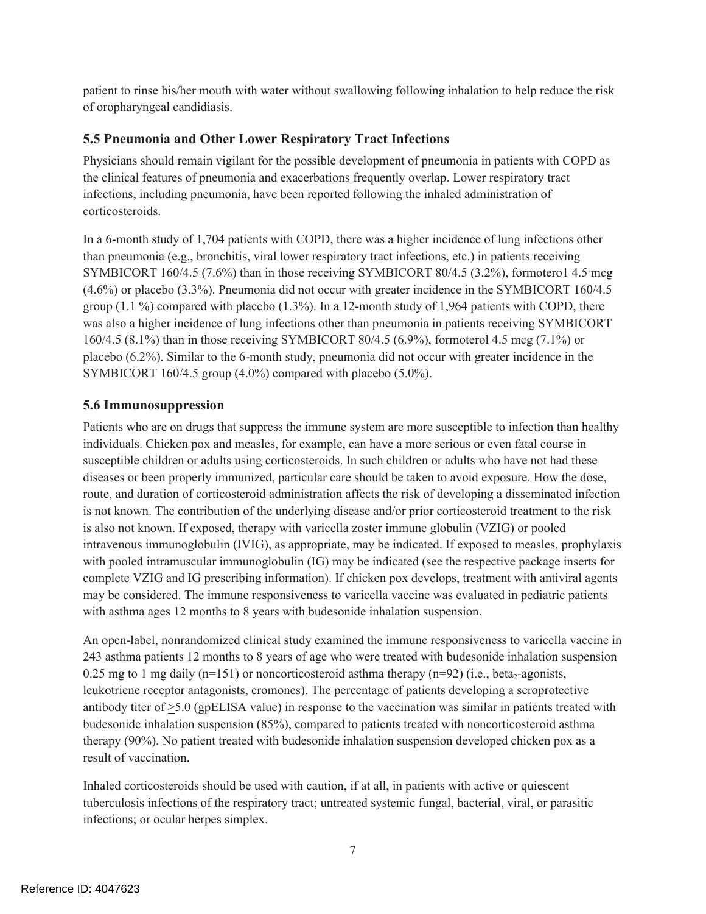patient to rinse his/her mouth with water without swallowing following inhalation to help reduce the risk of oropharyngeal candidiasis.

### 5.5 Pneumonia and Other Lower Respiratory Tract Infections

Physicians should remain vigilant for the possible development of pneumonia in patients with COPD as the clinical features of pneumonia and exacerbations frequently overlap. Lower respiratory tract infections, including pneumonia, have been reported following the inhaled administration of corticosteroids.

In a 6-month study of 1,704 patients with COPD, there was a higher incidence of lung infections other than pneumonia (e.g., bronchitis, viral lower respiratory tract infections, etc.) in patients receiving SYMBICORT 160/4.5 (7.6%) than in those receiving SYMBICORT 80/4.5 (3.2%), formotero1 4.5 mcg (4.6%) or placebo (3.3%). Pneumonia did not occur with greater incidence in the SYMBICORT 160/4.5 group (1.1 %) compared with placebo (1.3%). In a 12-month study of 1,964 patients with COPD, there was also a higher incidence of lung infections other than pneumonia in patients receiving SYMBICORT 160/4.5 (8.1%) than in those receiving SYMBICORT 80/4.5 (6.9%), formoterol 4.5 mcg (7.1%) or placebo (6.2%). Similar to the 6-month study, pneumonia did not occur with greater incidence in the SYMBICORT 160/4.5 group (4.0%) compared with placebo (5.0%).

### 5.6 Immunosuppression

Patients who are on drugs that suppress the immune system are more susceptible to infection than healthy individuals. Chicken pox and measles, for example, can have a more serious or even fatal course in susceptible children or adults using corticosteroids. In such children or adults who have not had these diseases or been properly immunized, particular care should be taken to avoid exposure. How the dose, route, and duration of corticosteroid administration affects the risk of developing a disseminated infection is not known. The contribution of the underlying disease and/or prior corticosteroid treatment to the risk is also not known. If exposed, therapy with varicella zoster immune globulin (VZIG) or pooled intravenous immunoglobulin (IVIG), as appropriate, may be indicated. If exposed to measles, prophylaxis with pooled intramuscular immunoglobulin (IG) may be indicated (see the respective package inserts for complete VZIG and IG prescribing information). If chicken pox develops, treatment with antiviral agents may be considered. The immune responsiveness to varicella vaccine was evaluated in pediatric patients with asthma ages 12 months to 8 years with budesonide inhalation suspension.

An open-label, nonrandomized clinical study examined the immune responsiveness to varicella vaccine in 243 asthma patients 12 months to 8 years of age who were treated with budesonide inhalation suspension 0.25 mg to 1 mg daily (n=151) or noncorticosteroid asthma therapy (n=92) (i.e., beta$_2$-agonists, leukotriene receptor antagonists, cromones). The percentage of patients developing a seroprotective antibody titer of $\geq$5.0 (gpELISA value) in response to the vaccination was similar in patients treated with budesonide inhalation suspension (85%), compared to patients treated with noncorticosteroid asthma therapy (90%). No patient treated with budesonide inhalation suspension developed chicken pox as a result of vaccination.

Inhaled corticosteroids should be used with caution, if at all, in patients with active or quiescent tuberculosis infections of the respiratory tract; untreated systemic fungal, bacterial, viral, or parasitic infections; or ocular herpes simplex.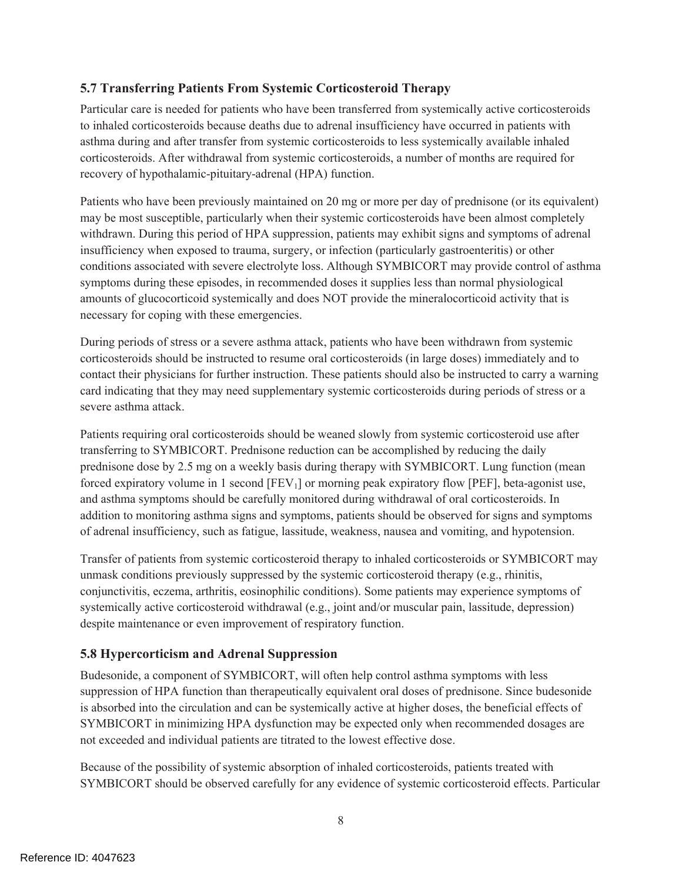### 5.7 Transferring Patients From Systemic Corticosteroid Therapy

Particular care is needed for patients who have been transferred from systemically active corticosteroids to inhaled corticosteroids because deaths due to adrenal insufficiency have occurred in patients with asthma during and after transfer from systemic corticosteroids to less systemically available inhaled corticosteroids. After withdrawal from systemic corticosteroids, a number of months are required for recovery of hypothalamic-pituitary-adrenal (HPA) function.

Patients who have been previously maintained on 20 mg or more per day of prednisone (or its equivalent) may be most susceptible, particularly when their systemic corticosteroids have been almost completely withdrawn. During this period of HPA suppression, patients may exhibit signs and symptoms of adrenal insufficiency when exposed to trauma, surgery, or infection (particularly gastroenteritis) or other conditions associated with severe electrolyte loss. Although SYMBICORT may provide control of asthma symptoms during these episodes, in recommended doses it supplies less than normal physiological amounts of glucocorticoid systemically and does NOT provide the mineralocorticoid activity that is necessary for coping with these emergencies.

During periods of stress or a severe asthma attack, patients who have been withdrawn from systemic corticosteroids should be instructed to resume oral corticosteroids (in large doses) immediately and to contact their physicians for further instruction. These patients should also be instructed to carry a warning card indicating that they may need supplementary systemic corticosteroids during periods of stress or a severe asthma attack.

Patients requiring oral corticosteroids should be weaned slowly from systemic corticosteroid use after transferring to SYMBICORT. Prednisone reduction can be accomplished by reducing the daily prednisone dose by 2.5 mg on a weekly basis during therapy with SYMBICORT. Lung function (mean forced expiratory volume in 1 second [$FEV_1$] or morning peak expiratory flow [PEF], beta-agonist use, and asthma symptoms should be carefully monitored during withdrawal of oral corticosteroids. In addition to monitoring asthma signs and symptoms, patients should be observed for signs and symptoms of adrenal insufficiency, such as fatigue, lassitude, weakness, nausea and vomiting, and hypotension.

Transfer of patients from systemic corticosteroid therapy to inhaled corticosteroids or SYMBICORT may unmask conditions previously suppressed by the systemic corticosteroid therapy (e.g., rhinitis, conjunctivitis, eczema, arthritis, eosinophilic conditions). Some patients may experience symptoms of systemically active corticosteroid withdrawal (e.g., joint and/or muscular pain, lassitude, depression) despite maintenance or even improvement of respiratory function.

### 5.8 Hypercorticism and Adrenal Suppression

Budesonide, a component of SYMBICORT, will often help control asthma symptoms with less suppression of HPA function than therapeutically equivalent oral doses of prednisone. Since budesonide is absorbed into the circulation and can be systemically active at higher doses, the beneficial effects of SYMBICORT in minimizing HPA dysfunction may be expected only when recommended dosages are not exceeded and individual patients are titrated to the lowest effective dose.

Because of the possibility of systemic absorption of inhaled corticosteroids, patients treated with SYMBICORT should be observed carefully for any evidence of systemic corticosteroid effects. Particular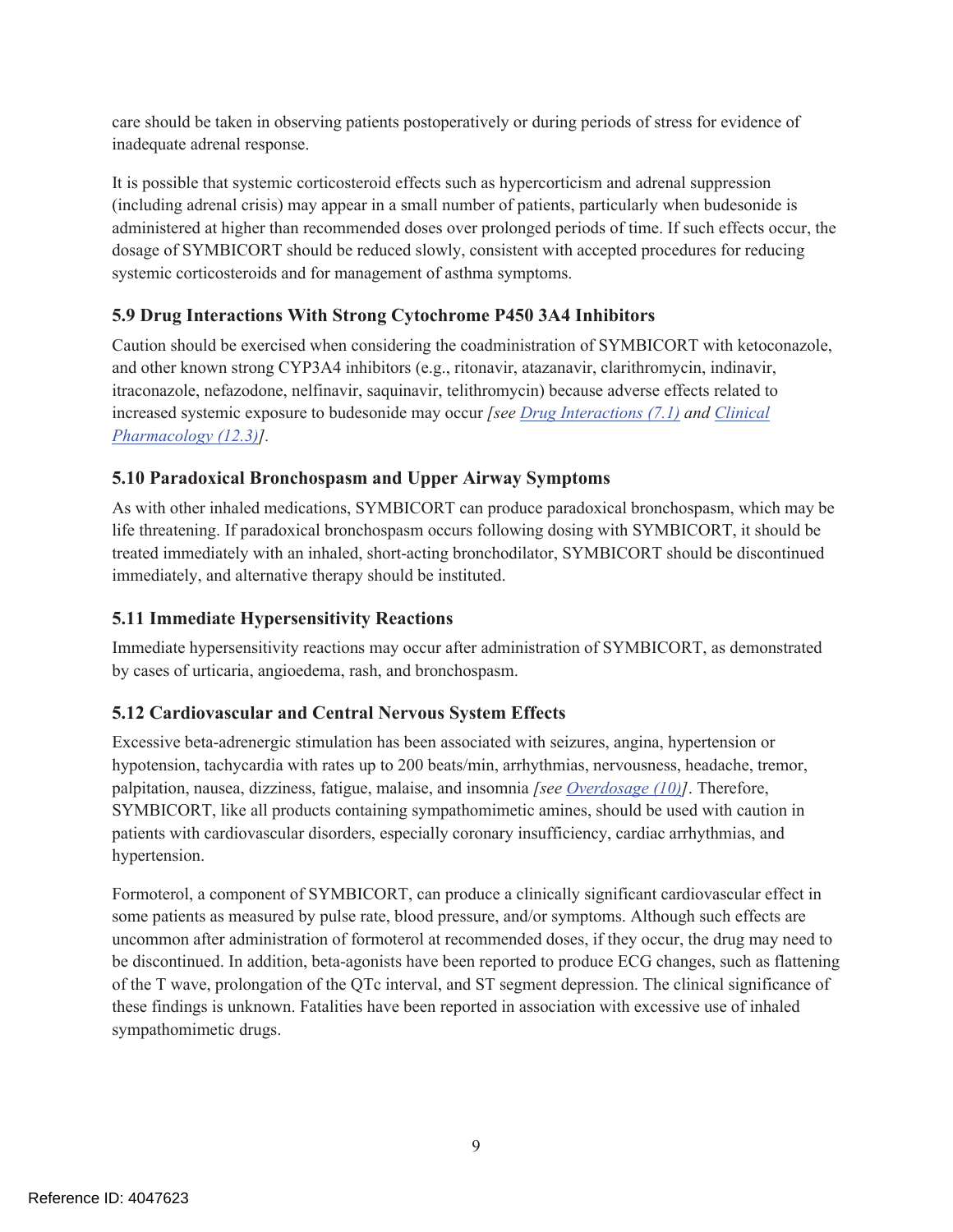care should be taken in observing patients postoperatively or during periods of stress for evidence of inadequate adrenal response.

It is possible that systemic corticosteroid effects such as hypercorticism and adrenal suppression (including adrenal crisis) may appear in a small number of patients, particularly when budesonide is administered at higher than recommended doses over prolonged periods of time. If such effects occur, the dosage of SYMBICORT should be reduced slowly, consistent with accepted procedures for reducing systemic corticosteroids and for management of asthma symptoms.

### 5.9 Drug Interactions With Strong Cytochrome P450 3A4 Inhibitors

Caution should be exercised when considering the coadministration of SYMBICORT with ketoconazole, and other known strong CYP3A4 inhibitors (e.g., ritonavir, atazanavir, clarithromycin, indinavir, itraconazole, nefazodone, nelfinavir, saquinavir, telithromycin) because adverse effects related to increased systemic exposure to budesonide may occur *[see Drug Interactions (7.1) and Clinical Pharmacology (12.3)]*.

### 5.10 Paradoxical Bronchospasm and Upper Airway Symptoms

As with other inhaled medications, SYMBICORT can produce paradoxical bronchospasm, which may be life threatening. If paradoxical bronchospasm occurs following dosing with SYMBICORT, it should be treated immediately with an inhaled, short-acting bronchodilator, SYMBICORT should be discontinued immediately, and alternative therapy should be instituted.

### 5.11 Immediate Hypersensitivity Reactions

Immediate hypersensitivity reactions may occur after administration of SYMBICORT, as demonstrated by cases of urticaria, angioedema, rash, and bronchospasm.

### 5.12 Cardiovascular and Central Nervous System Effects

Excessive beta-adrenergic stimulation has been associated with seizures, angina, hypertension or hypotension, tachycardia with rates up to 200 beats/min, arrhythmias, nervousness, headache, tremor, palpitation, nausea, dizziness, fatigue, malaise, and insomnia *[see Overdosage (10)]*. Therefore, SYMBICORT, like all products containing sympathomimetic amines, should be used with caution in patients with cardiovascular disorders, especially coronary insufficiency, cardiac arrhythmias, and hypertension.

Formoterol, a component of SYMBICORT, can produce a clinically significant cardiovascular effect in some patients as measured by pulse rate, blood pressure, and/or symptoms. Although such effects are uncommon after administration of formoterol at recommended doses, if they occur, the drug may need to be discontinued. In addition, beta-agonists have been reported to produce ECG changes, such as flattening of the T wave, prolongation of the QTc interval, and ST segment depression. The clinical significance of these findings is unknown. Fatalities have been reported in association with excessive use of inhaled sympathomimetic drugs.

Reference ID: 4047623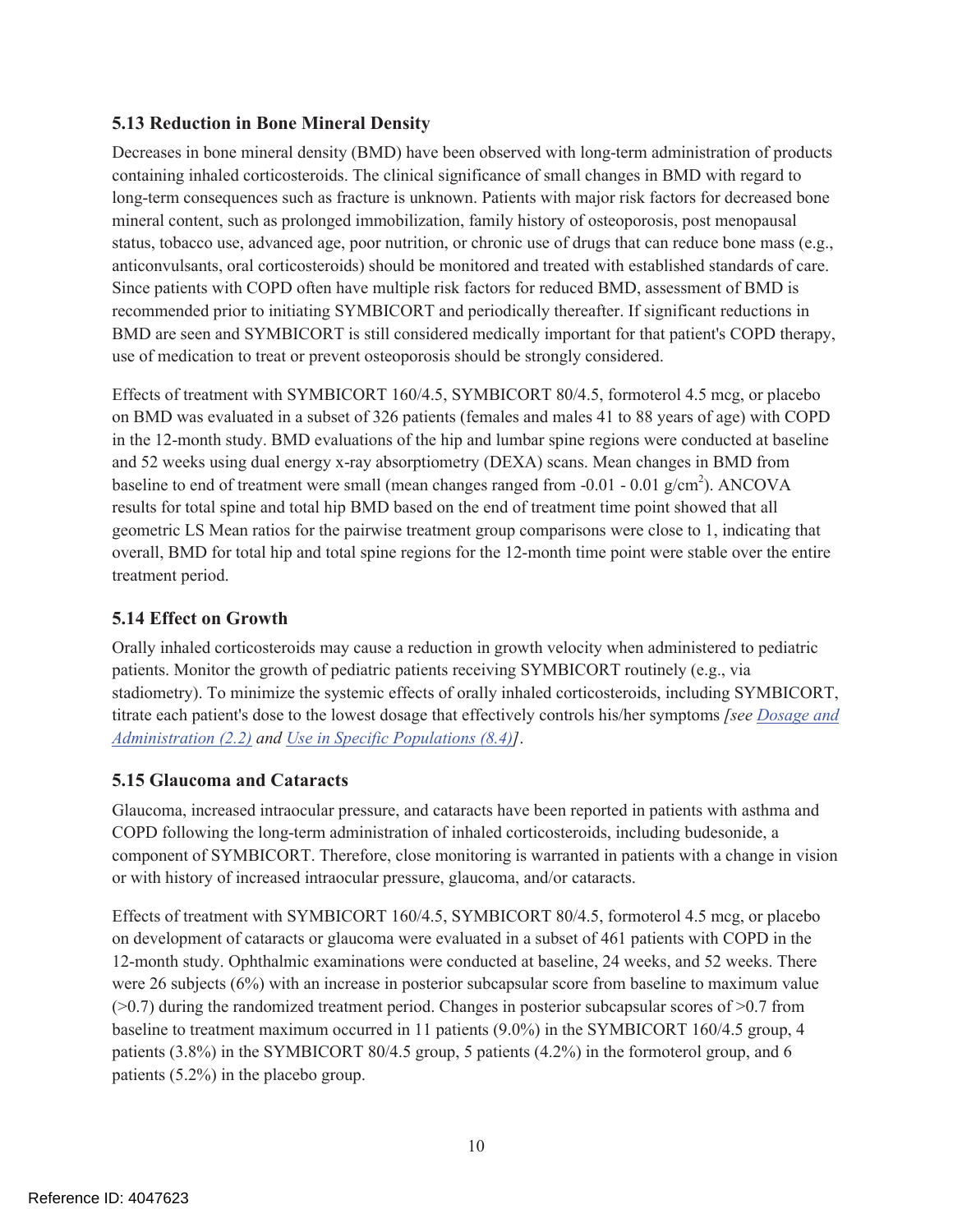### 5.13 Reduction in Bone Mineral Density

Decreases in bone mineral density (BMD) have been observed with long-term administration of products containing inhaled corticosteroids. The clinical significance of small changes in BMD with regard to long-term consequences such as fracture is unknown. Patients with major risk factors for decreased bone mineral content, such as prolonged immobilization, family history of osteoporosis, post menopausal status, tobacco use, advanced age, poor nutrition, or chronic use of drugs that can reduce bone mass (e.g., anticonvulsants, oral corticosteroids) should be monitored and treated with established standards of care. Since patients with COPD often have multiple risk factors for reduced BMD, assessment of BMD is recommended prior to initiating SYMBICORT and periodically thereafter. If significant reductions in BMD are seen and SYMBICORT is still considered medically important for that patient's COPD therapy, use of medication to treat or prevent osteoporosis should be strongly considered.

Effects of treatment with SYMBICORT 160/4.5, SYMBICORT 80/4.5, formoterol 4.5 mcg, or placebo on BMD was evaluated in a subset of 326 patients (females and males 41 to 88 years of age) with COPD in the 12-month study. BMD evaluations of the hip and lumbar spine regions were conducted at baseline and 52 weeks using dual energy x-ray absorptiometry (DEXA) scans. Mean changes in BMD from baseline to end of treatment were small (mean changes ranged from -0.01 - 0.01 $g/cm^2$). ANCOVA results for total spine and total hip BMD based on the end of treatment time point showed that all geometric LS Mean ratios for the pairwise treatment group comparisons were close to 1, indicating that overall, BMD for total hip and total spine regions for the 12-month time point were stable over the entire treatment period.

### 5.14 Effect on Growth

Orally inhaled corticosteroids may cause a reduction in growth velocity when administered to pediatric patients. Monitor the growth of pediatric patients receiving SYMBICORT routinely (e.g., via stadiometry). To minimize the systemic effects of orally inhaled corticosteroids, including SYMBICORT, titrate each patient's dose to the lowest dosage that effectively controls his/her symptoms *[see Dosage and Administration (2.2) and Use in Specific Populations (8.4)]*.

### 5.15 Glaucoma and Cataracts

Glaucoma, increased intraocular pressure, and cataracts have been reported in patients with asthma and COPD following the long-term administration of inhaled corticosteroids, including budesonide, a component of SYMBICORT. Therefore, close monitoring is warranted in patients with a change in vision or with history of increased intraocular pressure, glaucoma, and/or cataracts.

Effects of treatment with SYMBICORT 160/4.5, SYMBICORT 80/4.5, formoterol 4.5 mcg, or placebo on development of cataracts or glaucoma were evaluated in a subset of 461 patients with COPD in the 12-month study. Ophthalmic examinations were conducted at baseline, 24 weeks, and 52 weeks. There were 26 subjects (6%) with an increase in posterior subcapsular score from baseline to maximum value (>0.7) during the randomized treatment period. Changes in posterior subcapsular scores of >0.7 from baseline to treatment maximum occurred in 11 patients (9.0%) in the SYMBICORT 160/4.5 group, 4 patients (3.8%) in the SYMBICORT 80/4.5 group, 5 patients (4.2%) in the formoterol group, and 6 patients (5.2%) in the placebo group.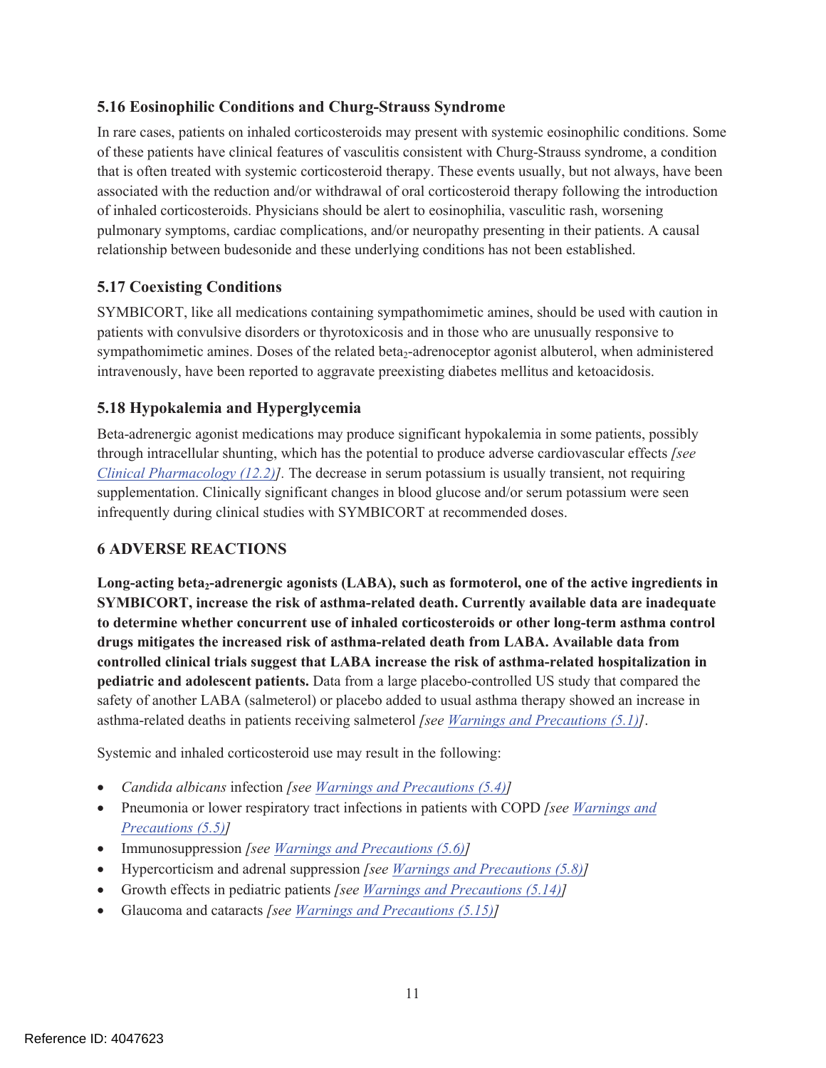### 5.16 Eosinophilic Conditions and Churg-Strauss Syndrome

In rare cases, patients on inhaled corticosteroids may present with systemic eosinophilic conditions. Some of these patients have clinical features of vasculitis consistent with Churg-Strauss syndrome, a condition that is often treated with systemic corticosteroid therapy. These events usually, but not always, have been associated with the reduction and/or withdrawal of oral corticosteroid therapy following the introduction of inhaled corticosteroids. Physicians should be alert to eosinophilia, vasculitic rash, worsening pulmonary symptoms, cardiac complications, and/or neuropathy presenting in their patients. A causal relationship between budesonide and these underlying conditions has not been established.

### 5.17 Coexisting Conditions

SYMBICORT, like all medications containing sympathomimetic amines, should be used with caution in patients with convulsive disorders or thyrotoxicosis and in those who are unusually responsive to sympathomimetic amines. Doses of the related beta$_2$-adrenoceptor agonist albuterol, when administered intravenously, have been reported to aggravate preexisting diabetes mellitus and ketoacidosis.

### 5.18 Hypokalemia and Hyperglycemia

Beta-adrenergic agonist medications may produce significant hypokalemia in some patients, possibly through intracellular shunting, which has the potential to produce adverse cardiovascular effects *[see Clinical Pharmacology (12.2)]*. The decrease in serum potassium is usually transient, not requiring supplementation. Clinically significant changes in blood glucose and/or serum potassium were seen infrequently during clinical studies with SYMBICORT at recommended doses.

## 6 ADVERSE REACTIONS

**Long-acting beta$_2$-adrenergic agonists (LABA), such as formoterol, one of the active ingredients in SYMBICORT, increase the risk of asthma-related death. Currently available data are inadequate to determine whether concurrent use of inhaled corticosteroids or other long-term asthma control drugs mitigates the increased risk of asthma-related death from LABA. Available data from controlled clinical trials suggest that LABA increase the risk of asthma-related hospitalization in pediatric and adolescent patients.** Data from a large placebo-controlled US study that compared the safety of another LABA (salmeterol) or placebo added to usual asthma therapy showed an increase in asthma-related deaths in patients receiving salmeterol *[see Warnings and Precautions (5.1)]*.

Systemic and inhaled corticosteroid use may result in the following:

- *Candida albicans* infection *[see Warnings and Precautions (5.4)]*
- Pneumonia or lower respiratory tract infections in patients with COPD *[see Warnings and Precautions (5.5)]*
- Immunosuppression *[see Warnings and Precautions (5.6)]*
- Hypercorticism and adrenal suppression *[see Warnings and Precautions (5.8)]*
- Growth effects in pediatric patients *[see Warnings and Precautions (5.14)]*
- Glaucoma and cataracts *[see Warnings and Precautions (5.15)]*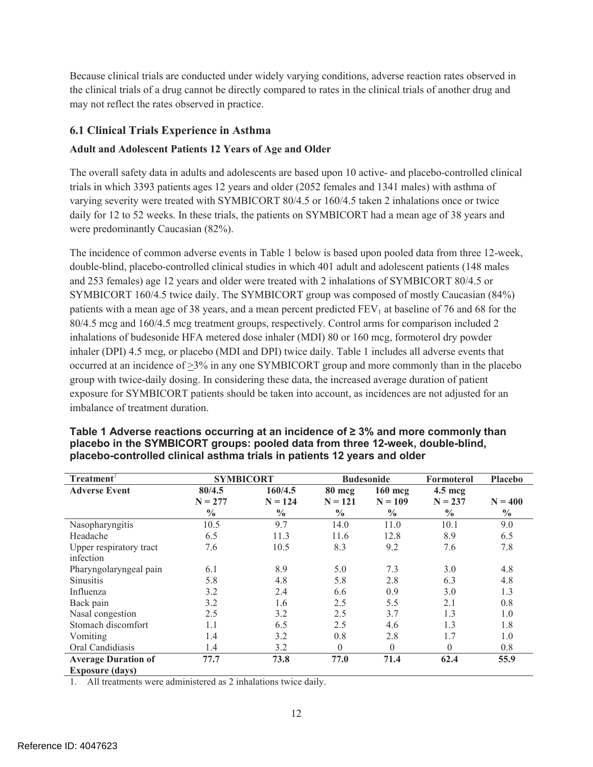Because clinical trials are conducted under widely varying conditions, adverse reaction rates observed in the clinical trials of a drug cannot be directly compared to rates in the clinical trials of another drug and may not reflect the rates observed in practice.

## 6.1 Clinical Trials Experience in Asthma

**Adult and Adolescent Patients 12 Years of Age and Older**

The overall safety data in adults and adolescents are based upon 10 active- and placebo-controlled clinical trials in which 3393 patients ages 12 years and older (2052 females and 1341 males) with asthma of varying severity were treated with SYMBICORT 80/4.5 or 160/4.5 taken 2 inhalations once or twice daily for 12 to 52 weeks. In these trials, the patients on SYMBICORT had a mean age of 38 years and were predominantly Caucasian (82%).

The incidence of common adverse events in Table 1 below is based upon pooled data from three 12-week, double-blind, placebo-controlled clinical studies in which 401 adult and adolescent patients (148 males and 253 females) age 12 years and older were treated with 2 inhalations of SYMBICORT 80/4.5 or SYMBICORT 160/4.5 twice daily. The SYMBICORT group was composed of mostly Caucasian (84%) patients with a mean age of 38 years, and a mean percent predicted $FEV_1$ at baseline of 76 and 68 for the 80/4.5 mcg and 160/4.5 mcg treatment groups, respectively. Control arms for comparison included 2 inhalations of budesonide HFA metered dose inhaler (MDI) 80 or 160 mcg, formoterol dry powder inhaler (DPI) 4.5 mcg, or placebo (MDI and DPI) twice daily. Table 1 includes all adverse events that occurred at an incidence of ≥3% in any one SYMBICORT group and more commonly than in the placebo group with twice-daily dosing. In considering these data, the increased average duration of patient exposure for SYMBICORT patients should be taken into account, as incidences are not adjusted for an imbalance of treatment duration.

**Table 1 Adverse reactions occurring at an incidence of ≥ 3% and more commonly than placebo in the SYMBICORT groups: pooled data from three 12-week, double-blind, placebo-controlled clinical asthma trials in patients 12 years and older**

| Treatment[1] | SYMBICORT | | Budesonide | | Formoterol | Placebo |
|---|---|---|---|---|---|---|
| **Adverse Event** | **80/4.5 N = 277 %** | **160/4.5 N = 124 %** | **80 mcg N = 121 %** | **160 mcg N = 109 %** | **4.5 mcg N = 237 %** | **N = 400 %** |
| Nasopharyngitis | 10.5 | 9.7 | 14.0 | 11.0 | 10.1 | 9.0 |
| Headache | 6.5 | 11.3 | 11.6 | 12.8 | 8.9 | 6.5 |
| Upper respiratory tract infection | 7.6 | 10.5 | 8.3 | 9.2 | 7.6 | 7.8 |
| Pharyngolaryngeal pain | 6.1 | 8.9 | 5.0 | 7.3 | 3.0 | 4.8 |
| Sinusitis | 5.8 | 4.8 | 5.8 | 2.8 | 6.3 | 4.8 |
| Influenza | 3.2 | 2.4 | 6.6 | 0.9 | 3.0 | 1.3 |
| Back pain | 3.2 | 1.6 | 2.5 | 5.5 | 2.1 | 0.8 |
| Nasal congestion | 2.5 | 3.2 | 2.5 | 3.7 | 1.3 | 1.0 |
| Stomach discomfort | 1.1 | 6.5 | 2.5 | 4.6 | 1.3 | 1.8 |
| Vomiting | 1.4 | 3.2 | 0.8 | 2.8 | 1.7 | 1.0 |
| Oral Candidiasis | 1.4 | 3.2 | 0 | 0 | 0 | 0.8 |
| **Average Duration of Exposure (days)** | **77.7** | **73.8** | **77.0** | **71.4** | **62.4** | **55.9** |

1. All treatments were administered as 2 inhalations twice daily.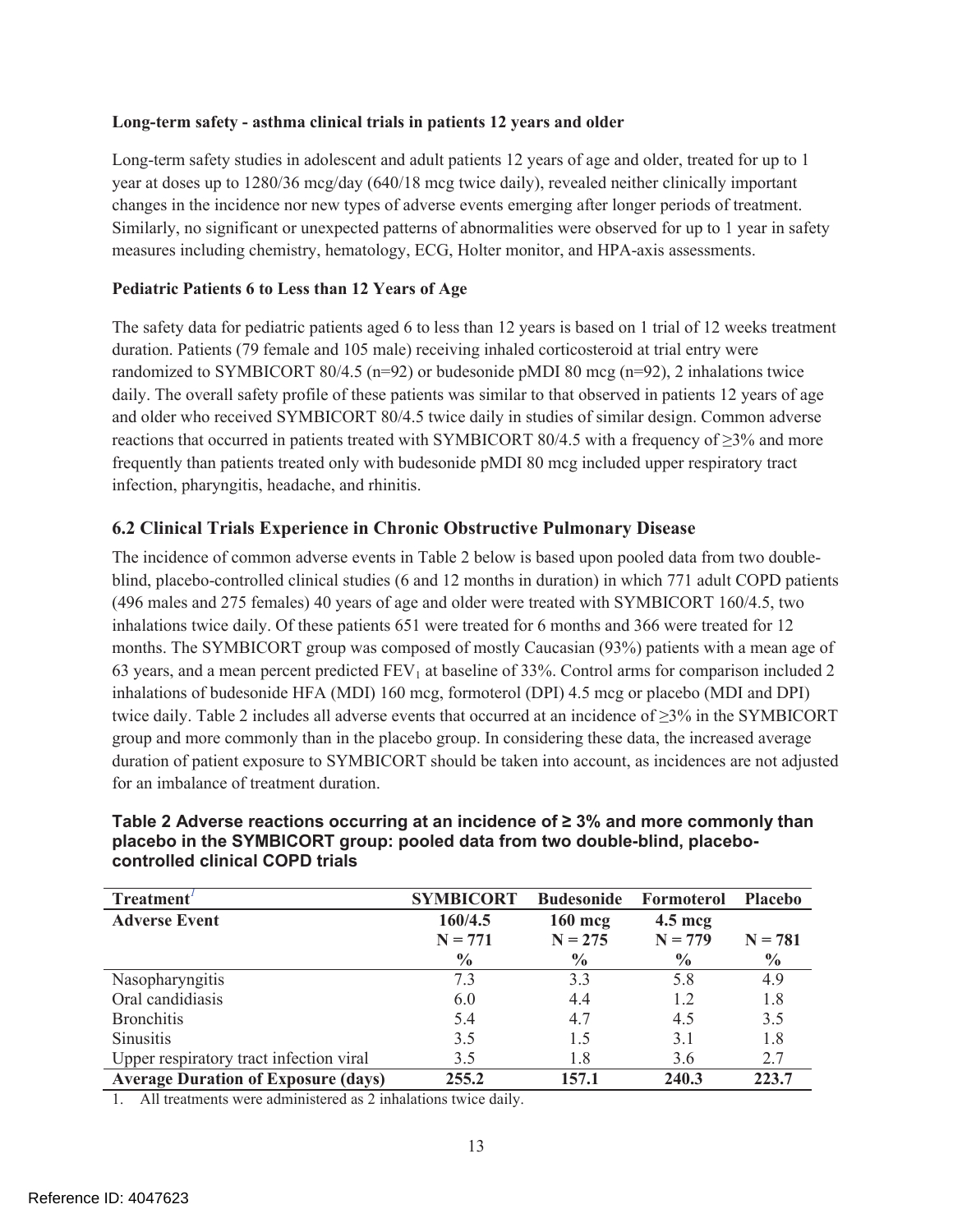**Long-term safety - asthma clinical trials in patients 12 years and older**

Long-term safety studies in adolescent and adult patients 12 years of age and older, treated for up to 1 year at doses up to 1280/36 mcg/day (640/18 mcg twice daily), revealed neither clinically important changes in the incidence nor new types of adverse events emerging after longer periods of treatment. Similarly, no significant or unexpected patterns of abnormalities were observed for up to 1 year in safety measures including chemistry, hematology, ECG, Holter monitor, and HPA-axis assessments.

**Pediatric Patients 6 to Less than 12 Years of Age**

The safety data for pediatric patients aged 6 to less than 12 years is based on 1 trial of 12 weeks treatment duration. Patients (79 female and 105 male) receiving inhaled corticosteroid at trial entry were randomized to SYMBICORT 80/4.5 (n=92) or budesonide pMDI 80 mcg (n=92), 2 inhalations twice daily. The overall safety profile of these patients was similar to that observed in patients 12 years of age and older who received SYMBICORT 80/4.5 twice daily in studies of similar design. Common adverse reactions that occurred in patients treated with SYMBICORT 80/4.5 with a frequency of ≥3% and more frequently than patients treated only with budesonide pMDI 80 mcg included upper respiratory tract infection, pharyngitis, headache, and rhinitis.

## 6.2 Clinical Trials Experience in Chronic Obstructive Pulmonary Disease

The incidence of common adverse events in Table 2 below is based upon pooled data from two double-blind, placebo-controlled clinical studies (6 and 12 months in duration) in which 771 adult COPD patients (496 males and 275 females) 40 years of age and older were treated with SYMBICORT 160/4.5, two inhalations twice daily. Of these patients 651 were treated for 6 months and 366 were treated for 12 months. The SYMBICORT group was composed of mostly Caucasian (93%) patients with a mean age of 63 years, and a mean percent predicted $FEV_1$ at baseline of 33%. Control arms for comparison included 2 inhalations of budesonide HFA (MDI) 160 mcg, formoterol (DPI) 4.5 mcg or placebo (MDI and DPI) twice daily. Table 2 includes all adverse events that occurred at an incidence of ≥3% in the SYMBICORT group and more commonly than in the placebo group. In considering these data, the increased average duration of patient exposure to SYMBICORT should be taken into account, as incidences are not adjusted for an imbalance of treatment duration.

**Table 2 Adverse reactions occurring at an incidence of ≥ 3% and more commonly than placebo in the SYMBICORT group: pooled data from two double-blind, placebo-controlled clinical COPD trials**

| Treatment[1] | SYMBICORT | Budesonide | Formoterol | Placebo |
|---|---|---|---|---|
| **Adverse Event** | **160/4.5 N = 771 %** | **160 mcg N = 275 %** | **4.5 mcg N = 779 %** | **N = 781 %** |
| Nasopharyngitis | 7.3 | 3.3 | 5.8 | 4.9 |
| Oral candidiasis | 6.0 | 4.4 | 1.2 | 1.8 |
| Bronchitis | 5.4 | 4.7 | 4.5 | 3.5 |
| Sinusitis | 3.5 | 1.5 | 3.1 | 1.8 |
| Upper respiratory tract infection viral | 3.5 | 1.8 | 3.6 | 2.7 |
| **Average Duration of Exposure (days)** | **255.2** | **157.1** | **240.3** | **223.7** |

1. All treatments were administered as 2 inhalations twice daily.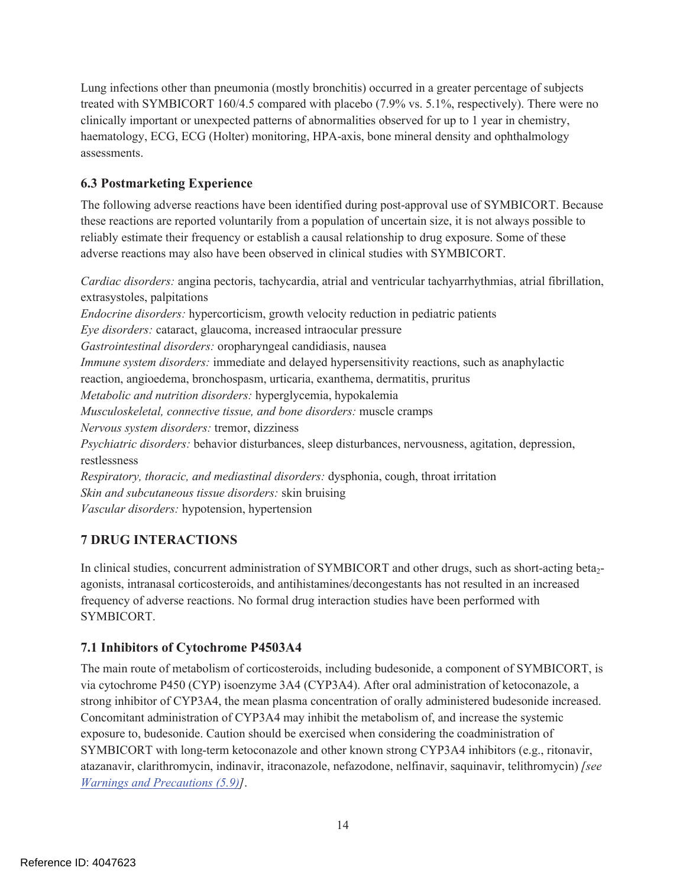Lung infections other than pneumonia (mostly bronchitis) occurred in a greater percentage of subjects treated with SYMBICORT 160/4.5 compared with placebo (7.9% vs. 5.1%, respectively). There were no clinically important or unexpected patterns of abnormalities observed for up to 1 year in chemistry, haematology, ECG, ECG (Holter) monitoring, HPA-axis, bone mineral density and ophthalmology assessments.

### 6.3 Postmarketing Experience

The following adverse reactions have been identified during post-approval use of SYMBICORT. Because these reactions are reported voluntarily from a population of uncertain size, it is not always possible to reliably estimate their frequency or establish a causal relationship to drug exposure. Some of these adverse reactions may also have been observed in clinical studies with SYMBICORT.

*Cardiac disorders:* angina pectoris, tachycardia, atrial and ventricular tachyarrhythmias, atrial fibrillation, extrasystoles, palpitations
*Endocrine disorders:* hypercorticism, growth velocity reduction in pediatric patients
*Eye disorders:* cataract, glaucoma, increased intraocular pressure
*Gastrointestinal disorders:* oropharyngeal candidiasis, nausea
*Immune system disorders:* immediate and delayed hypersensitivity reactions, such as anaphylactic reaction, angioedema, bronchospasm, urticaria, exanthema, dermatitis, pruritus
*Metabolic and nutrition disorders:* hyperglycemia, hypokalemia
*Musculoskeletal, connective tissue, and bone disorders:* muscle cramps
*Nervous system disorders:* tremor, dizziness
*Psychiatric disorders:* behavior disturbances, sleep disturbances, nervousness, agitation, depression, restlessness
*Respiratory, thoracic, and mediastinal disorders:* dysphonia, cough, throat irritation
*Skin and subcutaneous tissue disorders:* skin bruising
*Vascular disorders:* hypotension, hypertension

## 7 DRUG INTERACTIONS

In clinical studies, concurrent administration of SYMBICORT and other drugs, such as short-acting $\text{beta}_2$-agonists, intranasal corticosteroids, and antihistamines/decongestants has not resulted in an increased frequency of adverse reactions. No formal drug interaction studies have been performed with SYMBICORT.

### 7.1 Inhibitors of Cytochrome P4503A4

The main route of metabolism of corticosteroids, including budesonide, a component of SYMBICORT, is via cytochrome P450 (CYP) isoenzyme 3A4 (CYP3A4). After oral administration of ketoconazole, a strong inhibitor of CYP3A4, the mean plasma concentration of orally administered budesonide increased. Concomitant administration of CYP3A4 may inhibit the metabolism of, and increase the systemic exposure to, budesonide. Caution should be exercised when considering the coadministration of SYMBICORT with long-term ketoconazole and other known strong CYP3A4 inhibitors (e.g., ritonavir, atazanavir, clarithromycin, indinavir, itraconazole, nefazodone, nelfinavir, saquinavir, telithromycin) *[see Warnings and Precautions (5.9)]*.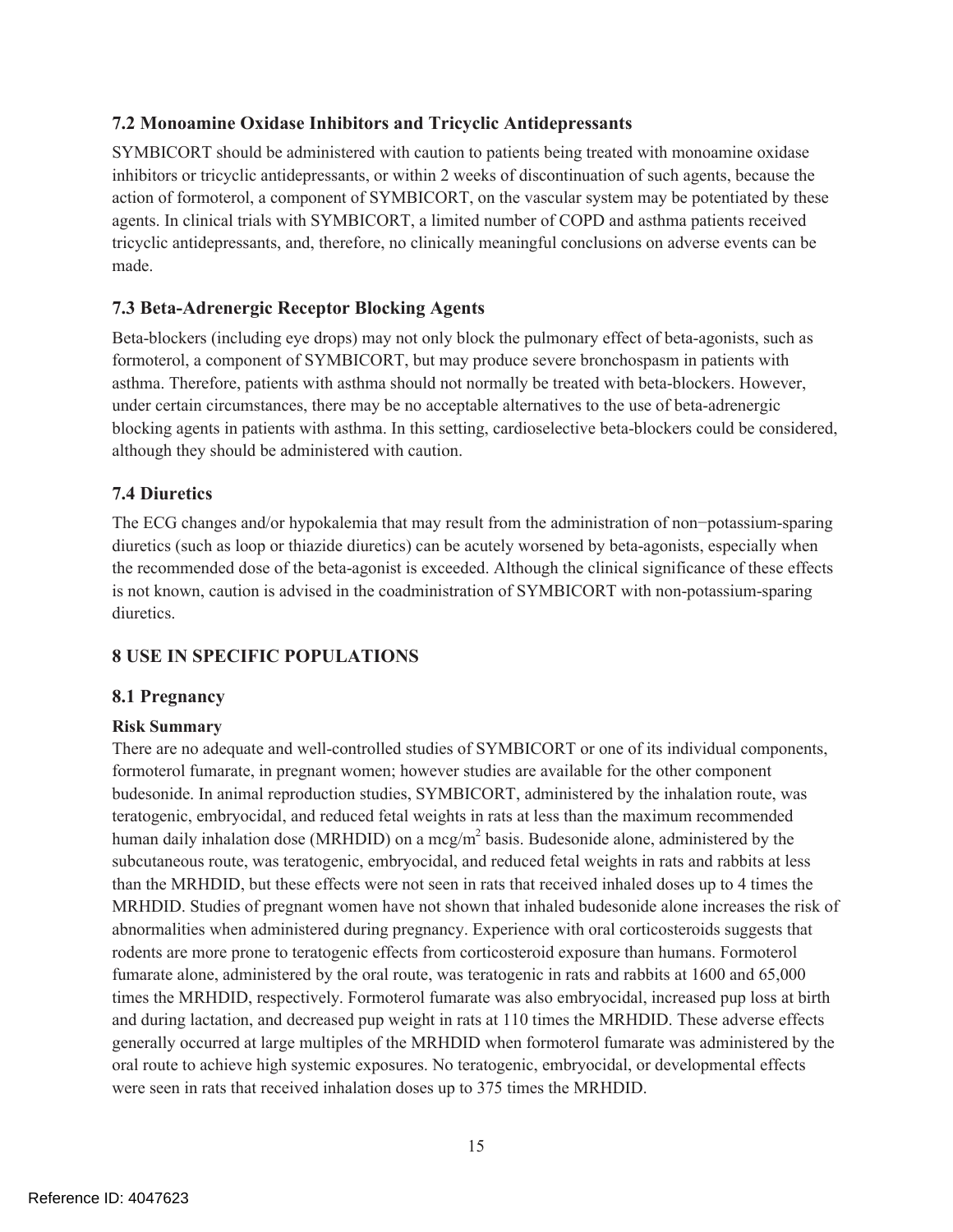## 7.2 Monoamine Oxidase Inhibitors and Tricyclic Antidepressants

SYMBICORT should be administered with caution to patients being treated with monoamine oxidase inhibitors or tricyclic antidepressants, or within 2 weeks of discontinuation of such agents, because the action of formoterol, a component of SYMBICORT, on the vascular system may be potentiated by these agents. In clinical trials with SYMBICORT, a limited number of COPD and asthma patients received tricyclic antidepressants, and, therefore, no clinically meaningful conclusions on adverse events can be made.

## 7.3 Beta-Adrenergic Receptor Blocking Agents

Beta-blockers (including eye drops) may not only block the pulmonary effect of beta-agonists, such as formoterol, a component of SYMBICORT, but may produce severe bronchospasm in patients with asthma. Therefore, patients with asthma should not normally be treated with beta-blockers. However, under certain circumstances, there may be no acceptable alternatives to the use of beta-adrenergic blocking agents in patients with asthma. In this setting, cardioselective beta-blockers could be considered, although they should be administered with caution.

## 7.4 Diuretics

The ECG changes and/or hypokalemia that may result from the administration of non−potassium-sparing diuretics (such as loop or thiazide diuretics) can be acutely worsened by beta-agonists, especially when the recommended dose of the beta-agonist is exceeded. Although the clinical significance of these effects is not known, caution is advised in the coadministration of SYMBICORT with non-potassium-sparing diuretics.

# 8 USE IN SPECIFIC POPULATIONS

## 8.1 Pregnancy

**Risk Summary**

There are no adequate and well-controlled studies of SYMBICORT or one of its individual components, formoterol fumarate, in pregnant women; however studies are available for the other component budesonide. In animal reproduction studies, SYMBICORT, administered by the inhalation route, was teratogenic, embryocidal, and reduced fetal weights in rats at less than the maximum recommended human daily inhalation dose (MRHDID) on a $mcg/m^2$ basis. Budesonide alone, administered by the subcutaneous route, was teratogenic, embryocidal, and reduced fetal weights in rats and rabbits at less than the MRHDID, but these effects were not seen in rats that received inhaled doses up to 4 times the MRHDID. Studies of pregnant women have not shown that inhaled budesonide alone increases the risk of abnormalities when administered during pregnancy. Experience with oral corticosteroids suggests that rodents are more prone to teratogenic effects from corticosteroid exposure than humans. Formoterol fumarate alone, administered by the oral route, was teratogenic in rats and rabbits at 1600 and 65,000 times the MRHDID, respectively. Formoterol fumarate was also embryocidal, increased pup loss at birth and during lactation, and decreased pup weight in rats at 110 times the MRHDID. These adverse effects generally occurred at large multiples of the MRHDID when formoterol fumarate was administered by the oral route to achieve high systemic exposures. No teratogenic, embryocidal, or developmental effects were seen in rats that received inhalation doses up to 375 times the MRHDID.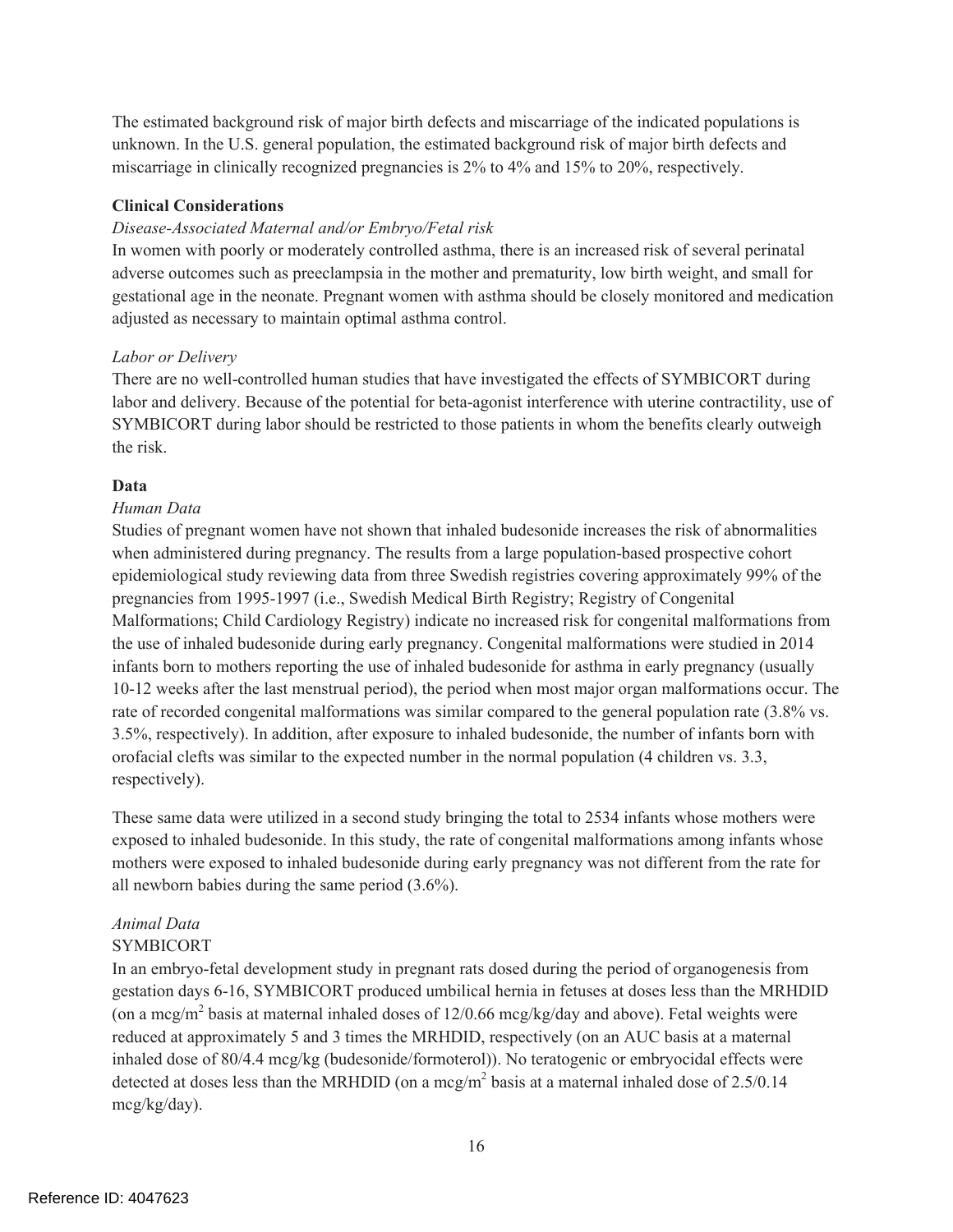The estimated background risk of major birth defects and miscarriage of the indicated populations is unknown. In the U.S. general population, the estimated background risk of major birth defects and miscarriage in clinically recognized pregnancies is 2% to 4% and 15% to 20%, respectively.

**Clinical Considerations**

*Disease-Associated Maternal and/or Embryo/Fetal risk*

In women with poorly or moderately controlled asthma, there is an increased risk of several perinatal adverse outcomes such as preeclampsia in the mother and prematurity, low birth weight, and small for gestational age in the neonate. Pregnant women with asthma should be closely monitored and medication adjusted as necessary to maintain optimal asthma control.

*Labor or Delivery*

There are no well-controlled human studies that have investigated the effects of SYMBICORT during labor and delivery. Because of the potential for beta-agonist interference with uterine contractility, use of SYMBICORT during labor should be restricted to those patients in whom the benefits clearly outweigh the risk.

**Data**

*Human Data*

Studies of pregnant women have not shown that inhaled budesonide increases the risk of abnormalities when administered during pregnancy. The results from a large population-based prospective cohort epidemiological study reviewing data from three Swedish registries covering approximately 99% of the pregnancies from 1995-1997 (i.e., Swedish Medical Birth Registry; Registry of Congenital Malformations; Child Cardiology Registry) indicate no increased risk for congenital malformations from the use of inhaled budesonide during early pregnancy. Congenital malformations were studied in 2014 infants born to mothers reporting the use of inhaled budesonide for asthma in early pregnancy (usually 10-12 weeks after the last menstrual period), the period when most major organ malformations occur. The rate of recorded congenital malformations was similar compared to the general population rate (3.8% vs. 3.5%, respectively). In addition, after exposure to inhaled budesonide, the number of infants born with orofacial clefts was similar to the expected number in the normal population (4 children vs. 3.3, respectively).

These same data were utilized in a second study bringing the total to 2534 infants whose mothers were exposed to inhaled budesonide. In this study, the rate of congenital malformations among infants whose mothers were exposed to inhaled budesonide during early pregnancy was not different from the rate for all newborn babies during the same period (3.6%).

*Animal Data*

SYMBICORT

In an embryo-fetal development study in pregnant rats dosed during the period of organogenesis from gestation days 6-16, SYMBICORT produced umbilical hernia in fetuses at doses less than the MRHDID (on a mcg/$m^2$ basis at maternal inhaled doses of 12/0.66 mcg/kg/day and above). Fetal weights were reduced at approximately 5 and 3 times the MRHDID, respectively (on an AUC basis at a maternal inhaled dose of 80/4.4 mcg/kg (budesonide/formoterol)). No teratogenic or embryocidal effects were detected at doses less than the MRHDID (on a mcg/$m^2$ basis at a maternal inhaled dose of 2.5/0.14 mcg/kg/day).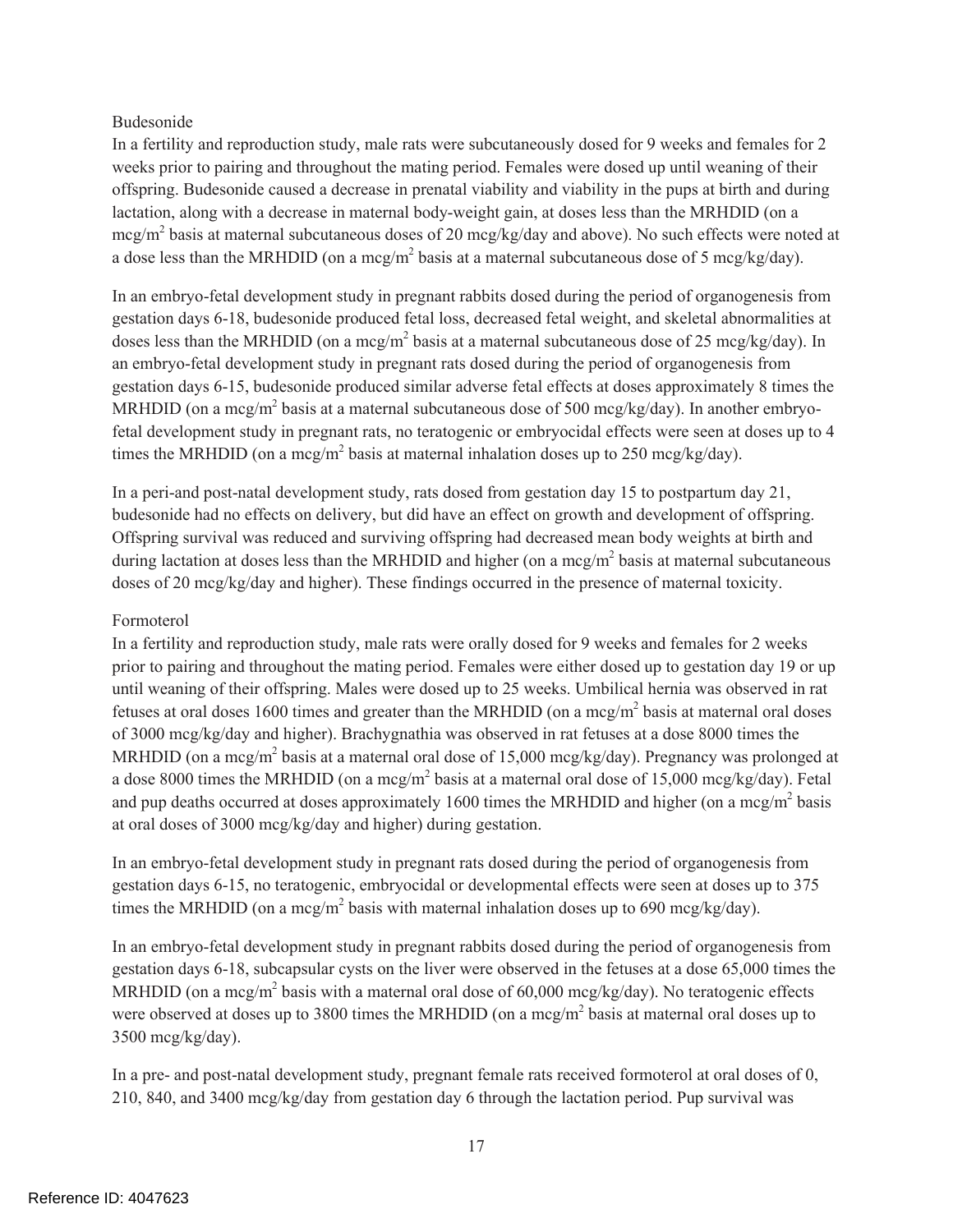Budesonide

In a fertility and reproduction study, male rats were subcutaneously dosed for 9 weeks and females for 2 weeks prior to pairing and throughout the mating period. Females were dosed up until weaning of their offspring. Budesonide caused a decrease in prenatal viability and viability in the pups at birth and during lactation, along with a decrease in maternal body-weight gain, at doses less than the MRHDID (on a mcg/$m^2$ basis at maternal subcutaneous doses of 20 mcg/kg/day and above). No such effects were noted at a dose less than the MRHDID (on a mcg/$m^2$ basis at a maternal subcutaneous dose of 5 mcg/kg/day).

In an embryo-fetal development study in pregnant rabbits dosed during the period of organogenesis from gestation days 6-18, budesonide produced fetal loss, decreased fetal weight, and skeletal abnormalities at doses less than the MRHDID (on a mcg/$m^2$ basis at a maternal subcutaneous dose of 25 mcg/kg/day). In an embryo-fetal development study in pregnant rats dosed during the period of organogenesis from gestation days 6-15, budesonide produced similar adverse fetal effects at doses approximately 8 times the MRHDID (on a mcg/$m^2$ basis at a maternal subcutaneous dose of 500 mcg/kg/day). In another embryo-fetal development study in pregnant rats, no teratogenic or embryocidal effects were seen at doses up to 4 times the MRHDID (on a mcg/$m^2$ basis at maternal inhalation doses up to 250 mcg/kg/day).

In a peri-and post-natal development study, rats dosed from gestation day 15 to postpartum day 21, budesonide had no effects on delivery, but did have an effect on growth and development of offspring. Offspring survival was reduced and surviving offspring had decreased mean body weights at birth and during lactation at doses less than the MRHDID and higher (on a mcg/$m^2$ basis at maternal subcutaneous doses of 20 mcg/kg/day and higher). These findings occurred in the presence of maternal toxicity.

Formoterol

In a fertility and reproduction study, male rats were orally dosed for 9 weeks and females for 2 weeks prior to pairing and throughout the mating period. Females were either dosed up to gestation day 19 or up until weaning of their offspring. Males were dosed up to 25 weeks. Umbilical hernia was observed in rat fetuses at oral doses 1600 times and greater than the MRHDID (on a mcg/$m^2$ basis at maternal oral doses of 3000 mcg/kg/day and higher). Brachygnathia was observed in rat fetuses at a dose 8000 times the MRHDID (on a mcg/$m^2$ basis at a maternal oral dose of 15,000 mcg/kg/day). Pregnancy was prolonged at a dose 8000 times the MRHDID (on a mcg/$m^2$ basis at a maternal oral dose of 15,000 mcg/kg/day). Fetal and pup deaths occurred at doses approximately 1600 times the MRHDID and higher (on a mcg/$m^2$ basis at oral doses of 3000 mcg/kg/day and higher) during gestation.

In an embryo-fetal development study in pregnant rats dosed during the period of organogenesis from gestation days 6-15, no teratogenic, embryocidal or developmental effects were seen at doses up to 375 times the MRHDID (on a mcg/$m^2$ basis with maternal inhalation doses up to 690 mcg/kg/day).

In an embryo-fetal development study in pregnant rabbits dosed during the period of organogenesis from gestation days 6-18, subcapsular cysts on the liver were observed in the fetuses at a dose 65,000 times the MRHDID (on a mcg/$m^2$ basis with a maternal oral dose of 60,000 mcg/kg/day). No teratogenic effects were observed at doses up to 3800 times the MRHDID (on a mcg/$m^2$ basis at maternal oral doses up to 3500 mcg/kg/day).

In a pre- and post-natal development study, pregnant female rats received formoterol at oral doses of 0, 210, 840, and 3400 mcg/kg/day from gestation day 6 through the lactation period. Pup survival was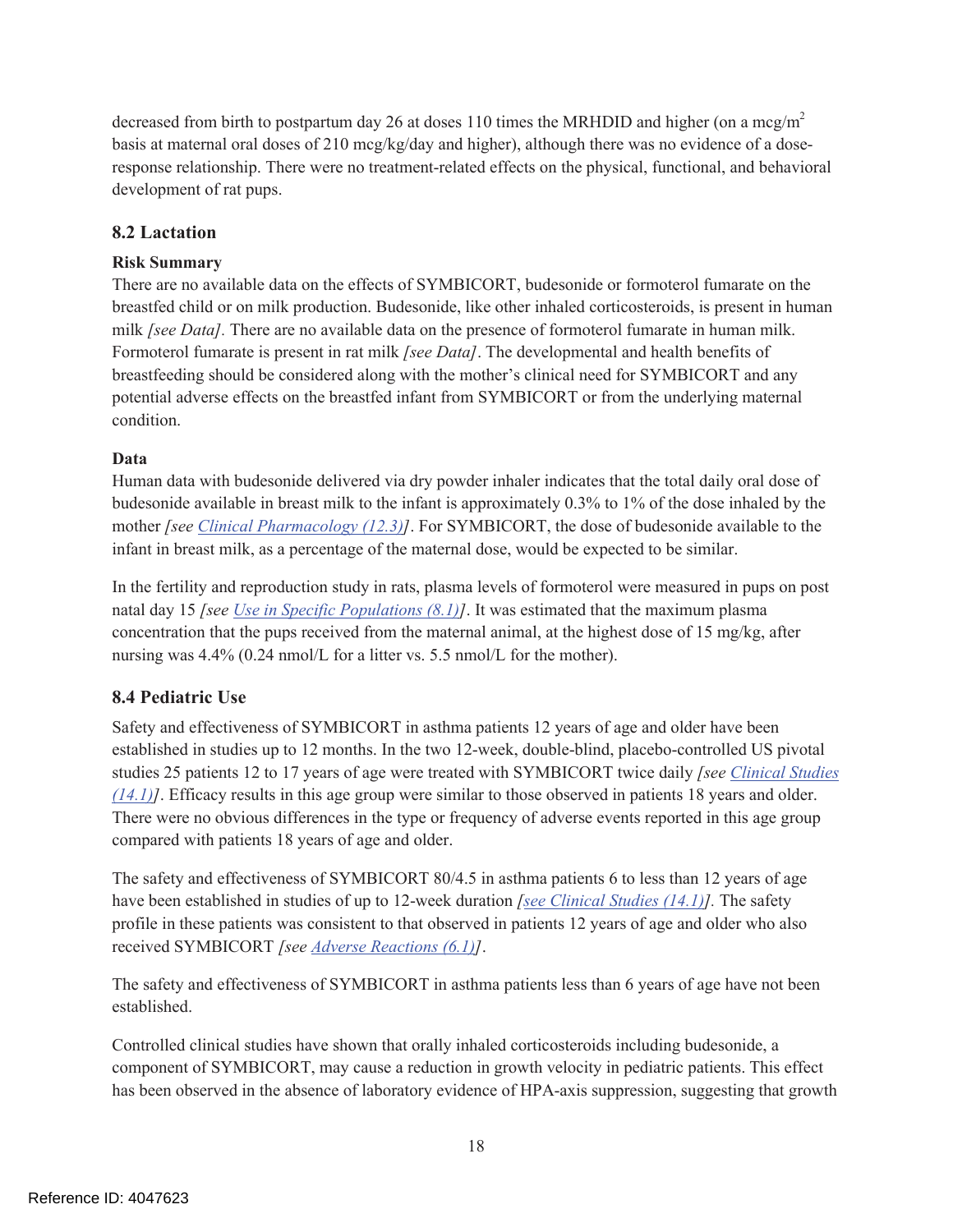decreased from birth to postpartum day 26 at doses 110 times the MRHDID and higher (on a mcg/$m^2$ basis at maternal oral doses of 210 mcg/kg/day and higher), although there was no evidence of a dose-response relationship. There were no treatment-related effects on the physical, functional, and behavioral development of rat pups.

## 8.2 Lactation

**Risk Summary**

There are no available data on the effects of SYMBICORT, budesonide or formoterol fumarate on the breastfed child or on milk production. Budesonide, like other inhaled corticosteroids, is present in human milk *[see Data]*. There are no available data on the presence of formoterol fumarate in human milk. Formoterol fumarate is present in rat milk *[see Data]*. The developmental and health benefits of breastfeeding should be considered along with the mother's clinical need for SYMBICORT and any potential adverse effects on the breastfed infant from SYMBICORT or from the underlying maternal condition.

**Data**

Human data with budesonide delivered via dry powder inhaler indicates that the total daily oral dose of budesonide available in breast milk to the infant is approximately 0.3% to 1% of the dose inhaled by the mother *[see Clinical Pharmacology (12.3)]*. For SYMBICORT, the dose of budesonide available to the infant in breast milk, as a percentage of the maternal dose, would be expected to be similar.

In the fertility and reproduction study in rats, plasma levels of formoterol were measured in pups on post natal day 15 *[see Use in Specific Populations (8.1)]*. It was estimated that the maximum plasma concentration that the pups received from the maternal animal, at the highest dose of 15 mg/kg, after nursing was 4.4% (0.24 nmol/L for a litter vs. 5.5 nmol/L for the mother).

## 8.4 Pediatric Use

Safety and effectiveness of SYMBICORT in asthma patients 12 years of age and older have been established in studies up to 12 months. In the two 12-week, double-blind, placebo-controlled US pivotal studies 25 patients 12 to 17 years of age were treated with SYMBICORT twice daily *[see Clinical Studies (14.1)]*. Efficacy results in this age group were similar to those observed in patients 18 years and older. There were no obvious differences in the type or frequency of adverse events reported in this age group compared with patients 18 years of age and older.

The safety and effectiveness of SYMBICORT 80/4.5 in asthma patients 6 to less than 12 years of age have been established in studies of up to 12-week duration *[see Clinical Studies (14.1)]*. The safety profile in these patients was consistent to that observed in patients 12 years of age and older who also received SYMBICORT *[see Adverse Reactions (6.1)]*.

The safety and effectiveness of SYMBICORT in asthma patients less than 6 years of age have not been established.

Controlled clinical studies have shown that orally inhaled corticosteroids including budesonide, a component of SYMBICORT, may cause a reduction in growth velocity in pediatric patients. This effect has been observed in the absence of laboratory evidence of HPA-axis suppression, suggesting that growth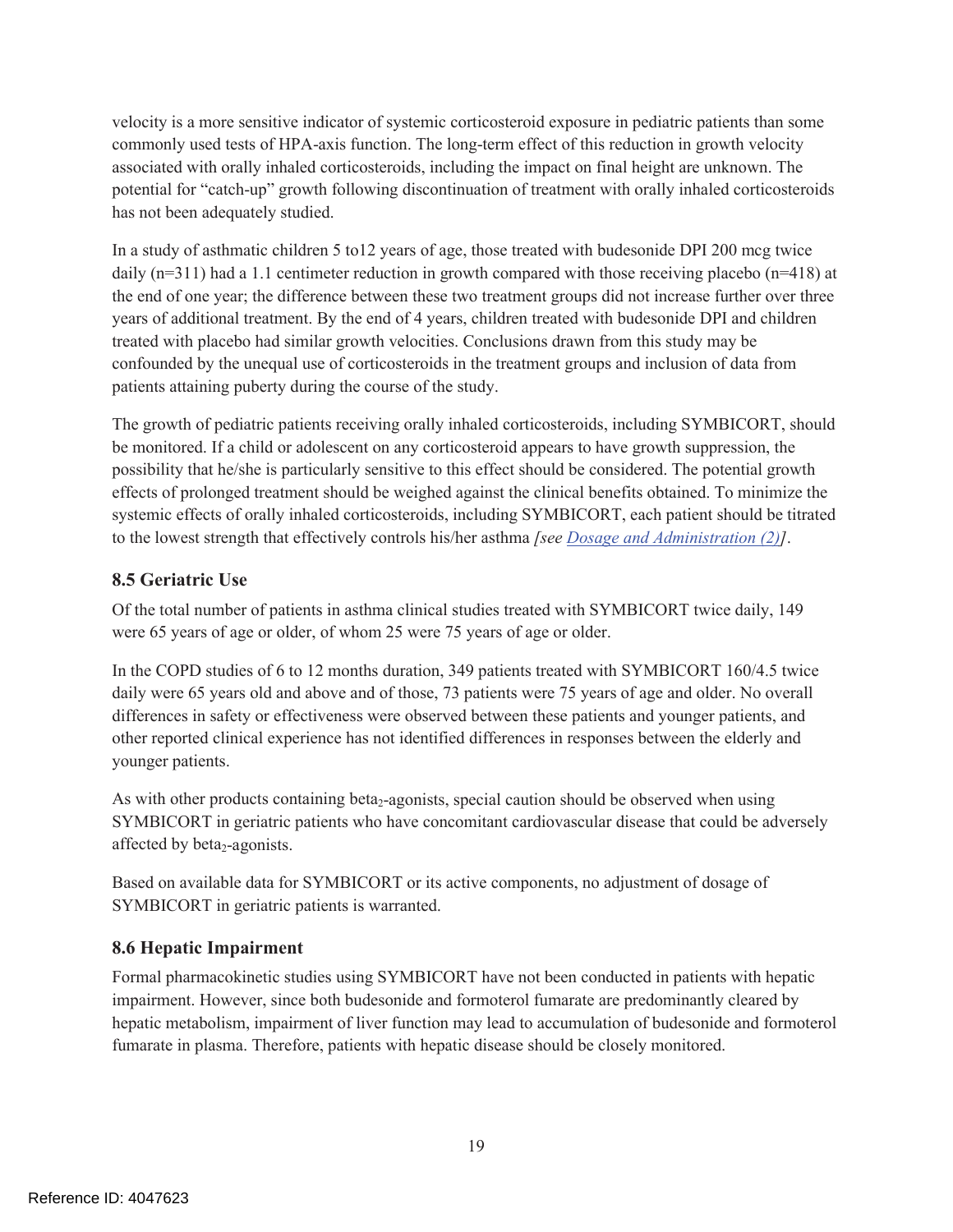velocity is a more sensitive indicator of systemic corticosteroid exposure in pediatric patients than some commonly used tests of HPA-axis function. The long-term effect of this reduction in growth velocity associated with orally inhaled corticosteroids, including the impact on final height are unknown. The potential for "catch-up" growth following discontinuation of treatment with orally inhaled corticosteroids has not been adequately studied.

In a study of asthmatic children 5 to12 years of age, those treated with budesonide DPI 200 mcg twice daily (n=311) had a 1.1 centimeter reduction in growth compared with those receiving placebo (n=418) at the end of one year; the difference between these two treatment groups did not increase further over three years of additional treatment. By the end of 4 years, children treated with budesonide DPI and children treated with placebo had similar growth velocities. Conclusions drawn from this study may be confounded by the unequal use of corticosteroids in the treatment groups and inclusion of data from patients attaining puberty during the course of the study.

The growth of pediatric patients receiving orally inhaled corticosteroids, including SYMBICORT, should be monitored. If a child or adolescent on any corticosteroid appears to have growth suppression, the possibility that he/she is particularly sensitive to this effect should be considered. The potential growth effects of prolonged treatment should be weighed against the clinical benefits obtained. To minimize the systemic effects of orally inhaled corticosteroids, including SYMBICORT, each patient should be titrated to the lowest strength that effectively controls his/her asthma *[see Dosage and Administration (2)]*.

### 8.5 Geriatric Use

Of the total number of patients in asthma clinical studies treated with SYMBICORT twice daily, 149 were 65 years of age or older, of whom 25 were 75 years of age or older.

In the COPD studies of 6 to 12 months duration, 349 patients treated with SYMBICORT 160/4.5 twice daily were 65 years old and above and of those, 73 patients were 75 years of age and older. No overall differences in safety or effectiveness were observed between these patients and younger patients, and other reported clinical experience has not identified differences in responses between the elderly and younger patients.

As with other products containing $beta_2$-agonists, special caution should be observed when using SYMBICORT in geriatric patients who have concomitant cardiovascular disease that could be adversely affected by $beta_2$-agonists.

Based on available data for SYMBICORT or its active components, no adjustment of dosage of SYMBICORT in geriatric patients is warranted.

### 8.6 Hepatic Impairment

Formal pharmacokinetic studies using SYMBICORT have not been conducted in patients with hepatic impairment. However, since both budesonide and formoterol fumarate are predominantly cleared by hepatic metabolism, impairment of liver function may lead to accumulation of budesonide and formoterol fumarate in plasma. Therefore, patients with hepatic disease should be closely monitored.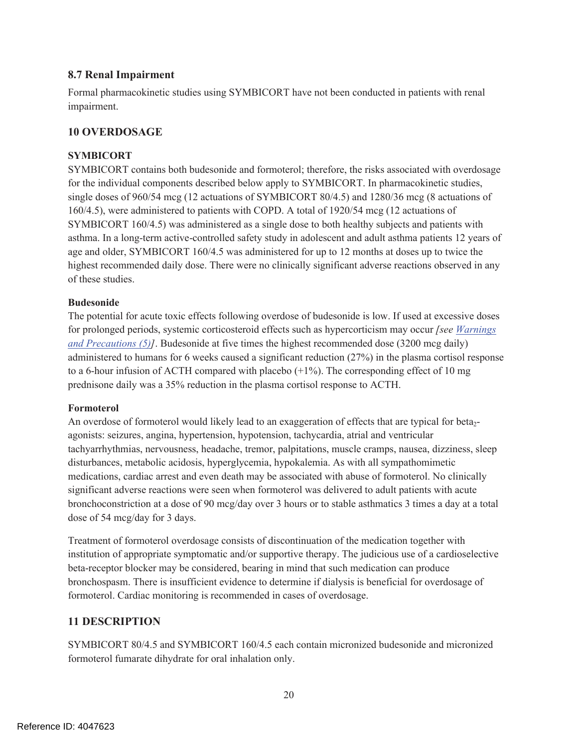### 8.7 Renal Impairment

Formal pharmacokinetic studies using SYMBICORT have not been conducted in patients with renal impairment.

## 10 OVERDOSAGE

**SYMBICORT**

SYMBICORT contains both budesonide and formoterol; therefore, the risks associated with overdosage for the individual components described below apply to SYMBICORT. In pharmacokinetic studies, single doses of 960/54 mcg (12 actuations of SYMBICORT 80/4.5) and 1280/36 mcg (8 actuations of 160/4.5), were administered to patients with COPD. A total of 1920/54 mcg (12 actuations of SYMBICORT 160/4.5) was administered as a single dose to both healthy subjects and patients with asthma. In a long-term active-controlled safety study in adolescent and adult asthma patients 12 years of age and older, SYMBICORT 160/4.5 was administered for up to 12 months at doses up to twice the highest recommended daily dose. There were no clinically significant adverse reactions observed in any of these studies.

**Budesonide**

The potential for acute toxic effects following overdose of budesonide is low. If used at excessive doses for prolonged periods, systemic corticosteroid effects such as hypercorticism may occur *[see Warnings and Precautions (5)]*. Budesonide at five times the highest recommended dose (3200 mcg daily) administered to humans for 6 weeks caused a significant reduction (27%) in the plasma cortisol response to a 6-hour infusion of ACTH compared with placebo (+1%). The corresponding effect of 10 mg prednisone daily was a 35% reduction in the plasma cortisol response to ACTH.

**Formoterol**

An overdose of formoterol would likely lead to an exaggeration of effects that are typical for beta$_2$-agonists: seizures, angina, hypertension, hypotension, tachycardia, atrial and ventricular tachyarrhythmias, nervousness, headache, tremor, palpitations, muscle cramps, nausea, dizziness, sleep disturbances, metabolic acidosis, hyperglycemia, hypokalemia. As with all sympathomimetic medications, cardiac arrest and even death may be associated with abuse of formoterol. No clinically significant adverse reactions were seen when formoterol was delivered to adult patients with acute bronchoconstriction at a dose of 90 mcg/day over 3 hours or to stable asthmatics 3 times a day at a total dose of 54 mcg/day for 3 days.

Treatment of formoterol overdosage consists of discontinuation of the medication together with institution of appropriate symptomatic and/or supportive therapy. The judicious use of a cardioselective beta-receptor blocker may be considered, bearing in mind that such medication can produce bronchospasm. There is insufficient evidence to determine if dialysis is beneficial for overdosage of formoterol. Cardiac monitoring is recommended in cases of overdosage.

## 11 DESCRIPTION

SYMBICORT 80/4.5 and SYMBICORT 160/4.5 each contain micronized budesonide and micronized formoterol fumarate dihydrate for oral inhalation only.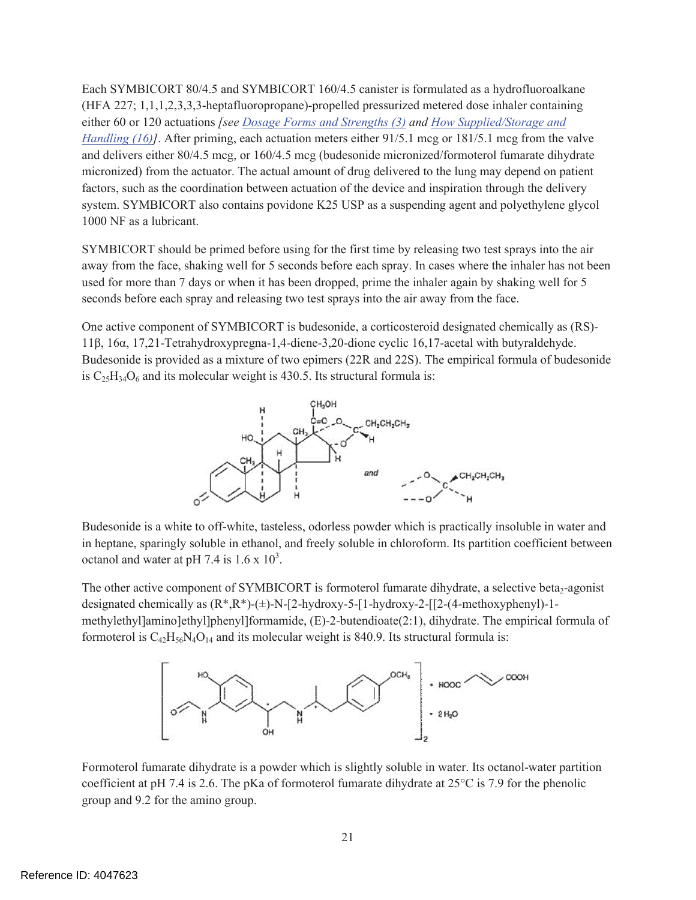Each SYMBICORT 80/4.5 and SYMBICORT 160/4.5 canister is formulated as a hydrofluoroalkane (HFA 227; 1,1,1,2,3,3,3-heptafluoropropane)-propelled pressurized metered dose inhaler containing either 60 or 120 actuations *[see Dosage Forms and Strengths (3) and How Supplied/Storage and Handling (16)]*. After priming, each actuation meters either 91/5.1 mcg or 181/5.1 mcg from the valve and delivers either 80/4.5 mcg, or 160/4.5 mcg (budesonide micronized/formoterol fumarate dihydrate micronized) from the actuator. The actual amount of drug delivered to the lung may depend on patient factors, such as the coordination between actuation of the device and inspiration through the delivery system. SYMBICORT also contains povidone K25 USP as a suspending agent and polyethylene glycol 1000 NF as a lubricant.

SYMBICORT should be primed before using for the first time by releasing two test sprays into the air away from the face, shaking well for 5 seconds before each spray. In cases where the inhaler has not been used for more than 7 days or when it has been dropped, prime the inhaler again by shaking well for 5 seconds before each spray and releasing two test sprays into the air away from the face.

One active component of SYMBICORT is budesonide, a corticosteroid designated chemically as (RS)-11β, 16α, 17,21-Tetrahydroxypregna-1,4-diene-3,20-dione cyclic 16,17-acetal with butyraldehyde. Budesonide is provided as a mixture of two epimers (22R and 22S). The empirical formula of budesonide is $C_{25}H_{34}O_6$ and its molecular weight is 430.5. Its structural formula is:

Budesonide is a white to off-white, tasteless, odorless powder which is practically insoluble in water and in heptane, sparingly soluble in ethanol, and freely soluble in chloroform. Its partition coefficient between octanol and water at pH 7.4 is $1.6 \times 10^3$.

The other active component of SYMBICORT is formoterol fumarate dihydrate, a selective $\text{beta}_2$-agonist designated chemically as (R*,R*)-(±)-N-[2-hydroxy-5-[1-hydroxy-2-[[2-(4-methoxyphenyl)-1-methylethyl]amino]ethyl]phenyl]formamide, (E)-2-butendioate(2:1), dihydrate. The empirical formula of formoterol is $C_{42}H_{56}N_4O_{14}$ and its molecular weight is 840.9. Its structural formula is:

Formoterol fumarate dihydrate is a powder which is slightly soluble in water. Its octanol-water partition coefficient at pH 7.4 is 2.6. The pKa of formoterol fumarate dihydrate at 25°C is 7.9 for the phenolic group and 9.2 for the amino group.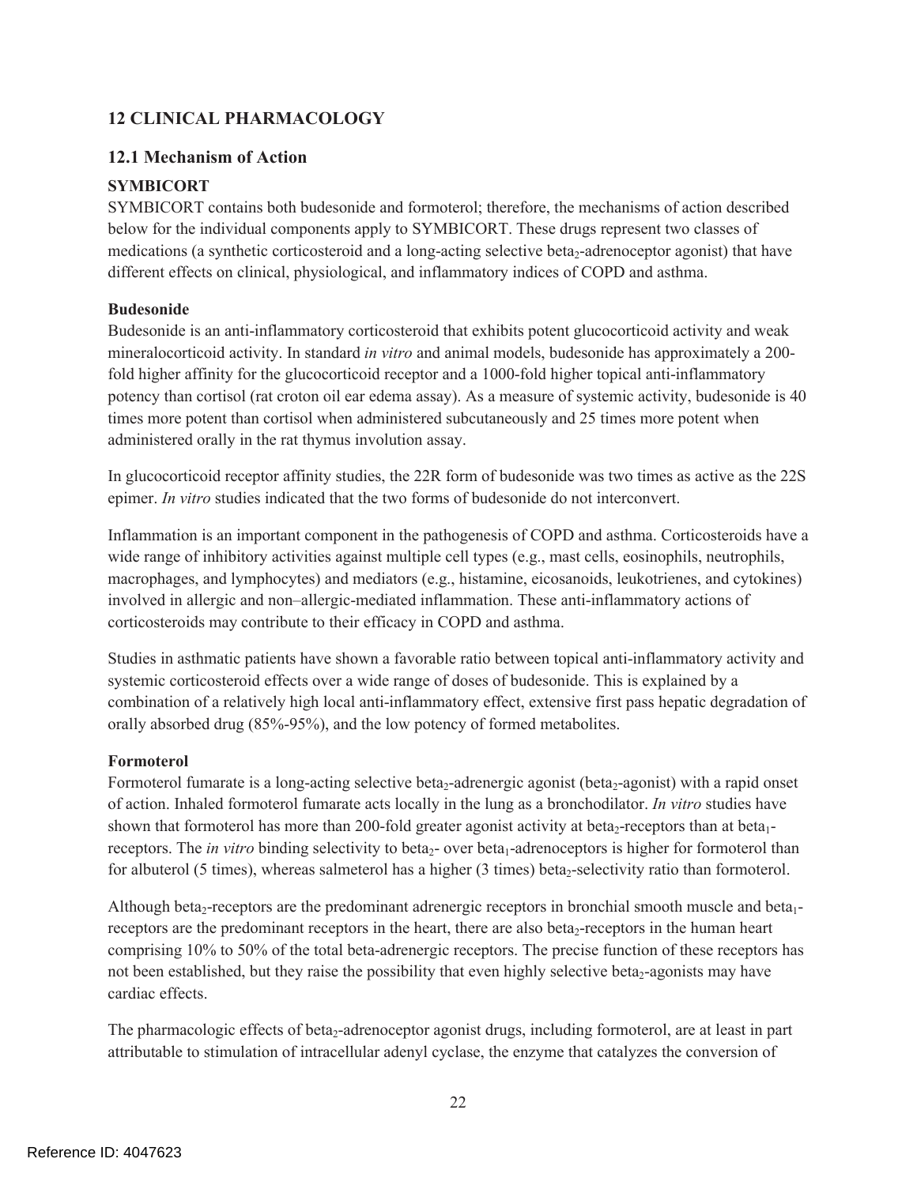## 12 CLINICAL PHARMACOLOGY

### 12.1 Mechanism of Action

**SYMBICORT**

SYMBICORT contains both budesonide and formoterol; therefore, the mechanisms of action described below for the individual components apply to SYMBICORT. These drugs represent two classes of medications (a synthetic corticosteroid and a long-acting selective beta$_2$-adrenoceptor agonist) that have different effects on clinical, physiological, and inflammatory indices of COPD and asthma.

**Budesonide**

Budesonide is an anti-inflammatory corticosteroid that exhibits potent glucocorticoid activity and weak mineralocorticoid activity. In standard *in vitro* and animal models, budesonide has approximately a 200-fold higher affinity for the glucocorticoid receptor and a 1000-fold higher topical anti-inflammatory potency than cortisol (rat croton oil ear edema assay). As a measure of systemic activity, budesonide is 40 times more potent than cortisol when administered subcutaneously and 25 times more potent when administered orally in the rat thymus involution assay.

In glucocorticoid receptor affinity studies, the 22R form of budesonide was two times as active as the 22S epimer. *In vitro* studies indicated that the two forms of budesonide do not interconvert.

Inflammation is an important component in the pathogenesis of COPD and asthma. Corticosteroids have a wide range of inhibitory activities against multiple cell types (e.g., mast cells, eosinophils, neutrophils, macrophages, and lymphocytes) and mediators (e.g., histamine, eicosanoids, leukotrienes, and cytokines) involved in allergic and non–allergic-mediated inflammation. These anti-inflammatory actions of corticosteroids may contribute to their efficacy in COPD and asthma.

Studies in asthmatic patients have shown a favorable ratio between topical anti-inflammatory activity and systemic corticosteroid effects over a wide range of doses of budesonide. This is explained by a combination of a relatively high local anti-inflammatory effect, extensive first pass hepatic degradation of orally absorbed drug (85%-95%), and the low potency of formed metabolites.

**Formoterol**

Formoterol fumarate is a long-acting selective beta$_2$-adrenergic agonist (beta$_2$-agonist) with a rapid onset of action. Inhaled formoterol fumarate acts locally in the lung as a bronchodilator. *In vitro* studies have shown that formoterol has more than 200-fold greater agonist activity at beta$_2$-receptors than at beta$_1$-receptors. The *in vitro* binding selectivity to beta$_2$- over beta$_1$-adrenoceptors is higher for formoterol than for albuterol (5 times), whereas salmeterol has a higher (3 times) beta$_2$-selectivity ratio than formoterol.

Although beta$_2$-receptors are the predominant adrenergic receptors in bronchial smooth muscle and beta$_1$-receptors are the predominant receptors in the heart, there are also beta$_2$-receptors in the human heart comprising 10% to 50% of the total beta-adrenergic receptors. The precise function of these receptors has not been established, but they raise the possibility that even highly selective beta$_2$-agonists may have cardiac effects.

The pharmacologic effects of beta$_2$-adrenoceptor agonist drugs, including formoterol, are at least in part attributable to stimulation of intracellular adenyl cyclase, the enzyme that catalyzes the conversion of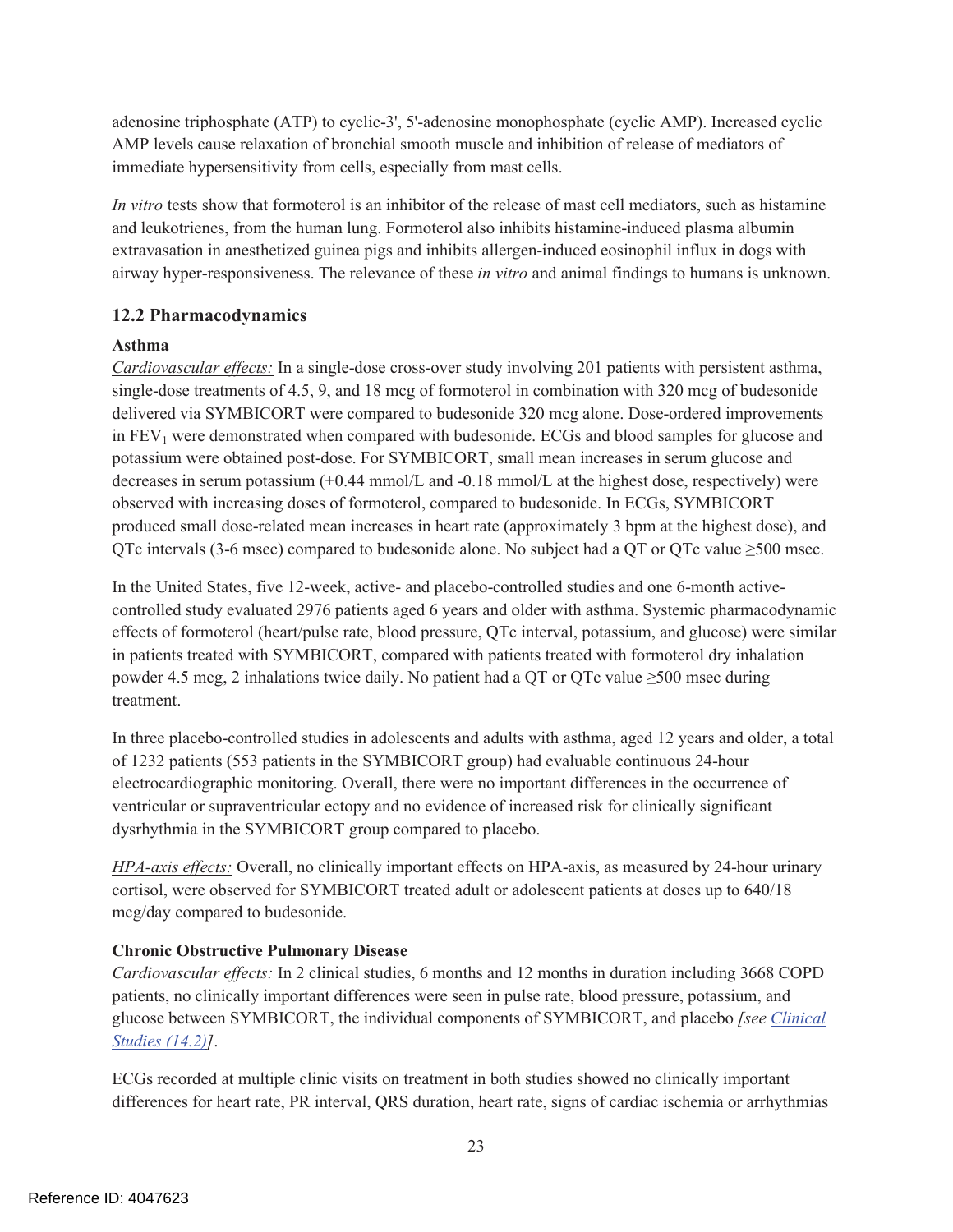adenosine triphosphate (ATP) to cyclic-3', 5'-adenosine monophosphate (cyclic AMP). Increased cyclic AMP levels cause relaxation of bronchial smooth muscle and inhibition of release of mediators of immediate hypersensitivity from cells, especially from mast cells.

*In vitro* tests show that formoterol is an inhibitor of the release of mast cell mediators, such as histamine and leukotrienes, from the human lung. Formoterol also inhibits histamine-induced plasma albumin extravasation in anesthetized guinea pigs and inhibits allergen-induced eosinophil influx in dogs with airway hyper-responsiveness. The relevance of these *in vitro* and animal findings to humans is unknown.

### 12.2 Pharmacodynamics

**Asthma**

*Cardiovascular effects:* In a single-dose cross-over study involving 201 patients with persistent asthma, single-dose treatments of 4.5, 9, and 18 mcg of formoterol in combination with 320 mcg of budesonide delivered via SYMBICORT were compared to budesonide 320 mcg alone. Dose-ordered improvements in $FEV_1$ were demonstrated when compared with budesonide. ECGs and blood samples for glucose and potassium were obtained post-dose. For SYMBICORT, small mean increases in serum glucose and decreases in serum potassium (+0.44 mmol/L and -0.18 mmol/L at the highest dose, respectively) were observed with increasing doses of formoterol, compared to budesonide. In ECGs, SYMBICORT produced small dose-related mean increases in heart rate (approximately 3 bpm at the highest dose), and QTc intervals (3-6 msec) compared to budesonide alone. No subject had a QT or QTc value ≥500 msec.

In the United States, five 12-week, active- and placebo-controlled studies and one 6-month active-controlled study evaluated 2976 patients aged 6 years and older with asthma. Systemic pharmacodynamic effects of formoterol (heart/pulse rate, blood pressure, QTc interval, potassium, and glucose) were similar in patients treated with SYMBICORT, compared with patients treated with formoterol dry inhalation powder 4.5 mcg, 2 inhalations twice daily. No patient had a QT or QTc value ≥500 msec during treatment.

In three placebo-controlled studies in adolescents and adults with asthma, aged 12 years and older, a total of 1232 patients (553 patients in the SYMBICORT group) had evaluable continuous 24-hour electrocardiographic monitoring. Overall, there were no important differences in the occurrence of ventricular or supraventricular ectopy and no evidence of increased risk for clinically significant dysrhythmia in the SYMBICORT group compared to placebo.

*HPA-axis effects:* Overall, no clinically important effects on HPA-axis, as measured by 24-hour urinary cortisol, were observed for SYMBICORT treated adult or adolescent patients at doses up to 640/18 mcg/day compared to budesonide.

**Chronic Obstructive Pulmonary Disease**

*Cardiovascular effects:* In 2 clinical studies, 6 months and 12 months in duration including 3668 COPD patients, no clinically important differences were seen in pulse rate, blood pressure, potassium, and glucose between SYMBICORT, the individual components of SYMBICORT, and placebo *[see Clinical Studies (14.2)]*.

ECGs recorded at multiple clinic visits on treatment in both studies showed no clinically important differences for heart rate, PR interval, QRS duration, heart rate, signs of cardiac ischemia or arrhythmias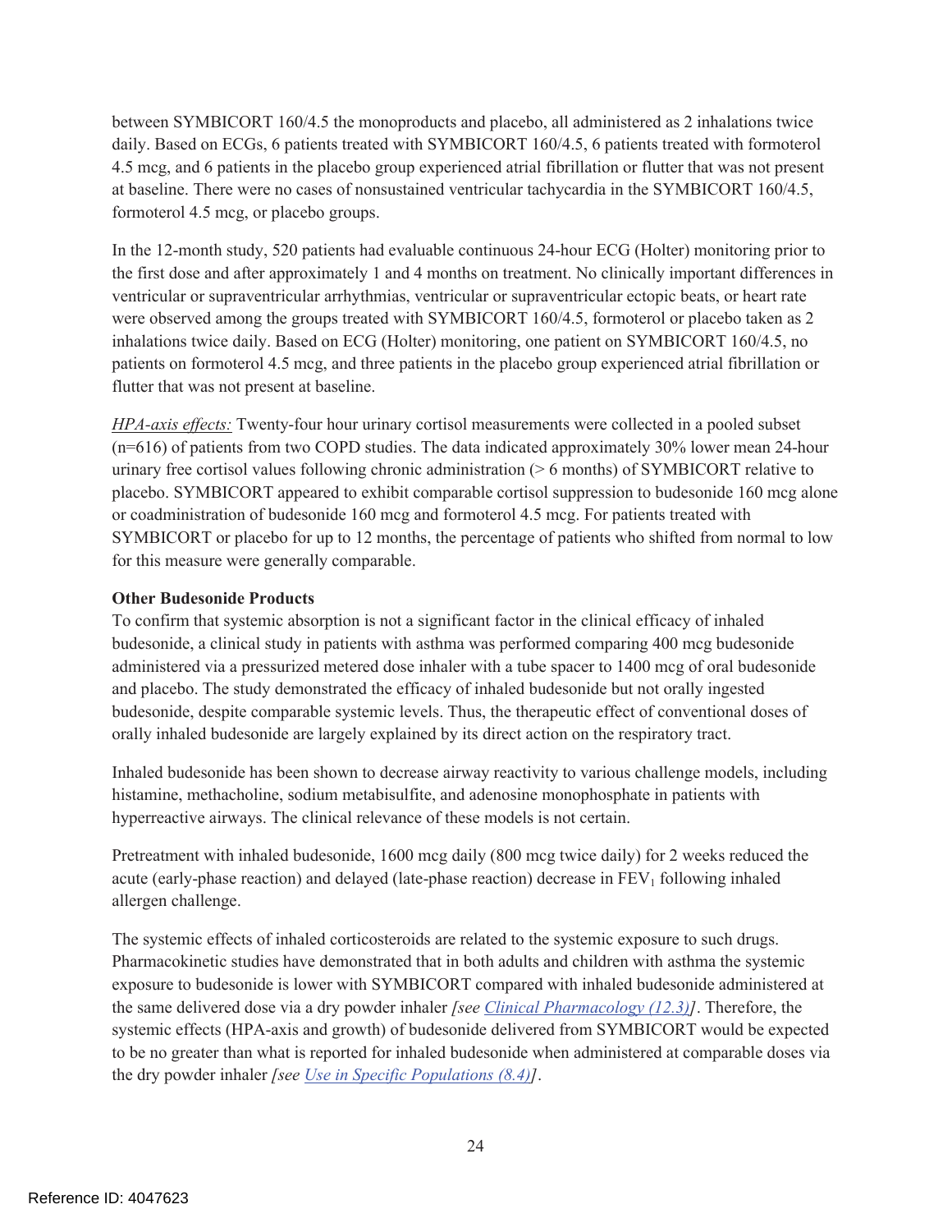between SYMBICORT 160/4.5 the monoproducts and placebo, all administered as 2 inhalations twice daily. Based on ECGs, 6 patients treated with SYMBICORT 160/4.5, 6 patients treated with formoterol 4.5 mcg, and 6 patients in the placebo group experienced atrial fibrillation or flutter that was not present at baseline. There were no cases of nonsustained ventricular tachycardia in the SYMBICORT 160/4.5, formoterol 4.5 mcg, or placebo groups.

In the 12-month study, 520 patients had evaluable continuous 24-hour ECG (Holter) monitoring prior to the first dose and after approximately 1 and 4 months on treatment. No clinically important differences in ventricular or supraventricular arrhythmias, ventricular or supraventricular ectopic beats, or heart rate were observed among the groups treated with SYMBICORT 160/4.5, formoterol or placebo taken as 2 inhalations twice daily. Based on ECG (Holter) monitoring, one patient on SYMBICORT 160/4.5, no patients on formoterol 4.5 mcg, and three patients in the placebo group experienced atrial fibrillation or flutter that was not present at baseline.

*HPA-axis effects:* Twenty-four hour urinary cortisol measurements were collected in a pooled subset (n=616) of patients from two COPD studies. The data indicated approximately 30% lower mean 24-hour urinary free cortisol values following chronic administration (> 6 months) of SYMBICORT relative to placebo. SYMBICORT appeared to exhibit comparable cortisol suppression to budesonide 160 mcg alone or coadministration of budesonide 160 mcg and formoterol 4.5 mcg. For patients treated with SYMBICORT or placebo for up to 12 months, the percentage of patients who shifted from normal to low for this measure were generally comparable.

**Other Budesonide Products**

To confirm that systemic absorption is not a significant factor in the clinical efficacy of inhaled budesonide, a clinical study in patients with asthma was performed comparing 400 mcg budesonide administered via a pressurized metered dose inhaler with a tube spacer to 1400 mcg of oral budesonide and placebo. The study demonstrated the efficacy of inhaled budesonide but not orally ingested budesonide, despite comparable systemic levels. Thus, the therapeutic effect of conventional doses of orally inhaled budesonide are largely explained by its direct action on the respiratory tract.

Inhaled budesonide has been shown to decrease airway reactivity to various challenge models, including histamine, methacholine, sodium metabisulfite, and adenosine monophosphate in patients with hyperreactive airways. The clinical relevance of these models is not certain.

Pretreatment with inhaled budesonide, 1600 mcg daily (800 mcg twice daily) for 2 weeks reduced the acute (early-phase reaction) and delayed (late-phase reaction) decrease in $FEV_1$ following inhaled allergen challenge.

The systemic effects of inhaled corticosteroids are related to the systemic exposure to such drugs. Pharmacokinetic studies have demonstrated that in both adults and children with asthma the systemic exposure to budesonide is lower with SYMBICORT compared with inhaled budesonide administered at the same delivered dose via a dry powder inhaler *[see Clinical Pharmacology (12.3)]*. Therefore, the systemic effects (HPA-axis and growth) of budesonide delivered from SYMBICORT would be expected to be no greater than what is reported for inhaled budesonide when administered at comparable doses via the dry powder inhaler *[see Use in Specific Populations (8.4)]*.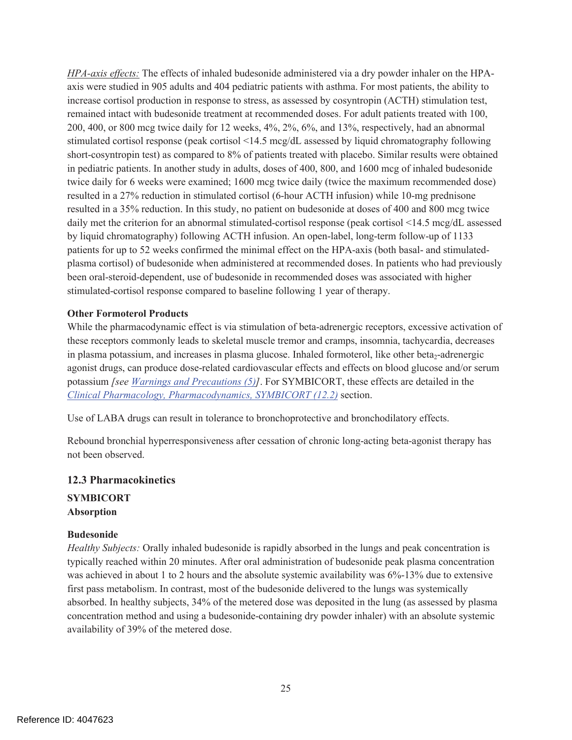*HPA-axis effects:* The effects of inhaled budesonide administered via a dry powder inhaler on the HPA-axis were studied in 905 adults and 404 pediatric patients with asthma. For most patients, the ability to increase cortisol production in response to stress, as assessed by cosyntropin (ACTH) stimulation test, remained intact with budesonide treatment at recommended doses. For adult patients treated with 100, 200, 400, or 800 mcg twice daily for 12 weeks, 4%, 2%, 6%, and 13%, respectively, had an abnormal stimulated cortisol response (peak cortisol <14.5 mcg/dL assessed by liquid chromatography following short-cosyntropin test) as compared to 8% of patients treated with placebo. Similar results were obtained in pediatric patients. In another study in adults, doses of 400, 800, and 1600 mcg of inhaled budesonide twice daily for 6 weeks were examined; 1600 mcg twice daily (twice the maximum recommended dose) resulted in a 27% reduction in stimulated cortisol (6-hour ACTH infusion) while 10-mg prednisone resulted in a 35% reduction. In this study, no patient on budesonide at doses of 400 and 800 mcg twice daily met the criterion for an abnormal stimulated-cortisol response (peak cortisol <14.5 mcg/dL assessed by liquid chromatography) following ACTH infusion. An open-label, long-term follow-up of 1133 patients for up to 52 weeks confirmed the minimal effect on the HPA-axis (both basal- and stimulated-plasma cortisol) of budesonide when administered at recommended doses. In patients who had previously been oral-steroid-dependent, use of budesonide in recommended doses was associated with higher stimulated-cortisol response compared to baseline following 1 year of therapy.

**Other Formoterol Products**

While the pharmacodynamic effect is via stimulation of beta-adrenergic receptors, excessive activation of these receptors commonly leads to skeletal muscle tremor and cramps, insomnia, tachycardia, decreases in plasma potassium, and increases in plasma glucose. Inhaled formoterol, like other $beta_2$-adrenergic agonist drugs, can produce dose-related cardiovascular effects and effects on blood glucose and/or serum potassium *[see Warnings and Precautions (5)]*. For SYMBICORT, these effects are detailed in the Clinical Pharmacology, Pharmacodynamics, SYMBICORT (12.2) section.

Use of LABA drugs can result in tolerance to bronchoprotective and bronchodilatory effects.

Rebound bronchial hyperresponsiveness after cessation of chronic long-acting beta-agonist therapy has not been observed.

### 12.3 Pharmacokinetics

**SYMBICORT**
**Absorption**

**Budesonide**

*Healthy Subjects:* Orally inhaled budesonide is rapidly absorbed in the lungs and peak concentration is typically reached within 20 minutes. After oral administration of budesonide peak plasma concentration was achieved in about 1 to 2 hours and the absolute systemic availability was 6%-13% due to extensive first pass metabolism. In contrast, most of the budesonide delivered to the lungs was systemically absorbed. In healthy subjects, 34% of the metered dose was deposited in the lung (as assessed by plasma concentration method and using a budesonide-containing dry powder inhaler) with an absolute systemic availability of 39% of the metered dose.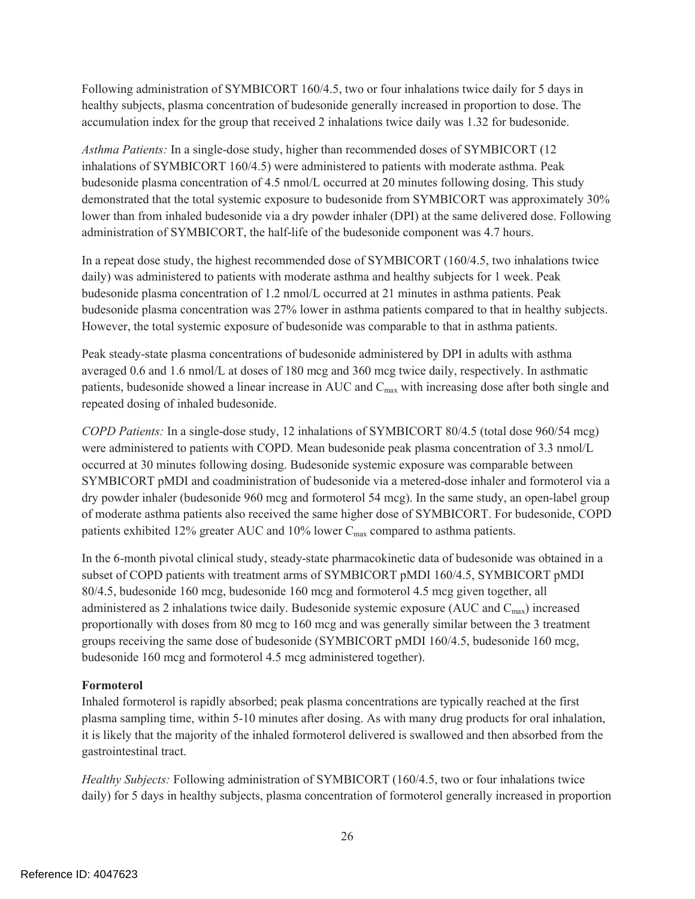Following administration of SYMBICORT 160/4.5, two or four inhalations twice daily for 5 days in healthy subjects, plasma concentration of budesonide generally increased in proportion to dose. The accumulation index for the group that received 2 inhalations twice daily was 1.32 for budesonide.

*Asthma Patients:* In a single-dose study, higher than recommended doses of SYMBICORT (12 inhalations of SYMBICORT 160/4.5) were administered to patients with moderate asthma. Peak budesonide plasma concentration of 4.5 nmol/L occurred at 20 minutes following dosing. This study demonstrated that the total systemic exposure to budesonide from SYMBICORT was approximately 30% lower than from inhaled budesonide via a dry powder inhaler (DPI) at the same delivered dose. Following administration of SYMBICORT, the half-life of the budesonide component was 4.7 hours.

In a repeat dose study, the highest recommended dose of SYMBICORT (160/4.5, two inhalations twice daily) was administered to patients with moderate asthma and healthy subjects for 1 week. Peak budesonide plasma concentration of 1.2 nmol/L occurred at 21 minutes in asthma patients. Peak budesonide plasma concentration was 27% lower in asthma patients compared to that in healthy subjects. However, the total systemic exposure of budesonide was comparable to that in asthma patients.

Peak steady-state plasma concentrations of budesonide administered by DPI in adults with asthma averaged 0.6 and 1.6 nmol/L at doses of 180 mcg and 360 mcg twice daily, respectively. In asthmatic patients, budesonide showed a linear increase in AUC and $C_{max}$ with increasing dose after both single and repeated dosing of inhaled budesonide.

*COPD Patients:* In a single-dose study, 12 inhalations of SYMBICORT 80/4.5 (total dose 960/54 mcg) were administered to patients with COPD. Mean budesonide peak plasma concentration of 3.3 nmol/L occurred at 30 minutes following dosing. Budesonide systemic exposure was comparable between SYMBICORT pMDI and coadministration of budesonide via a metered-dose inhaler and formoterol via a dry powder inhaler (budesonide 960 mcg and formoterol 54 mcg). In the same study, an open-label group of moderate asthma patients also received the same higher dose of SYMBICORT. For budesonide, COPD patients exhibited 12% greater AUC and 10% lower $C_{max}$ compared to asthma patients.

In the 6-month pivotal clinical study, steady-state pharmacokinetic data of budesonide was obtained in a subset of COPD patients with treatment arms of SYMBICORT pMDI 160/4.5, SYMBICORT pMDI 80/4.5, budesonide 160 mcg, budesonide 160 mcg and formoterol 4.5 mcg given together, all administered as 2 inhalations twice daily. Budesonide systemic exposure (AUC and $C_{max}$) increased proportionally with doses from 80 mcg to 160 mcg and was generally similar between the 3 treatment groups receiving the same dose of budesonide (SYMBICORT pMDI 160/4.5, budesonide 160 mcg, budesonide 160 mcg and formoterol 4.5 mcg administered together).

**Formoterol**

Inhaled formoterol is rapidly absorbed; peak plasma concentrations are typically reached at the first plasma sampling time, within 5-10 minutes after dosing. As with many drug products for oral inhalation, it is likely that the majority of the inhaled formoterol delivered is swallowed and then absorbed from the gastrointestinal tract.

*Healthy Subjects:* Following administration of SYMBICORT (160/4.5, two or four inhalations twice daily) for 5 days in healthy subjects, plasma concentration of formoterol generally increased in proportion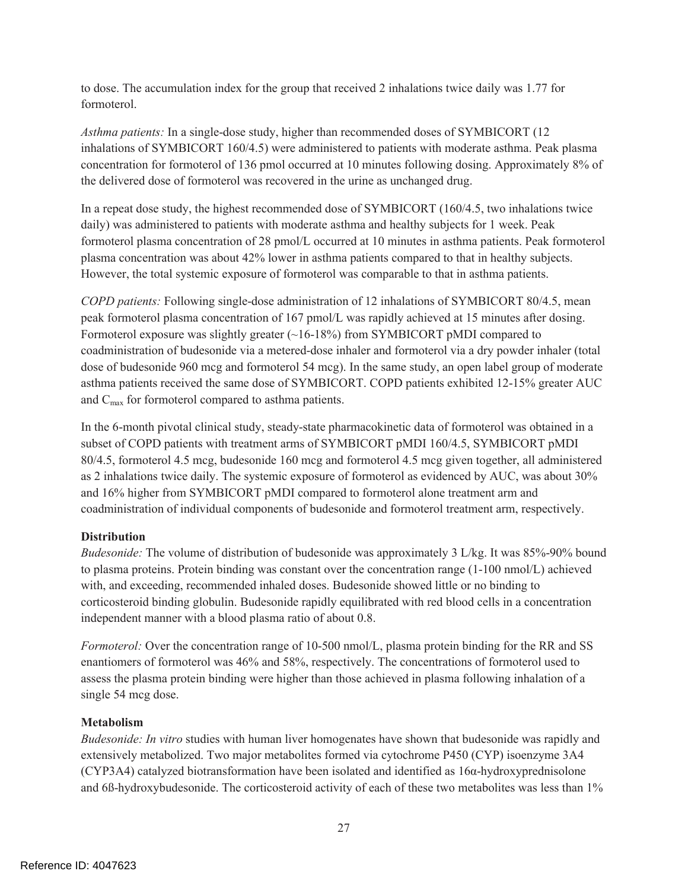to dose. The accumulation index for the group that received 2 inhalations twice daily was 1.77 for formoterol.

*Asthma patients:* In a single-dose study, higher than recommended doses of SYMBICORT (12 inhalations of SYMBICORT 160/4.5) were administered to patients with moderate asthma. Peak plasma concentration for formoterol of 136 pmol occurred at 10 minutes following dosing. Approximately 8% of the delivered dose of formoterol was recovered in the urine as unchanged drug.

In a repeat dose study, the highest recommended dose of SYMBICORT (160/4.5, two inhalations twice daily) was administered to patients with moderate asthma and healthy subjects for 1 week. Peak formoterol plasma concentration of 28 pmol/L occurred at 10 minutes in asthma patients. Peak formoterol plasma concentration was about 42% lower in asthma patients compared to that in healthy subjects. However, the total systemic exposure of formoterol was comparable to that in asthma patients.

*COPD patients:* Following single-dose administration of 12 inhalations of SYMBICORT 80/4.5, mean peak formoterol plasma concentration of 167 pmol/L was rapidly achieved at 15 minutes after dosing. Formoterol exposure was slightly greater (~16-18%) from SYMBICORT pMDI compared to coadministration of budesonide via a metered-dose inhaler and formoterol via a dry powder inhaler (total dose of budesonide 960 mcg and formoterol 54 mcg). In the same study, an open label group of moderate asthma patients received the same dose of SYMBICORT. COPD patients exhibited 12-15% greater AUC and $C_{max}$ for formoterol compared to asthma patients.

In the 6-month pivotal clinical study, steady-state pharmacokinetic data of formoterol was obtained in a subset of COPD patients with treatment arms of SYMBICORT pMDI 160/4.5, SYMBICORT pMDI 80/4.5, formoterol 4.5 mcg, budesonide 160 mcg and formoterol 4.5 mcg given together, all administered as 2 inhalations twice daily. The systemic exposure of formoterol as evidenced by AUC, was about 30% and 16% higher from SYMBICORT pMDI compared to formoterol alone treatment arm and coadministration of individual components of budesonide and formoterol treatment arm, respectively.

**Distribution**

*Budesonide:* The volume of distribution of budesonide was approximately 3 L/kg. It was 85%-90% bound to plasma proteins. Protein binding was constant over the concentration range (1-100 nmol/L) achieved with, and exceeding, recommended inhaled doses. Budesonide showed little or no binding to corticosteroid binding globulin. Budesonide rapidly equilibrated with red blood cells in a concentration independent manner with a blood plasma ratio of about 0.8.

*Formoterol:* Over the concentration range of 10-500 nmol/L, plasma protein binding for the RR and SS enantiomers of formoterol was 46% and 58%, respectively. The concentrations of formoterol used to assess the plasma protein binding were higher than those achieved in plasma following inhalation of a single 54 mcg dose.

**Metabolism**

*Budesonide: In vitro* studies with human liver homogenates have shown that budesonide was rapidly and extensively metabolized. Two major metabolites formed via cytochrome P450 (CYP) isoenzyme 3A4 (CYP3A4) catalyzed biotransformation have been isolated and identified as 16α-hydroxyprednisolone and 6ß-hydroxybudesonide. The corticosteroid activity of each of these two metabolites was less than 1%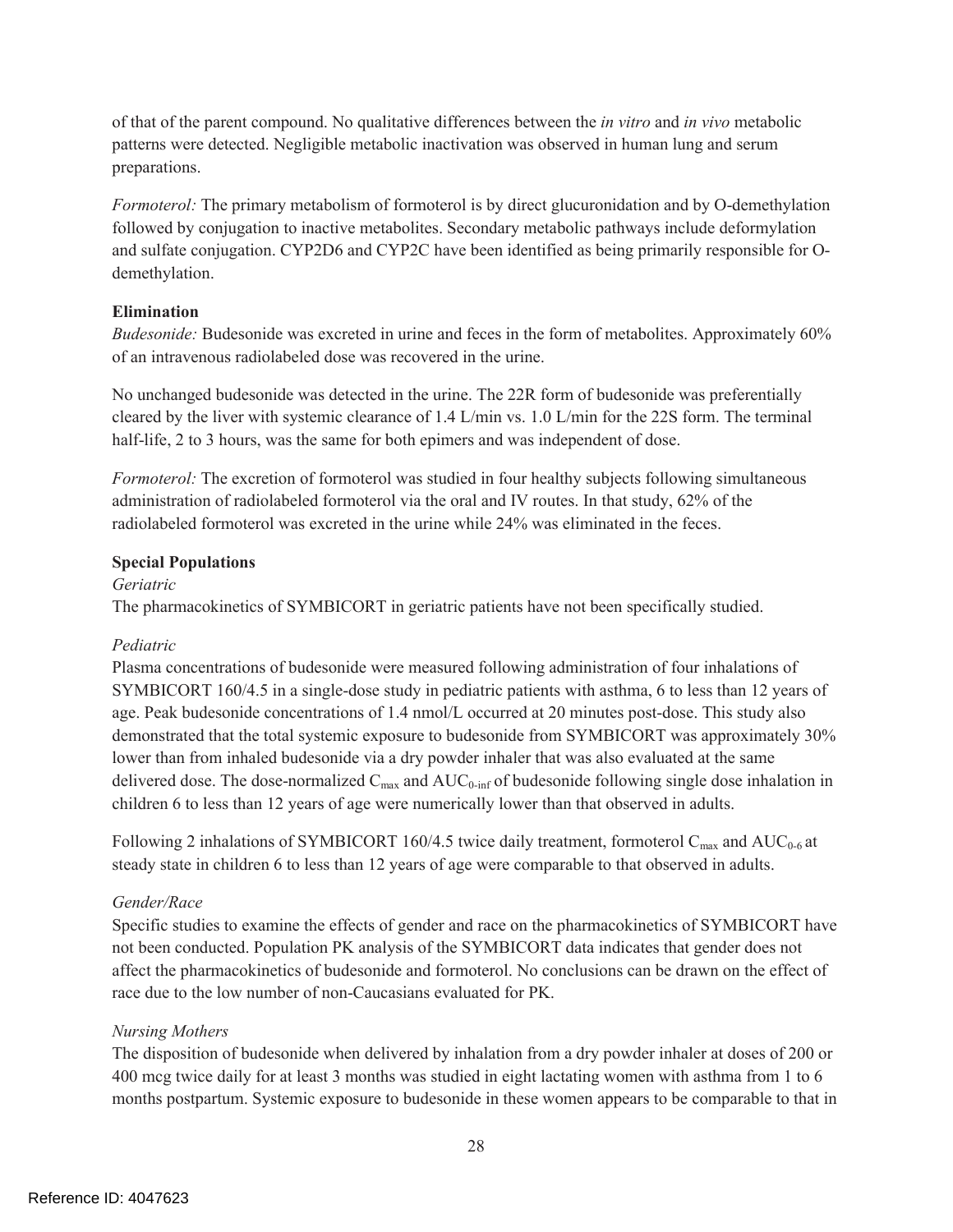of that of the parent compound. No qualitative differences between the *in vitro* and *in vivo* metabolic patterns were detected. Negligible metabolic inactivation was observed in human lung and serum preparations.

*Formoterol:* The primary metabolism of formoterol is by direct glucuronidation and by O-demethylation followed by conjugation to inactive metabolites. Secondary metabolic pathways include deformylation and sulfate conjugation. CYP2D6 and CYP2C have been identified as being primarily responsible for O-demethylation.

**Elimination**

*Budesonide:* Budesonide was excreted in urine and feces in the form of metabolites. Approximately 60% of an intravenous radiolabeled dose was recovered in the urine.

No unchanged budesonide was detected in the urine. The 22R form of budesonide was preferentially cleared by the liver with systemic clearance of 1.4 L/min vs. 1.0 L/min for the 22S form. The terminal half-life, 2 to 3 hours, was the same for both epimers and was independent of dose.

*Formoterol:* The excretion of formoterol was studied in four healthy subjects following simultaneous administration of radiolabeled formoterol via the oral and IV routes. In that study, 62% of the radiolabeled formoterol was excreted in the urine while 24% was eliminated in the feces.

**Special Populations**

*Geriatric*

The pharmacokinetics of SYMBICORT in geriatric patients have not been specifically studied.

*Pediatric*

Plasma concentrations of budesonide were measured following administration of four inhalations of SYMBICORT 160/4.5 in a single-dose study in pediatric patients with asthma, 6 to less than 12 years of age. Peak budesonide concentrations of 1.4 nmol/L occurred at 20 minutes post-dose. This study also demonstrated that the total systemic exposure to budesonide from SYMBICORT was approximately 30% lower than from inhaled budesonide via a dry powder inhaler that was also evaluated at the same delivered dose. The dose-normalized $C_{max}$ and $AUC_{0\text{-}inf}$ of budesonide following single dose inhalation in children 6 to less than 12 years of age were numerically lower than that observed in adults.

Following 2 inhalations of SYMBICORT 160/4.5 twice daily treatment, formoterol $C_{max}$ and $AUC_{0\text{-}6}$ at steady state in children 6 to less than 12 years of age were comparable to that observed in adults.

*Gender/Race*

Specific studies to examine the effects of gender and race on the pharmacokinetics of SYMBICORT have not been conducted. Population PK analysis of the SYMBICORT data indicates that gender does not affect the pharmacokinetics of budesonide and formoterol. No conclusions can be drawn on the effect of race due to the low number of non-Caucasians evaluated for PK.

*Nursing Mothers*

The disposition of budesonide when delivered by inhalation from a dry powder inhaler at doses of 200 or 400 mcg twice daily for at least 3 months was studied in eight lactating women with asthma from 1 to 6 months postpartum. Systemic exposure to budesonide in these women appears to be comparable to that in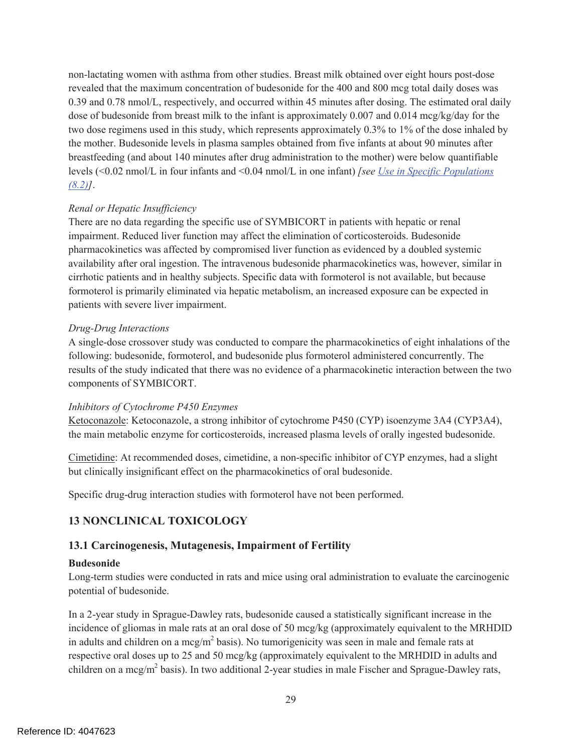non-lactating women with asthma from other studies. Breast milk obtained over eight hours post-dose revealed that the maximum concentration of budesonide for the 400 and 800 mcg total daily doses was 0.39 and 0.78 nmol/L, respectively, and occurred within 45 minutes after dosing. The estimated oral daily dose of budesonide from breast milk to the infant is approximately 0.007 and 0.014 mcg/kg/day for the two dose regimens used in this study, which represents approximately 0.3% to 1% of the dose inhaled by the mother. Budesonide levels in plasma samples obtained from five infants at about 90 minutes after breastfeeding (and about 140 minutes after drug administration to the mother) were below quantifiable levels (<0.02 nmol/L in four infants and <0.04 nmol/L in one infant) *[see Use in Specific Populations (8.2)]*.

*Renal or Hepatic Insufficiency*

There are no data regarding the specific use of SYMBICORT in patients with hepatic or renal impairment. Reduced liver function may affect the elimination of corticosteroids. Budesonide pharmacokinetics was affected by compromised liver function as evidenced by a doubled systemic availability after oral ingestion. The intravenous budesonide pharmacokinetics was, however, similar in cirrhotic patients and in healthy subjects. Specific data with formoterol is not available, but because formoterol is primarily eliminated via hepatic metabolism, an increased exposure can be expected in patients with severe liver impairment.

*Drug-Drug Interactions*

A single-dose crossover study was conducted to compare the pharmacokinetics of eight inhalations of the following: budesonide, formoterol, and budesonide plus formoterol administered concurrently. The results of the study indicated that there was no evidence of a pharmacokinetic interaction between the two components of SYMBICORT.

*Inhibitors of Cytochrome P450 Enzymes*

Ketoconazole: Ketoconazole, a strong inhibitor of cytochrome P450 (CYP) isoenzyme 3A4 (CYP3A4), the main metabolic enzyme for corticosteroids, increased plasma levels of orally ingested budesonide.

Cimetidine: At recommended doses, cimetidine, a non-specific inhibitor of CYP enzymes, had a slight but clinically insignificant effect on the pharmacokinetics of oral budesonide.

Specific drug-drug interaction studies with formoterol have not been performed.

## 13 NONCLINICAL TOXICOLOGY

### 13.1 Carcinogenesis, Mutagenesis, Impairment of Fertility

**Budesonide**

Long-term studies were conducted in rats and mice using oral administration to evaluate the carcinogenic potential of budesonide.

In a 2-year study in Sprague-Dawley rats, budesonide caused a statistically significant increase in the incidence of gliomas in male rats at an oral dose of 50 mcg/kg (approximately equivalent to the MRHDID in adults and children on a mcg/$m^2$ basis). No tumorigenicity was seen in male and female rats at respective oral doses up to 25 and 50 mcg/kg (approximately equivalent to the MRHDID in adults and children on a mcg/$m^2$ basis). In two additional 2-year studies in male Fischer and Sprague-Dawley rats,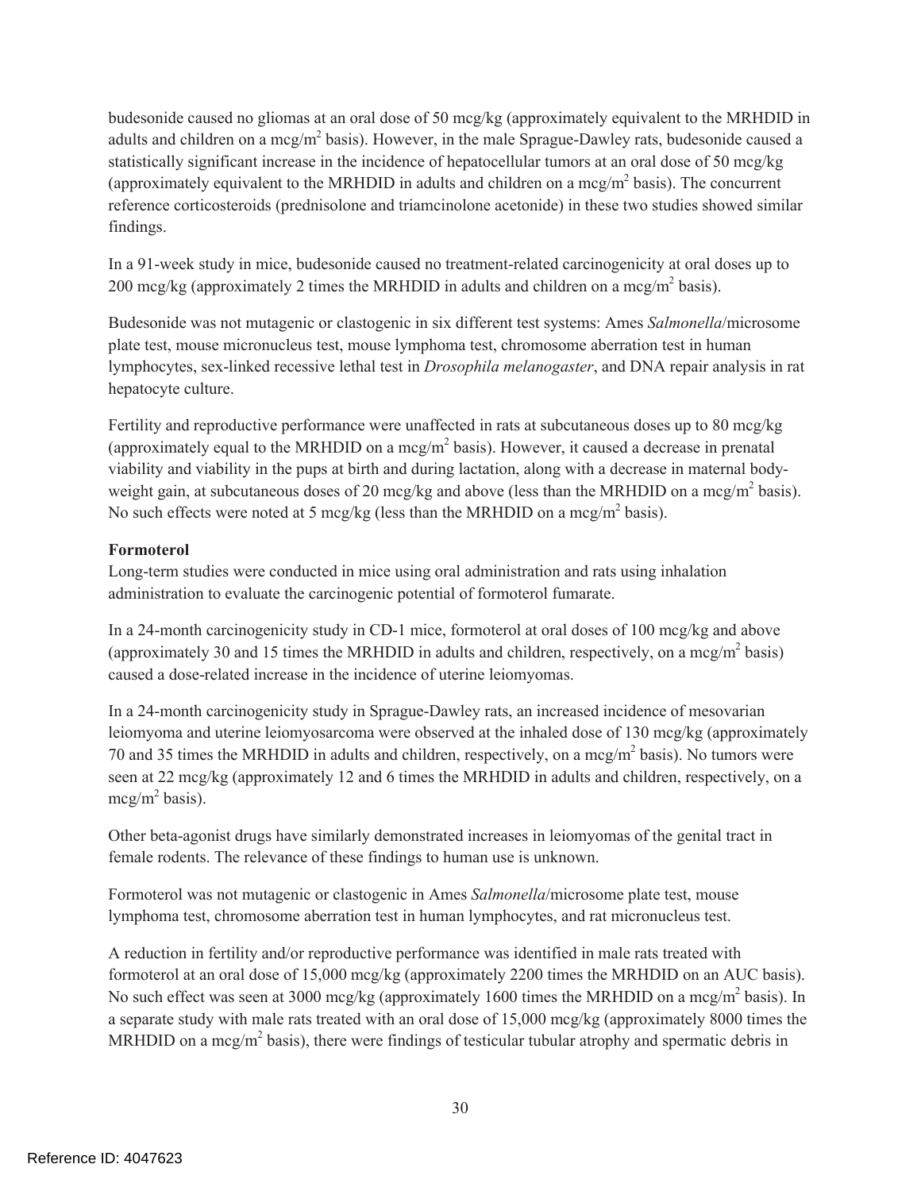budesonide caused no gliomas at an oral dose of 50 mcg/kg (approximately equivalent to the MRHDID in adults and children on a mcg/m$^2$ basis). However, in the male Sprague-Dawley rats, budesonide caused a statistically significant increase in the incidence of hepatocellular tumors at an oral dose of 50 mcg/kg (approximately equivalent to the MRHDID in adults and children on a mcg/m$^2$ basis). The concurrent reference corticosteroids (prednisolone and triamcinolone acetonide) in these two studies showed similar findings.

In a 91-week study in mice, budesonide caused no treatment-related carcinogenicity at oral doses up to 200 mcg/kg (approximately 2 times the MRHDID in adults and children on a mcg/m$^2$ basis).

Budesonide was not mutagenic or clastogenic in six different test systems: Ames *Salmonella*/microsome plate test, mouse micronucleus test, mouse lymphoma test, chromosome aberration test in human lymphocytes, sex-linked recessive lethal test in *Drosophila melanogaster*, and DNA repair analysis in rat hepatocyte culture.

Fertility and reproductive performance were unaffected in rats at subcutaneous doses up to 80 mcg/kg (approximately equal to the MRHDID on a mcg/m$^2$ basis). However, it caused a decrease in prenatal viability and viability in the pups at birth and during lactation, along with a decrease in maternal body-weight gain, at subcutaneous doses of 20 mcg/kg and above (less than the MRHDID on a mcg/m$^2$ basis). No such effects were noted at 5 mcg/kg (less than the MRHDID on a mcg/m$^2$ basis).

**Formoterol**

Long-term studies were conducted in mice using oral administration and rats using inhalation administration to evaluate the carcinogenic potential of formoterol fumarate.

In a 24-month carcinogenicity study in CD-1 mice, formoterol at oral doses of 100 mcg/kg and above (approximately 30 and 15 times the MRHDID in adults and children, respectively, on a mcg/m$^2$ basis) caused a dose-related increase in the incidence of uterine leiomyomas.

In a 24-month carcinogenicity study in Sprague-Dawley rats, an increased incidence of mesovarian leiomyoma and uterine leiomyosarcoma were observed at the inhaled dose of 130 mcg/kg (approximately 70 and 35 times the MRHDID in adults and children, respectively, on a mcg/m$^2$ basis). No tumors were seen at 22 mcg/kg (approximately 12 and 6 times the MRHDID in adults and children, respectively, on a mcg/m$^2$ basis).

Other beta-agonist drugs have similarly demonstrated increases in leiomyomas of the genital tract in female rodents. The relevance of these findings to human use is unknown.

Formoterol was not mutagenic or clastogenic in Ames *Salmonella*/microsome plate test, mouse lymphoma test, chromosome aberration test in human lymphocytes, and rat micronucleus test.

A reduction in fertility and/or reproductive performance was identified in male rats treated with formoterol at an oral dose of 15,000 mcg/kg (approximately 2200 times the MRHDID on an AUC basis). No such effect was seen at 3000 mcg/kg (approximately 1600 times the MRHDID on a mcg/m$^2$ basis). In a separate study with male rats treated with an oral dose of 15,000 mcg/kg (approximately 8000 times the MRHDID on a mcg/m$^2$ basis), there were findings of testicular tubular atrophy and spermatic debris in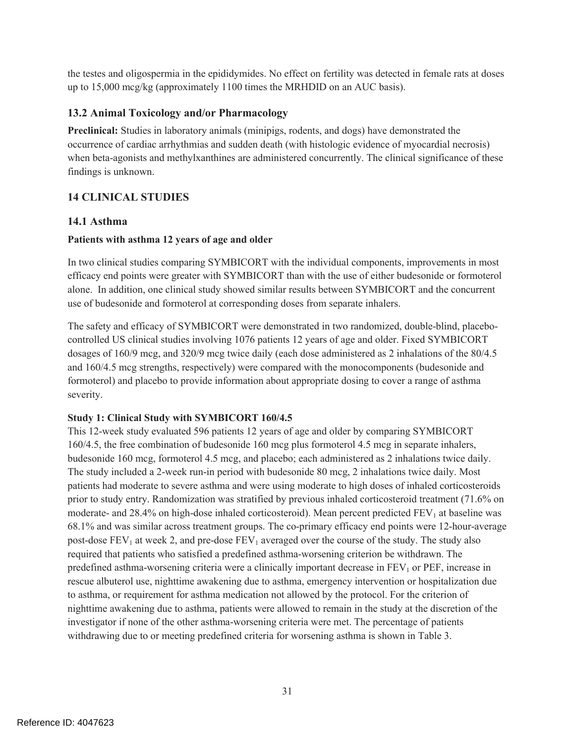the testes and oligospermia in the epididymides. No effect on fertility was detected in female rats at doses up to 15,000 mcg/kg (approximately 1100 times the MRHDID on an AUC basis).

### 13.2 Animal Toxicology and/or Pharmacology

**Preclinical:** Studies in laboratory animals (minipigs, rodents, and dogs) have demonstrated the occurrence of cardiac arrhythmias and sudden death (with histologic evidence of myocardial necrosis) when beta-agonists and methylxanthines are administered concurrently. The clinical significance of these findings is unknown.

## 14 CLINICAL STUDIES

### 14.1 Asthma

**Patients with asthma 12 years of age and older**

In two clinical studies comparing SYMBICORT with the individual components, improvements in most efficacy end points were greater with SYMBICORT than with the use of either budesonide or formoterol alone. In addition, one clinical study showed similar results between SYMBICORT and the concurrent use of budesonide and formoterol at corresponding doses from separate inhalers.

The safety and efficacy of SYMBICORT were demonstrated in two randomized, double-blind, placebo-controlled US clinical studies involving 1076 patients 12 years of age and older. Fixed SYMBICORT dosages of 160/9 mcg, and 320/9 mcg twice daily (each dose administered as 2 inhalations of the 80/4.5 and 160/4.5 mcg strengths, respectively) were compared with the monocomponents (budesonide and formoterol) and placebo to provide information about appropriate dosing to cover a range of asthma severity.

**Study 1: Clinical Study with SYMBICORT 160/4.5**

This 12-week study evaluated 596 patients 12 years of age and older by comparing SYMBICORT 160/4.5, the free combination of budesonide 160 mcg plus formoterol 4.5 mcg in separate inhalers, budesonide 160 mcg, formoterol 4.5 mcg, and placebo; each administered as 2 inhalations twice daily. The study included a 2-week run-in period with budesonide 80 mcg, 2 inhalations twice daily. Most patients had moderate to severe asthma and were using moderate to high doses of inhaled corticosteroids prior to study entry. Randomization was stratified by previous inhaled corticosteroid treatment (71.6% on moderate- and 28.4% on high-dose inhaled corticosteroid). Mean percent predicted $FEV_1$ at baseline was 68.1% and was similar across treatment groups. The co-primary efficacy end points were 12-hour-average post-dose $FEV_1$ at week 2, and pre-dose $FEV_1$ averaged over the course of the study. The study also required that patients who satisfied a predefined asthma-worsening criterion be withdrawn. The predefined asthma-worsening criteria were a clinically important decrease in $FEV_1$ or PEF, increase in rescue albuterol use, nighttime awakening due to asthma, emergency intervention or hospitalization due to asthma, or requirement for asthma medication not allowed by the protocol. For the criterion of nighttime awakening due to asthma, patients were allowed to remain in the study at the discretion of the investigator if none of the other asthma-worsening criteria were met. The percentage of patients withdrawing due to or meeting predefined criteria for worsening asthma is shown in Table 3.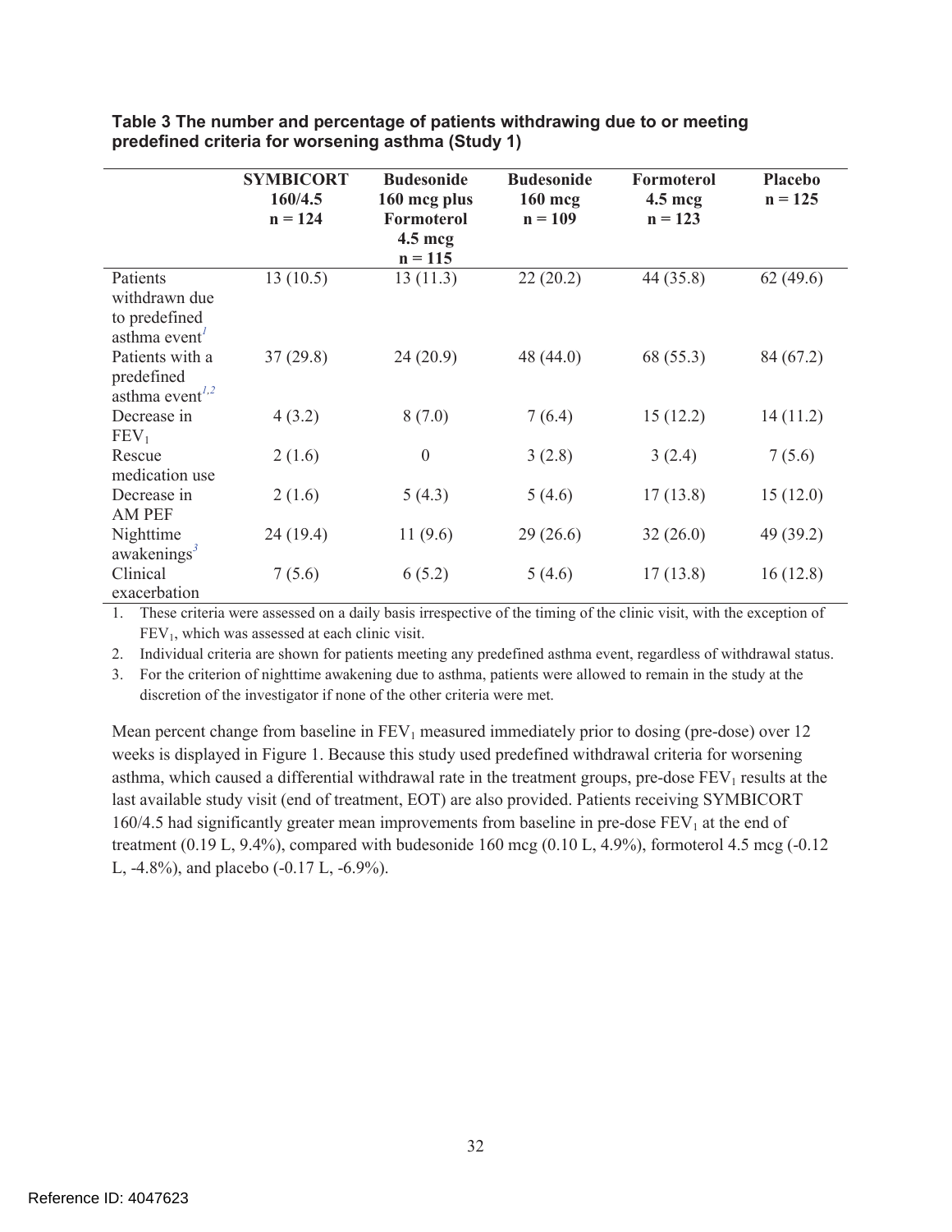**Table 3 The number and percentage of patients withdrawing due to or meeting predefined criteria for worsening asthma (Study 1)**

| | SYMBICORT 160/4.5 n = 124 | Budesonide 160 mcg plus Formoterol 4.5 mcg n = 115 | Budesonide 160 mcg n = 109 | Formoterol 4.5 mcg n = 123 | Placebo n = 125 |
|---|---|---|---|---|---|
| Patients withdrawn due to predefined asthma event[1] | 13 (10.5) | 13 (11.3) | 22 (20.2) | 44 (35.8) | 62 (49.6) |
| Patients with a predefined asthma event[1,2] | 37 (29.8) | 24 (20.9) | 48 (44.0) | 68 (55.3) | 84 (67.2) |
| Decrease in $FEV_1$ | 4 (3.2) | 8 (7.0) | 7 (6.4) | 15 (12.2) | 14 (11.2) |
| Rescue medication use | 2 (1.6) | 0 | 3 (2.8) | 3 (2.4) | 7 (5.6) |
| Decrease in AM PEF | 2 (1.6) | 5 (4.3) | 5 (4.6) | 17 (13.8) | 15 (12.0) |
| Nighttime awakenings[3] | 24 (19.4) | 11 (9.6) | 29 (26.6) | 32 (26.0) | 49 (39.2) |
| Clinical exacerbation | 7 (5.6) | 6 (5.2) | 5 (4.6) | 17 (13.8) | 16 (12.8) |

1. These criteria were assessed on a daily basis irrespective of the timing of the clinic visit, with the exception of $FEV_1$, which was assessed at each clinic visit.
2. Individual criteria are shown for patients meeting any predefined asthma event, regardless of withdrawal status.
3. For the criterion of nighttime awakening due to asthma, patients were allowed to remain in the study at the discretion of the investigator if none of the other criteria were met.

Mean percent change from baseline in $FEV_1$ measured immediately prior to dosing (pre-dose) over 12 weeks is displayed in Figure 1. Because this study used predefined withdrawal criteria for worsening asthma, which caused a differential withdrawal rate in the treatment groups, pre-dose $FEV_1$ results at the last available study visit (end of treatment, EOT) are also provided. Patients receiving SYMBICORT 160/4.5 had significantly greater mean improvements from baseline in pre-dose $FEV_1$ at the end of treatment (0.19 L, 9.4%), compared with budesonide 160 mcg (0.10 L, 4.9%), formoterol 4.5 mcg (-0.12 L, -4.8%), and placebo (-0.17 L, -6.9%).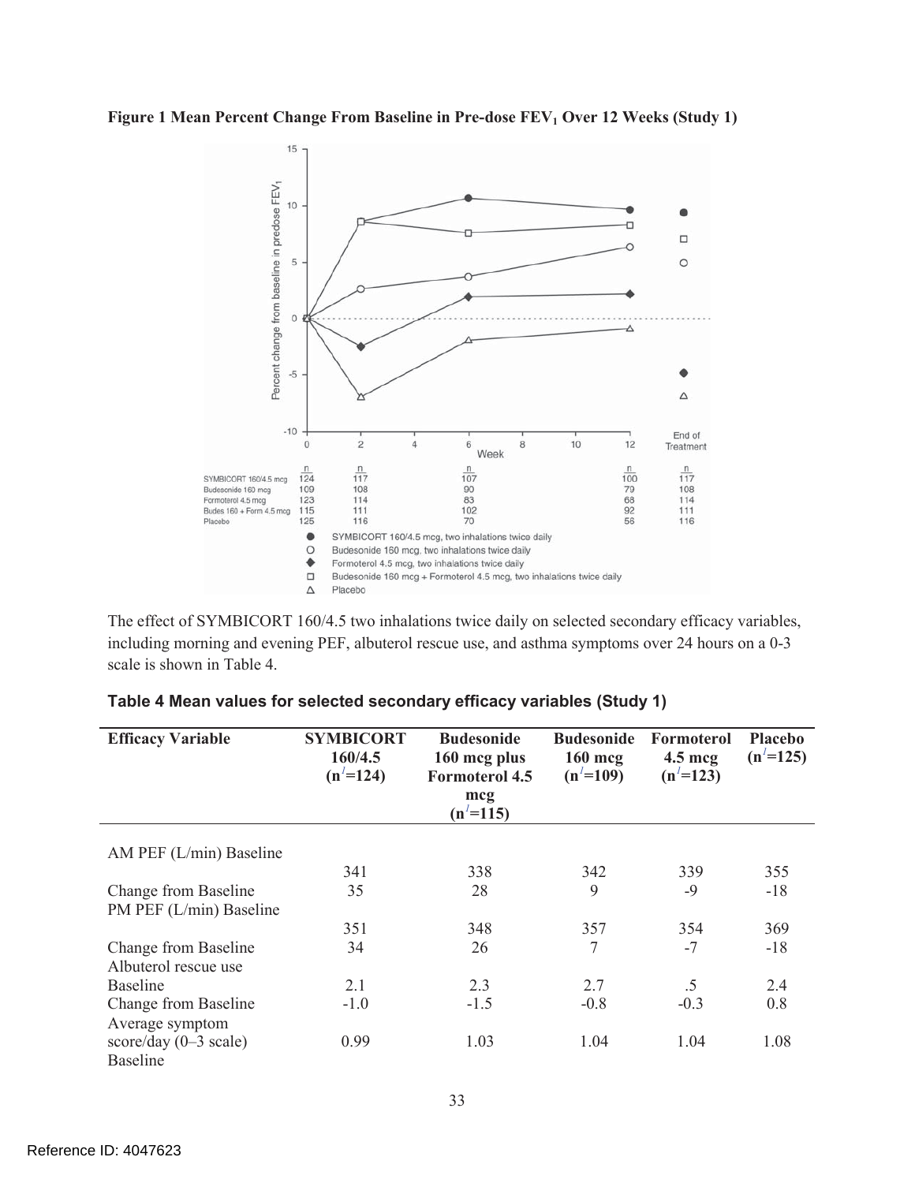**Figure 1 Mean Percent Change From Baseline in Pre-dose $FEV_1$ Over 12 Weeks (Study 1)**

| | n (Week 0) | n (Week 2) | n (Week 6) | n (Week 12) | n (End of Treatment) |
|---|---|---|---|---|---|
| SYMBICORT 160/4.5 mcg | 124 | 117 | 107 | 100 | 117 |
| Budesonide 160 mcg | 109 | 108 | 90 | 79 | 108 |
| Formoterol 4.5 mcg | 123 | 114 | 83 | 68 | 114 |
| Budes 160 + Form 4.5 mcg | 115 | 111 | 102 | 92 | 111 |
| Placebo | 125 | 116 | 70 | 56 | 116 |

● SYMBICORT 160/4.5 mcg, two inhalations twice daily
○ Budesonide 160 mcg, two inhalations twice daily
◆ Formoterol 4.5 mcg, two inhalations twice daily
□ Budesonide 160 mcg + Formoterol 4.5 mcg, two inhalations twice daily
△ Placebo

The effect of SYMBICORT 160/4.5 two inhalations twice daily on selected secondary efficacy variables, including morning and evening PEF, albuterol rescue use, and asthma symptoms over 24 hours on a 0-3 scale is shown in Table 4.

**Table 4 Mean values for selected secondary efficacy variables (Study 1)**

| Efficacy Variable | SYMBICORT 160/4.5 (n[1]=124) | Budesonide 160 mcg plus Formoterol 4.5 mcg (n[1]=115) | Budesonide 160 mcg (n[1]=109) | Formoterol 4.5 mcg (n[1]=123) | Placebo (n[1]=125) |
|---|---|---|---|---|---|
| AM PEF (L/min) Baseline | 341 | 338 | 342 | 339 | 355 |
| Change from Baseline | 35 | 28 | 9 | -9 | -18 |
| PM PEF (L/min) Baseline | 351 | 348 | 357 | 354 | 369 |
| Change from Baseline | 34 | 26 | 7 | -7 | -18 |
| Albuterol rescue use | | | | | |
| Baseline | 2.1 | 2.3 | 2.7 | .5 | 2.4 |
| Change from Baseline | -1.0 | -1.5 | -0.8 | -0.3 | 0.8 |
| Average symptom score/day (0–3 scale) Baseline | 0.99 | 1.03 | 1.04 | 1.04 | 1.08 |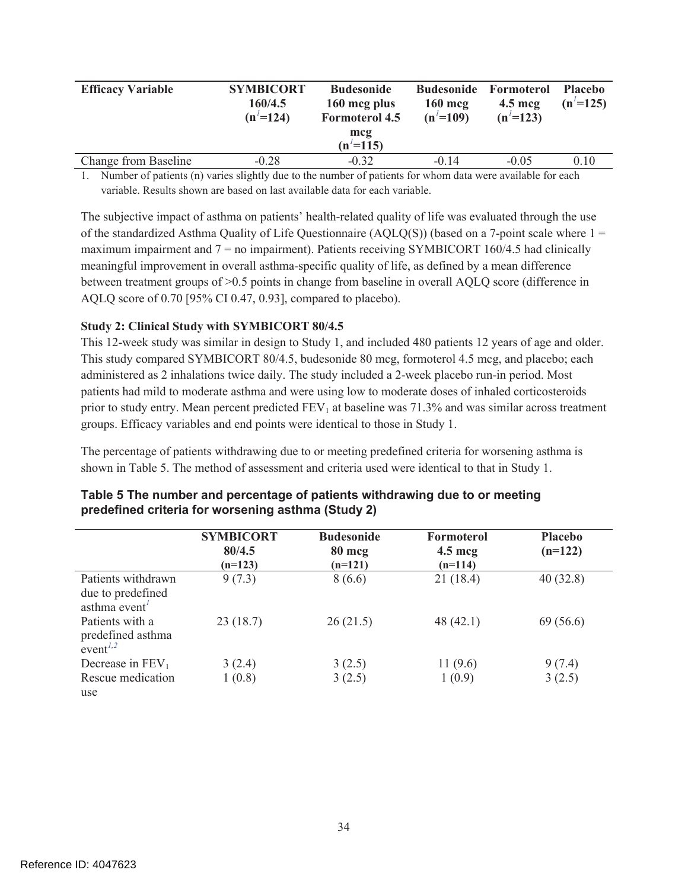| Efficacy Variable | SYMBICORT 160/4.5 (n[1]=124) | Budesonide 160 mcg plus Formoterol 4.5 mcg (n[1]=115) | Budesonide 160 mcg (n[1]=109) | Formoterol 4.5 mcg (n[1]=123) | Placebo (n[1]=125) |
|---|---|---|---|---|---|
| Change from Baseline | -0.28 | -0.32 | -0.14 | -0.05 | 0.10 |

1. Number of patients (n) varies slightly due to the number of patients for whom data were available for each variable. Results shown are based on last available data for each variable.

The subjective impact of asthma on patients' health-related quality of life was evaluated through the use of the standardized Asthma Quality of Life Questionnaire (AQLQ(S)) (based on a 7-point scale where 1 = maximum impairment and 7 = no impairment). Patients receiving SYMBICORT 160/4.5 had clinically meaningful improvement in overall asthma-specific quality of life, as defined by a mean difference between treatment groups of >0.5 points in change from baseline in overall AQLQ score (difference in AQLQ score of 0.70 [95% CI 0.47, 0.93], compared to placebo).

**Study 2: Clinical Study with SYMBICORT 80/4.5**

This 12-week study was similar in design to Study 1, and included 480 patients 12 years of age and older. This study compared SYMBICORT 80/4.5, budesonide 80 mcg, formoterol 4.5 mcg, and placebo; each administered as 2 inhalations twice daily. The study included a 2-week placebo run-in period. Most patients had mild to moderate asthma and were using low to moderate doses of inhaled corticosteroids prior to study entry. Mean percent predicted $FEV_1$ at baseline was 71.3% and was similar across treatment groups. Efficacy variables and end points were identical to those in Study 1.

The percentage of patients withdrawing due to or meeting predefined criteria for worsening asthma is shown in Table 5. The method of assessment and criteria used were identical to that in Study 1.

**Table 5 The number and percentage of patients withdrawing due to or meeting predefined criteria for worsening asthma (Study 2)**

| | SYMBICORT 80/4.5 (n=123) | Budesonide 80 mcg (n=121) | Formoterol 4.5 mcg (n=114) | Placebo (n=122) |
|---|---|---|---|---|
| Patients withdrawn due to predefined asthma event[1] | 9 (7.3) | 8 (6.6) | 21 (18.4) | 40 (32.8) |
| Patients with a predefined asthma event[1,2] | 23 (18.7) | 26 (21.5) | 48 (42.1) | 69 (56.6) |
| Decrease in $FEV_1$ | 3 (2.4) | 3 (2.5) | 11 (9.6) | 9 (7.4) |
| Rescue medication use | 1 (0.8) | 3 (2.5) | 1 (0.9) | 3 (2.5) |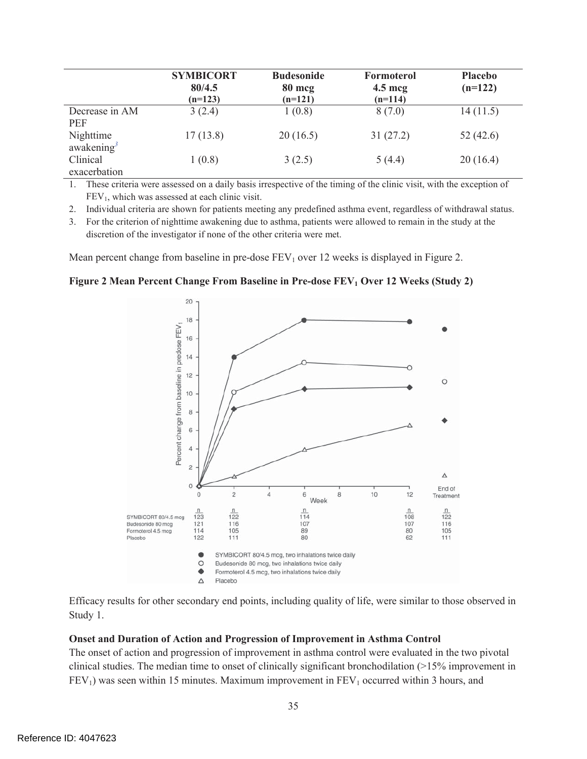| | SYMBICORT 80/4.5 (n=123) | Budesonide 80 mcg (n=121) | Formoterol 4.5 mcg (n=114) | Placebo (n=122) |
|---|---|---|---|---|
| Decrease in AM PEF | 3 (2.4) | 1 (0.8) | 8 (7.0) | 14 (11.5) |
| Nighttime awakening[3] | 17 (13.8) | 20 (16.5) | 31 (27.2) | 52 (42.6) |
| Clinical exacerbation | 1 (0.8) | 3 (2.5) | 5 (4.4) | 20 (16.4) |

1. These criteria were assessed on a daily basis irrespective of the timing of the clinic visit, with the exception of $FEV_1$, which was assessed at each clinic visit.
2. Individual criteria are shown for patients meeting any predefined asthma event, regardless of withdrawal status.
3. For the criterion of nighttime awakening due to asthma, patients were allowed to remain in the study at the discretion of the investigator if none of the other criteria were met.

Mean percent change from baseline in pre-dose $FEV_1$ over 12 weeks is displayed in Figure 2.

**Figure 2 Mean Percent Change From Baseline in Pre-dose $FEV_1$ Over 12 Weeks (Study 2)**

| | Week 0 (n) | Week 2 (n) | Week 6 (n) | Week 12 (n) | End of Treatment (n) |
|---|---|---|---|---|---|
| SYMBICORT 80/4.5 mcg | 123 | 122 | 114 | 108 | 122 |
| Budesonide 80 mcg | 121 | 116 | 107 | 107 | 116 |
| Formoterol 4.5 mcg | 114 | 105 | 89 | 80 | 105 |
| Placebo | 122 | 111 | 80 | 62 | 111 |

● SYMBICORT 80/4.5 mcg, two inhalations twice daily
○ Budesonide 80 mcg, two inhalations twice daily
◆ Formoterol 4.5 mcg, two inhalations twice daily
△ Placebo

Efficacy results for other secondary end points, including quality of life, were similar to those observed in Study 1.

**Onset and Duration of Action and Progression of Improvement in Asthma Control**

The onset of action and progression of improvement in asthma control were evaluated in the two pivotal clinical studies. The median time to onset of clinically significant bronchodilation (>15% improvement in $FEV_1$) was seen within 15 minutes. Maximum improvement in $FEV_1$ occurred within 3 hours, and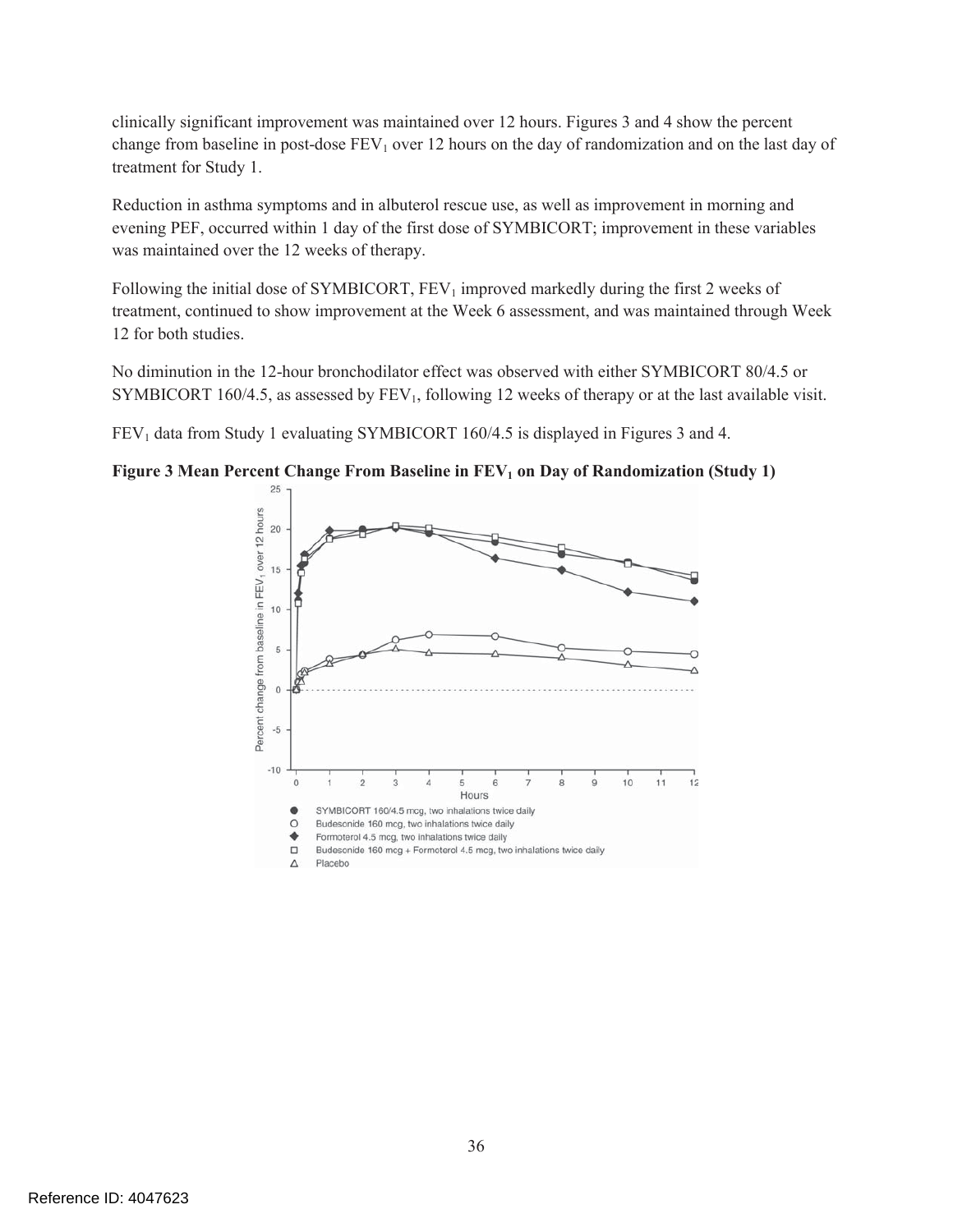clinically significant improvement was maintained over 12 hours. Figures 3 and 4 show the percent change from baseline in post-dose $FEV_1$ over 12 hours on the day of randomization and on the last day of treatment for Study 1.

Reduction in asthma symptoms and in albuterol rescue use, as well as improvement in morning and evening PEF, occurred within 1 day of the first dose of SYMBICORT; improvement in these variables was maintained over the 12 weeks of therapy.

Following the initial dose of SYMBICORT, $FEV_1$ improved markedly during the first 2 weeks of treatment, continued to show improvement at the Week 6 assessment, and was maintained through Week 12 for both studies.

No diminution in the 12-hour bronchodilator effect was observed with either SYMBICORT 80/4.5 or SYMBICORT 160/4.5, as assessed by $FEV_1$, following 12 weeks of therapy or at the last available visit.

$FEV_1$ data from Study 1 evaluating SYMBICORT 160/4.5 is displayed in Figures 3 and 4.

**Figure 3 Mean Percent Change From Baseline in $FEV_1$ on Day of Randomization (Study 1)**

Reference ID: 4047623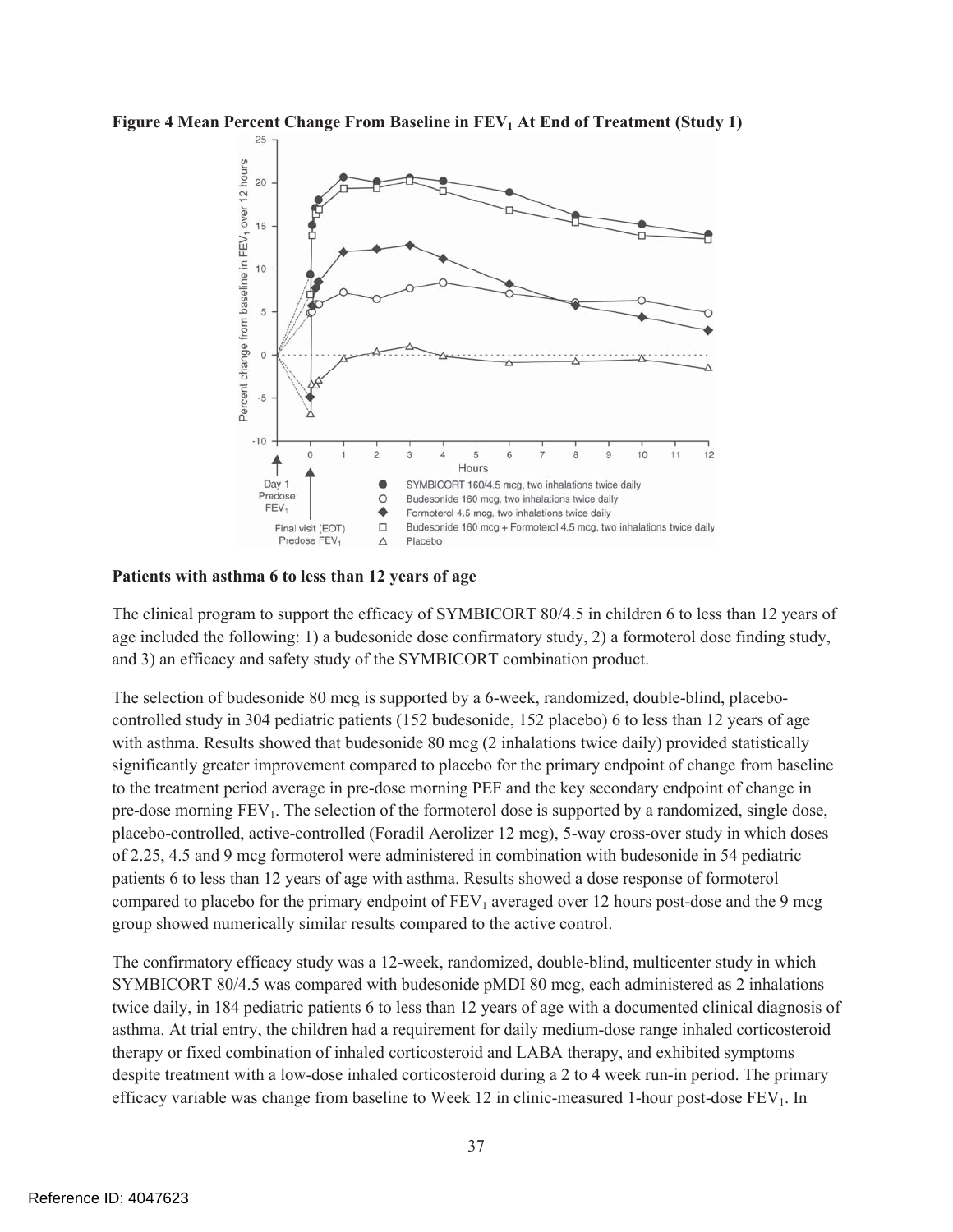**Figure 4 Mean Percent Change From Baseline in $FEV_1$ At End of Treatment (Study 1)**

### Patients with asthma 6 to less than 12 years of age

The clinical program to support the efficacy of SYMBICORT 80/4.5 in children 6 to less than 12 years of age included the following: 1) a budesonide dose confirmatory study, 2) a formoterol dose finding study, and 3) an efficacy and safety study of the SYMBICORT combination product.

The selection of budesonide 80 mcg is supported by a 6-week, randomized, double-blind, placebo-controlled study in 304 pediatric patients (152 budesonide, 152 placebo) 6 to less than 12 years of age with asthma. Results showed that budesonide 80 mcg (2 inhalations twice daily) provided statistically significantly greater improvement compared to placebo for the primary endpoint of change from baseline to the treatment period average in pre-dose morning PEF and the key secondary endpoint of change in pre-dose morning $FEV_1$. The selection of the formoterol dose is supported by a randomized, single dose, placebo-controlled, active-controlled (Foradil Aerolizer 12 mcg), 5-way cross-over study in which doses of 2.25, 4.5 and 9 mcg formoterol were administered in combination with budesonide in 54 pediatric patients 6 to less than 12 years of age with asthma. Results showed a dose response of formoterol compared to placebo for the primary endpoint of $FEV_1$ averaged over 12 hours post-dose and the 9 mcg group showed numerically similar results compared to the active control.

The confirmatory efficacy study was a 12-week, randomized, double-blind, multicenter study in which SYMBICORT 80/4.5 was compared with budesonide pMDI 80 mcg, each administered as 2 inhalations twice daily, in 184 pediatric patients 6 to less than 12 years of age with a documented clinical diagnosis of asthma. At trial entry, the children had a requirement for daily medium-dose range inhaled corticosteroid therapy or fixed combination of inhaled corticosteroid and LABA therapy, and exhibited symptoms despite treatment with a low-dose inhaled corticosteroid during a 2 to 4 week run-in period. The primary efficacy variable was change from baseline to Week 12 in clinic-measured 1-hour post-dose $FEV_1$. In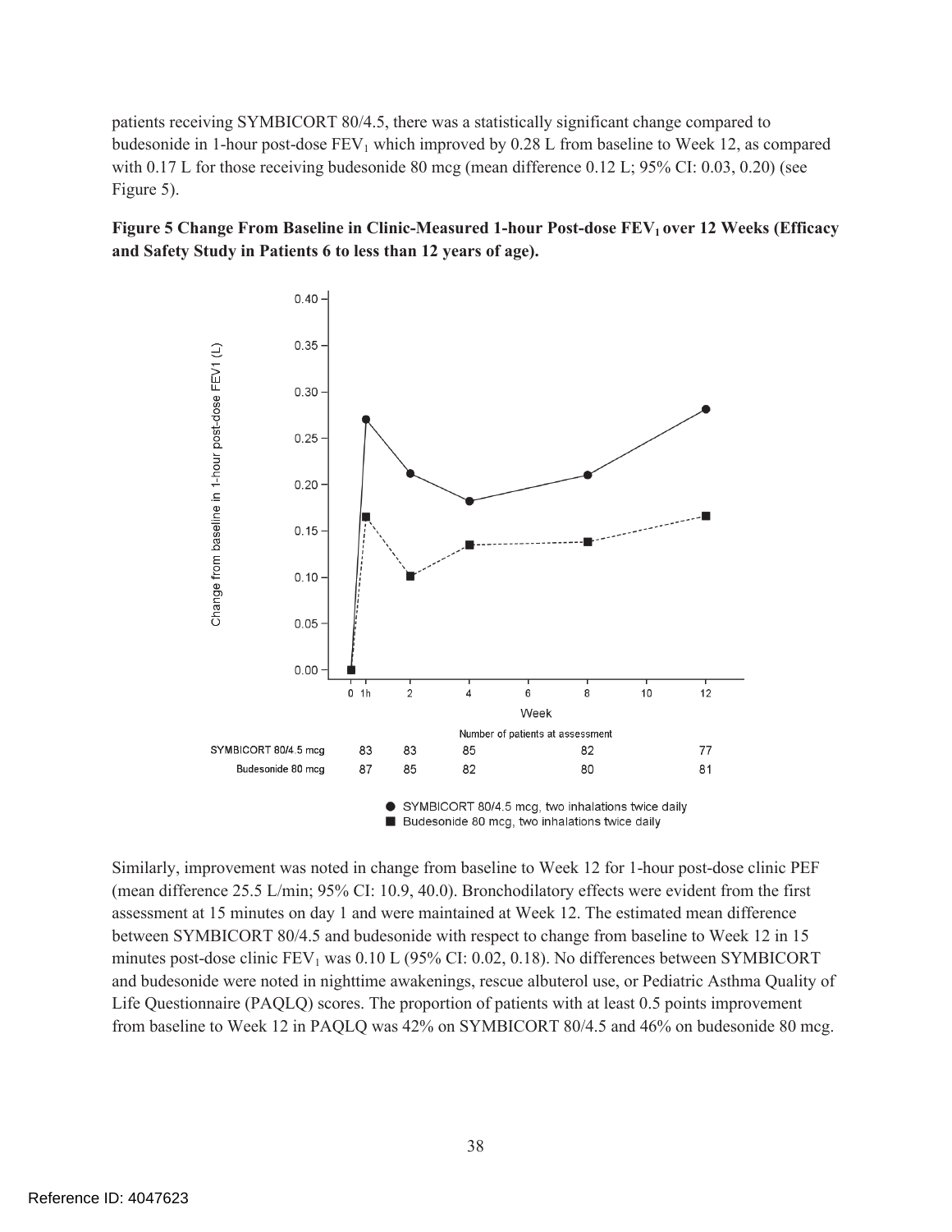patients receiving SYMBICORT 80/4.5, there was a statistically significant change compared to budesonide in 1-hour post-dose $FEV_1$ which improved by 0.28 L from baseline to Week 12, as compared with 0.17 L for those receiving budesonide 80 mcg (mean difference 0.12 L; 95% CI: 0.03, 0.20) (see Figure 5).

**Figure 5 Change From Baseline in Clinic-Measured 1-hour Post-dose $FEV_1$ over 12 Weeks (Efficacy and Safety Study in Patients 6 to less than 12 years of age).**

Number of patients at assessment

| | 0 / 1h | 2 | 4 | 8 | 12 |
|---|---|---|---|---|---|
| SYMBICORT 80/4.5 mcg | 83 | 83 | 85 | 82 | 77 |
| Budesonide 80 mcg | 87 | 85 | 82 | 80 | 81 |

● SYMBICORT 80/4.5 mcg, two inhalations twice daily
■ Budesonide 80 mcg, two inhalations twice daily

Similarly, improvement was noted in change from baseline to Week 12 for 1-hour post-dose clinic PEF (mean difference 25.5 L/min; 95% CI: 10.9, 40.0). Bronchodilatory effects were evident from the first assessment at 15 minutes on day 1 and were maintained at Week 12. The estimated mean difference between SYMBICORT 80/4.5 and budesonide with respect to change from baseline to Week 12 in 15 minutes post-dose clinic $FEV_1$ was 0.10 L (95% CI: 0.02, 0.18). No differences between SYMBICORT and budesonide were noted in nighttime awakenings, rescue albuterol use, or Pediatric Asthma Quality of Life Questionnaire (PAQLQ) scores. The proportion of patients with at least 0.5 points improvement from baseline to Week 12 in PAQLQ was 42% on SYMBICORT 80/4.5 and 46% on budesonide 80 mcg.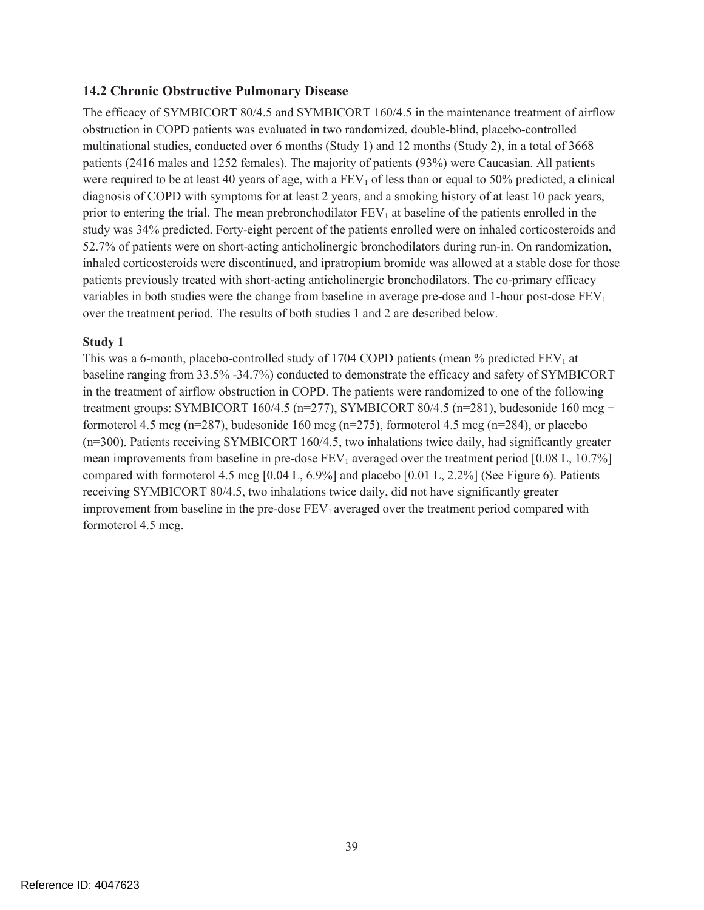### 14.2 Chronic Obstructive Pulmonary Disease

The efficacy of SYMBICORT 80/4.5 and SYMBICORT 160/4.5 in the maintenance treatment of airflow obstruction in COPD patients was evaluated in two randomized, double-blind, placebo-controlled multinational studies, conducted over 6 months (Study 1) and 12 months (Study 2), in a total of 3668 patients (2416 males and 1252 females). The majority of patients (93%) were Caucasian. All patients were required to be at least 40 years of age, with a $FEV_1$ of less than or equal to 50% predicted, a clinical diagnosis of COPD with symptoms for at least 2 years, and a smoking history of at least 10 pack years, prior to entering the trial. The mean prebronchodilator $FEV_1$ at baseline of the patients enrolled in the study was 34% predicted. Forty-eight percent of the patients enrolled were on inhaled corticosteroids and 52.7% of patients were on short-acting anticholinergic bronchodilators during run-in. On randomization, inhaled corticosteroids were discontinued, and ipratropium bromide was allowed at a stable dose for those patients previously treated with short-acting anticholinergic bronchodilators. The co-primary efficacy variables in both studies were the change from baseline in average pre-dose and 1-hour post-dose $FEV_1$ over the treatment period. The results of both studies 1 and 2 are described below.

**Study 1**

This was a 6-month, placebo-controlled study of 1704 COPD patients (mean % predicted $FEV_1$ at baseline ranging from 33.5% -34.7%) conducted to demonstrate the efficacy and safety of SYMBICORT in the treatment of airflow obstruction in COPD. The patients were randomized to one of the following treatment groups: SYMBICORT 160/4.5 (n=277), SYMBICORT 80/4.5 (n=281), budesonide 160 mcg + formoterol 4.5 mcg (n=287), budesonide 160 mcg (n=275), formoterol 4.5 mcg (n=284), or placebo (n=300). Patients receiving SYMBICORT 160/4.5, two inhalations twice daily, had significantly greater mean improvements from baseline in pre-dose $FEV_1$ averaged over the treatment period [0.08 L, 10.7%] compared with formoterol 4.5 mcg [0.04 L, 6.9%] and placebo [0.01 L, 2.2%] (See Figure 6). Patients receiving SYMBICORT 80/4.5, two inhalations twice daily, did not have significantly greater improvement from baseline in the pre-dose $FEV_1$ averaged over the treatment period compared with formoterol 4.5 mcg.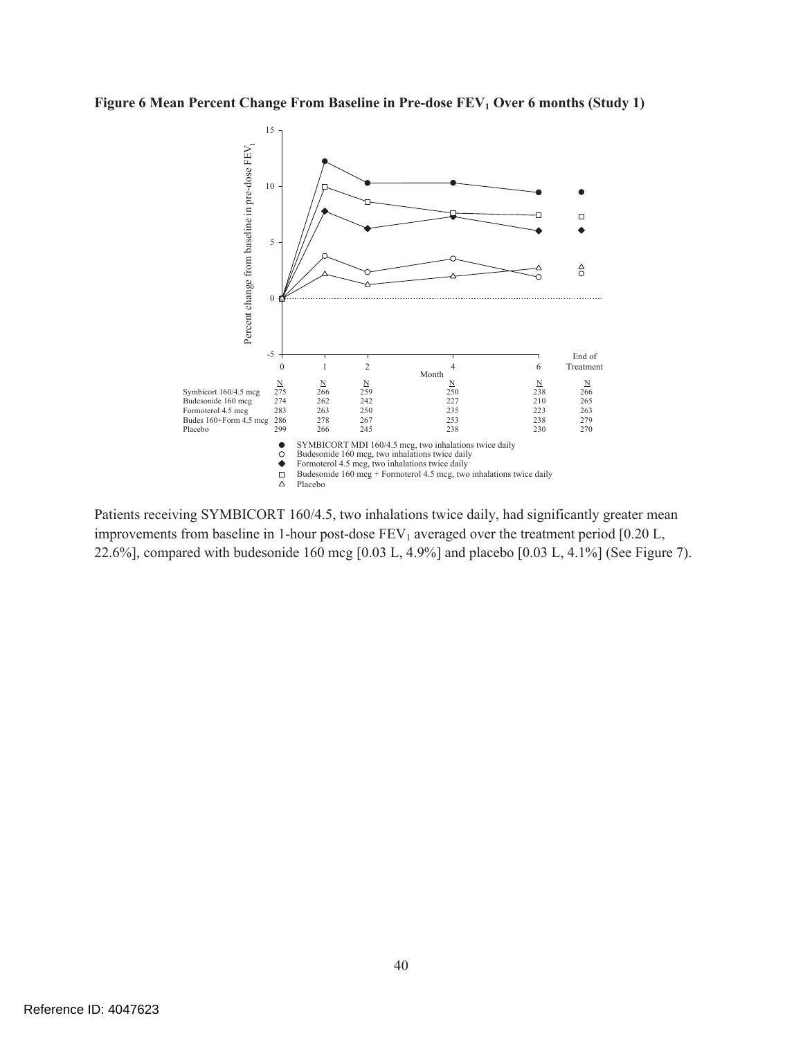**Figure 6 Mean Percent Change From Baseline in Pre-dose $FEV_1$ Over 6 months (Study 1)**

| | N (Month 0) | N (Month 1) | N (Month 2) | N (Month 4) | N (Month 6) | N (End of Treatment) |
|---|---|---|---|---|---|---|
| Symbicort 160/4.5 mcg | 275 | 266 | 259 | 250 | 238 | 266 |
| Budesonide 160 mcg | 274 | 262 | 242 | 227 | 210 | 265 |
| Formoterol 4.5 mcg | 283 | 263 | 250 | 235 | 223 | 263 |
| Budes 160+Form 4.5 mcg | 286 | 278 | 267 | 253 | 238 | 279 |
| Placebo | 299 | 266 | 245 | 238 | 230 | 270 |

- ● SYMBICORT MDI 160/4.5 mcg, two inhalations twice daily
- ○ Budesonide 160 mcg, two inhalations twice daily
- ◆ Formoterol 4.5 mcg, two inhalations twice daily
- □ Budesonide 160 mcg + Formoterol 4.5 mcg, two inhalations twice daily
- △ Placebo

Patients receiving SYMBICORT 160/4.5, two inhalations twice daily, had significantly greater mean improvements from baseline in 1-hour post-dose $FEV_1$ averaged over the treatment period [0.20 L, 22.6%], compared with budesonide 160 mcg [0.03 L, 4.9%] and placebo [0.03 L, 4.1%] (See Figure 7).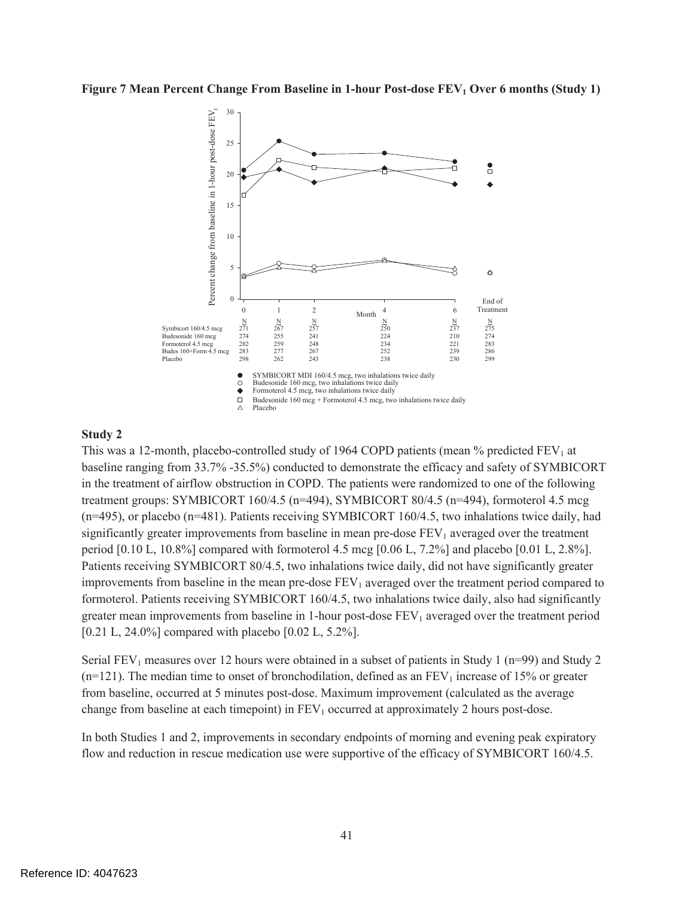**Figure 7 Mean Percent Change From Baseline in 1-hour Post-dose $FEV_1$ Over 6 months (Study 1)**

| | Month 0 N | Month 1 N | Month 2 N | Month 4 N | Month 6 N | End of Treatment N |
|---|---|---|---|---|---|---|
| Symbicort 160/4.5 mcg | 271 | 267 | 257 | 250 | 237 | 275 |
| Budesonide 160 mcg | 274 | 255 | 241 | 224 | 210 | 274 |
| Formoterol 4.5 mcg | 282 | 259 | 248 | 234 | 221 | 283 |
| Budes 160+Form 4.5 mcg | 283 | 277 | 267 | 252 | 239 | 286 |
| Placebo | 298 | 262 | 243 | 238 | 230 | 299 |

● SYMBICORT MDI 160/4.5 mcg, two inhalations twice daily
○ Budesonide 160 mcg, two inhalations twice daily
◆ Formoterol 4.5 mcg, two inhalations twice daily
□ Budesonide 160 mcg + Formoterol 4.5 mcg, two inhalations twice daily
△ Placebo

**Study 2**

This was a 12-month, placebo-controlled study of 1964 COPD patients (mean % predicted $FEV_1$ at baseline ranging from 33.7% -35.5%) conducted to demonstrate the efficacy and safety of SYMBICORT in the treatment of airflow obstruction in COPD. The patients were randomized to one of the following treatment groups: SYMBICORT 160/4.5 (n=494), SYMBICORT 80/4.5 (n=494), formoterol 4.5 mcg (n=495), or placebo (n=481). Patients receiving SYMBICORT 160/4.5, two inhalations twice daily, had significantly greater improvements from baseline in mean pre-dose $FEV_1$ averaged over the treatment period [0.10 L, 10.8%] compared with formoterol 4.5 mcg [0.06 L, 7.2%] and placebo [0.01 L, 2.8%]. Patients receiving SYMBICORT 80/4.5, two inhalations twice daily, did not have significantly greater improvements from baseline in the mean pre-dose $FEV_1$ averaged over the treatment period compared to formoterol. Patients receiving SYMBICORT 160/4.5, two inhalations twice daily, also had significantly greater mean improvements from baseline in 1-hour post-dose $FEV_1$ averaged over the treatment period [0.21 L, 24.0%] compared with placebo [0.02 L, 5.2%].

Serial $FEV_1$ measures over 12 hours were obtained in a subset of patients in Study 1 (n=99) and Study 2 (n=121). The median time to onset of bronchodilation, defined as an $FEV_1$ increase of 15% or greater from baseline, occurred at 5 minutes post-dose. Maximum improvement (calculated as the average change from baseline at each timepoint) in $FEV_1$ occurred at approximately 2 hours post-dose.

In both Studies 1 and 2, improvements in secondary endpoints of morning and evening peak expiratory flow and reduction in rescue medication use were supportive of the efficacy of SYMBICORT 160/4.5.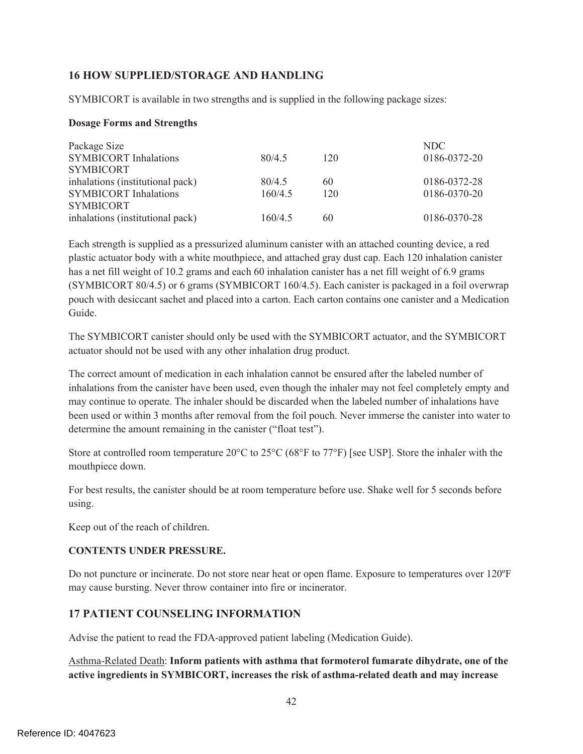## 16 HOW SUPPLIED/STORAGE AND HANDLING

SYMBICORT is available in two strengths and is supplied in the following package sizes:

**Dosage Forms and Strengths**

| Package Size | | | NDC |
|---|---|---|---|
| SYMBICORT Inhalations | 80/4.5 | 120 | 0186-0372-20 |
| SYMBICORT inhalations (institutional pack) | 80/4.5 | 60 | 0186-0372-28 |
| SYMBICORT Inhalations | 160/4.5 | 120 | 0186-0370-20 |
| SYMBICORT inhalations (institutional pack) | 160/4.5 | 60 | 0186-0370-28 |

Each strength is supplied as a pressurized aluminum canister with an attached counting device, a red plastic actuator body with a white mouthpiece, and attached gray dust cap. Each 120 inhalation canister has a net fill weight of 10.2 grams and each 60 inhalation canister has a net fill weight of 6.9 grams (SYMBICORT 80/4.5) or 6 grams (SYMBICORT 160/4.5). Each canister is packaged in a foil overwrap pouch with desiccant sachet and placed into a carton. Each carton contains one canister and a Medication Guide.

The SYMBICORT canister should only be used with the SYMBICORT actuator, and the SYMBICORT actuator should not be used with any other inhalation drug product.

The correct amount of medication in each inhalation cannot be ensured after the labeled number of inhalations from the canister have been used, even though the inhaler may not feel completely empty and may continue to operate. The inhaler should be discarded when the labeled number of inhalations have been used or within 3 months after removal from the foil pouch. Never immerse the canister into water to determine the amount remaining in the canister ("float test").

Store at controlled room temperature 20°C to 25°C (68°F to 77°F) [see USP]. Store the inhaler with the mouthpiece down.

For best results, the canister should be at room temperature before use. Shake well for 5 seconds before using.

Keep out of the reach of children.

**CONTENTS UNDER PRESSURE.**

Do not puncture or incinerate. Do not store near heat or open flame. Exposure to temperatures over 120ºF may cause bursting. Never throw container into fire or incinerator.

## 17 PATIENT COUNSELING INFORMATION

Advise the patient to read the FDA-approved patient labeling (Medication Guide).

Asthma-Related Death: **Inform patients with asthma that formoterol fumarate dihydrate, one of the active ingredients in SYMBICORT, increases the risk of asthma-related death and may increase**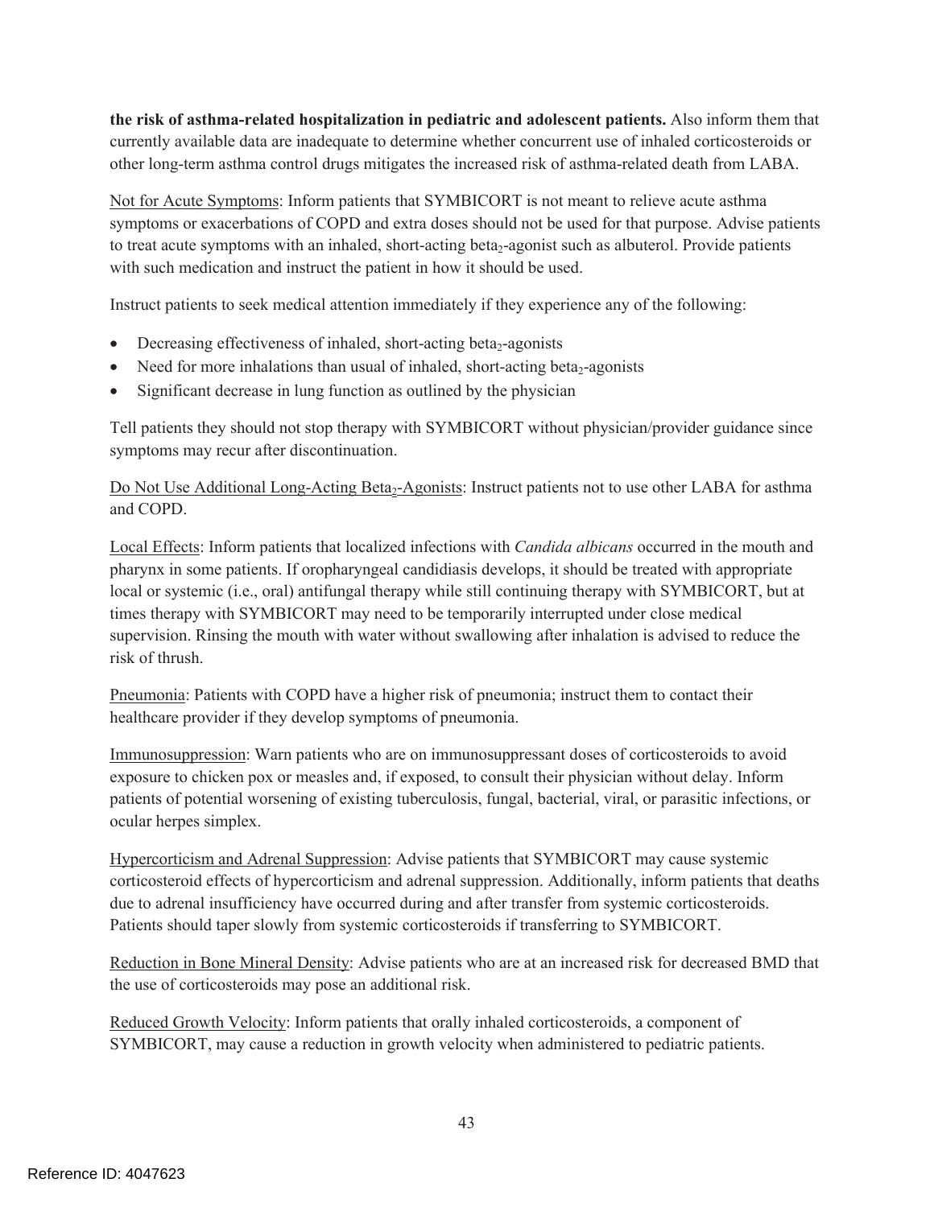**the risk of asthma-related hospitalization in pediatric and adolescent patients.** Also inform them that currently available data are inadequate to determine whether concurrent use of inhaled corticosteroids or other long-term asthma control drugs mitigates the increased risk of asthma-related death from LABA.

Not for Acute Symptoms: Inform patients that SYMBICORT is not meant to relieve acute asthma symptoms or exacerbations of COPD and extra doses should not be used for that purpose. Advise patients to treat acute symptoms with an inhaled, short-acting beta$_2$-agonist such as albuterol. Provide patients with such medication and instruct the patient in how it should be used.

Instruct patients to seek medical attention immediately if they experience any of the following:

- Decreasing effectiveness of inhaled, short-acting beta$_2$-agonists
- Need for more inhalations than usual of inhaled, short-acting beta$_2$-agonists
- Significant decrease in lung function as outlined by the physician

Tell patients they should not stop therapy with SYMBICORT without physician/provider guidance since symptoms may recur after discontinuation.

Do Not Use Additional Long-Acting Beta$_2$-Agonists: Instruct patients not to use other LABA for asthma and COPD.

Local Effects: Inform patients that localized infections with *Candida albicans* occurred in the mouth and pharynx in some patients. If oropharyngeal candidiasis develops, it should be treated with appropriate local or systemic (i.e., oral) antifungal therapy while still continuing therapy with SYMBICORT, but at times therapy with SYMBICORT may need to be temporarily interrupted under close medical supervision. Rinsing the mouth with water without swallowing after inhalation is advised to reduce the risk of thrush.

Pneumonia: Patients with COPD have a higher risk of pneumonia; instruct them to contact their healthcare provider if they develop symptoms of pneumonia.

Immunosuppression: Warn patients who are on immunosuppressant doses of corticosteroids to avoid exposure to chicken pox or measles and, if exposed, to consult their physician without delay. Inform patients of potential worsening of existing tuberculosis, fungal, bacterial, viral, or parasitic infections, or ocular herpes simplex.

Hypercorticism and Adrenal Suppression: Advise patients that SYMBICORT may cause systemic corticosteroid effects of hypercorticism and adrenal suppression. Additionally, inform patients that deaths due to adrenal insufficiency have occurred during and after transfer from systemic corticosteroids. Patients should taper slowly from systemic corticosteroids if transferring to SYMBICORT.

Reduction in Bone Mineral Density: Advise patients who are at an increased risk for decreased BMD that the use of corticosteroids may pose an additional risk.

Reduced Growth Velocity: Inform patients that orally inhaled corticosteroids, a component of SYMBICORT, may cause a reduction in growth velocity when administered to pediatric patients.

Reference ID: 4047623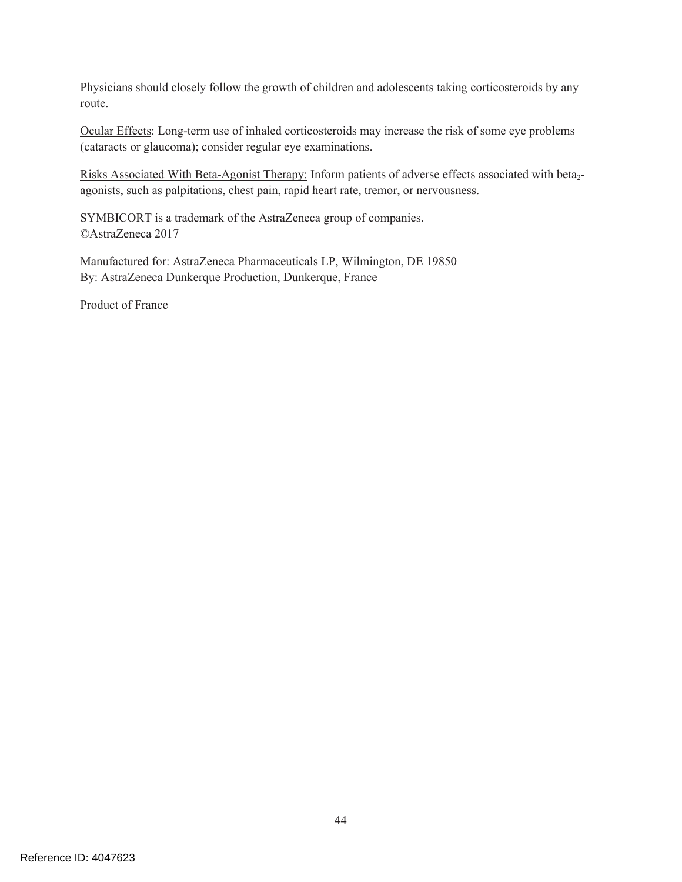Physicians should closely follow the growth of children and adolescents taking corticosteroids by any route.

Ocular Effects: Long-term use of inhaled corticosteroids may increase the risk of some eye problems (cataracts or glaucoma); consider regular eye examinations.

Risks Associated With Beta-Agonist Therapy: Inform patients of adverse effects associated with beta$_2$-agonists, such as palpitations, chest pain, rapid heart rate, tremor, or nervousness.

SYMBICORT is a trademark of the AstraZeneca group of companies.
©AstraZeneca 2017

Manufactured for: AstraZeneca Pharmaceuticals LP, Wilmington, DE 19850
By: AstraZeneca Dunkerque Production, Dunkerque, France

Product of France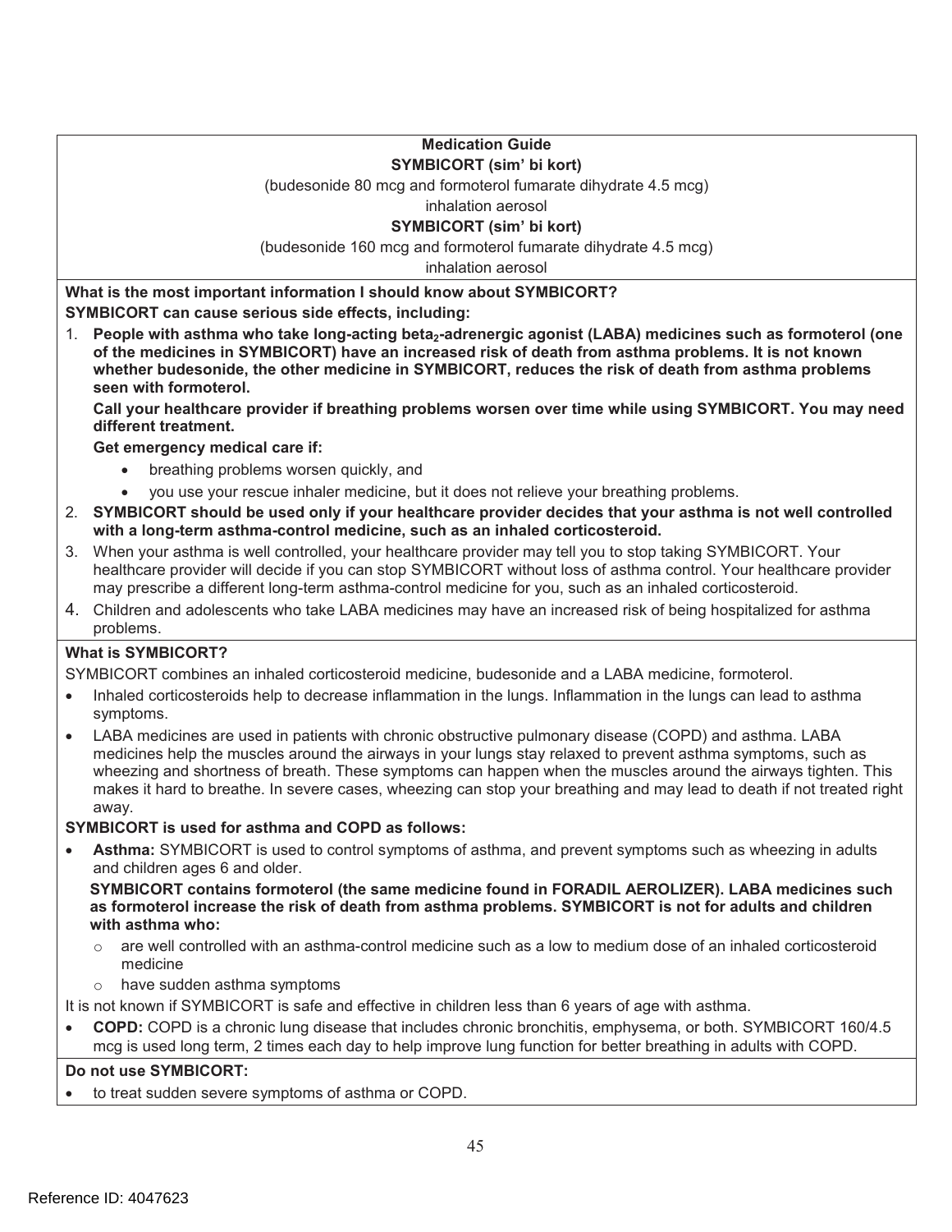**Medication Guide**

**SYMBICORT (sim' bi kort)**

(budesonide 80 mcg and formoterol fumarate dihydrate 4.5 mcg)

inhalation aerosol

**SYMBICORT (sim' bi kort)**

(budesonide 160 mcg and formoterol fumarate dihydrate 4.5 mcg)

inhalation aerosol

**What is the most important information I should know about SYMBICORT?**

**SYMBICORT can cause serious side effects, including:**

1. **People with asthma who take long-acting beta$_2$-adrenergic agonist (LABA) medicines such as formoterol (one of the medicines in SYMBICORT) have an increased risk of death from asthma problems. It is not known whether budesonide, the other medicine in SYMBICORT, reduces the risk of death from asthma problems seen with formoterol.**

   **Call your healthcare provider if breathing problems worsen over time while using SYMBICORT. You may need different treatment.**

   **Get emergency medical care if:**

   - breathing problems worsen quickly, and
   - you use your rescue inhaler medicine, but it does not relieve your breathing problems.

2. **SYMBICORT should be used only if your healthcare provider decides that your asthma is not well controlled with a long-term asthma-control medicine, such as an inhaled corticosteroid.**
3. When your asthma is well controlled, your healthcare provider may tell you to stop taking SYMBICORT. Your healthcare provider will decide if you can stop SYMBICORT without loss of asthma control. Your healthcare provider may prescribe a different long-term asthma-control medicine for you, such as an inhaled corticosteroid.
4. Children and adolescents who take LABA medicines may have an increased risk of being hospitalized for asthma problems.

**What is SYMBICORT?**

SYMBICORT combines an inhaled corticosteroid medicine, budesonide and a LABA medicine, formoterol.

- Inhaled corticosteroids help to decrease inflammation in the lungs. Inflammation in the lungs can lead to asthma symptoms.
- LABA medicines are used in patients with chronic obstructive pulmonary disease (COPD) and asthma. LABA medicines help the muscles around the airways in your lungs stay relaxed to prevent asthma symptoms, such as wheezing and shortness of breath. These symptoms can happen when the muscles around the airways tighten. This makes it hard to breathe. In severe cases, wheezing can stop your breathing and may lead to death if not treated right away.

**SYMBICORT is used for asthma and COPD as follows:**

- **Asthma:** SYMBICORT is used to control symptoms of asthma, and prevent symptoms such as wheezing in adults and children ages 6 and older.

  **SYMBICORT contains formoterol (the same medicine found in FORADIL AEROLIZER). LABA medicines such as formoterol increase the risk of death from asthma problems. SYMBICORT is not for adults and children with asthma who:**

  - are well controlled with an asthma-control medicine such as a low to medium dose of an inhaled corticosteroid medicine
  - have sudden asthma symptoms

It is not known if SYMBICORT is safe and effective in children less than 6 years of age with asthma.

- **COPD:** COPD is a chronic lung disease that includes chronic bronchitis, emphysema, or both. SYMBICORT 160/4.5 mcg is used long term, 2 times each day to help improve lung function for better breathing in adults with COPD.

**Do not use SYMBICORT:**

- to treat sudden severe symptoms of asthma or COPD.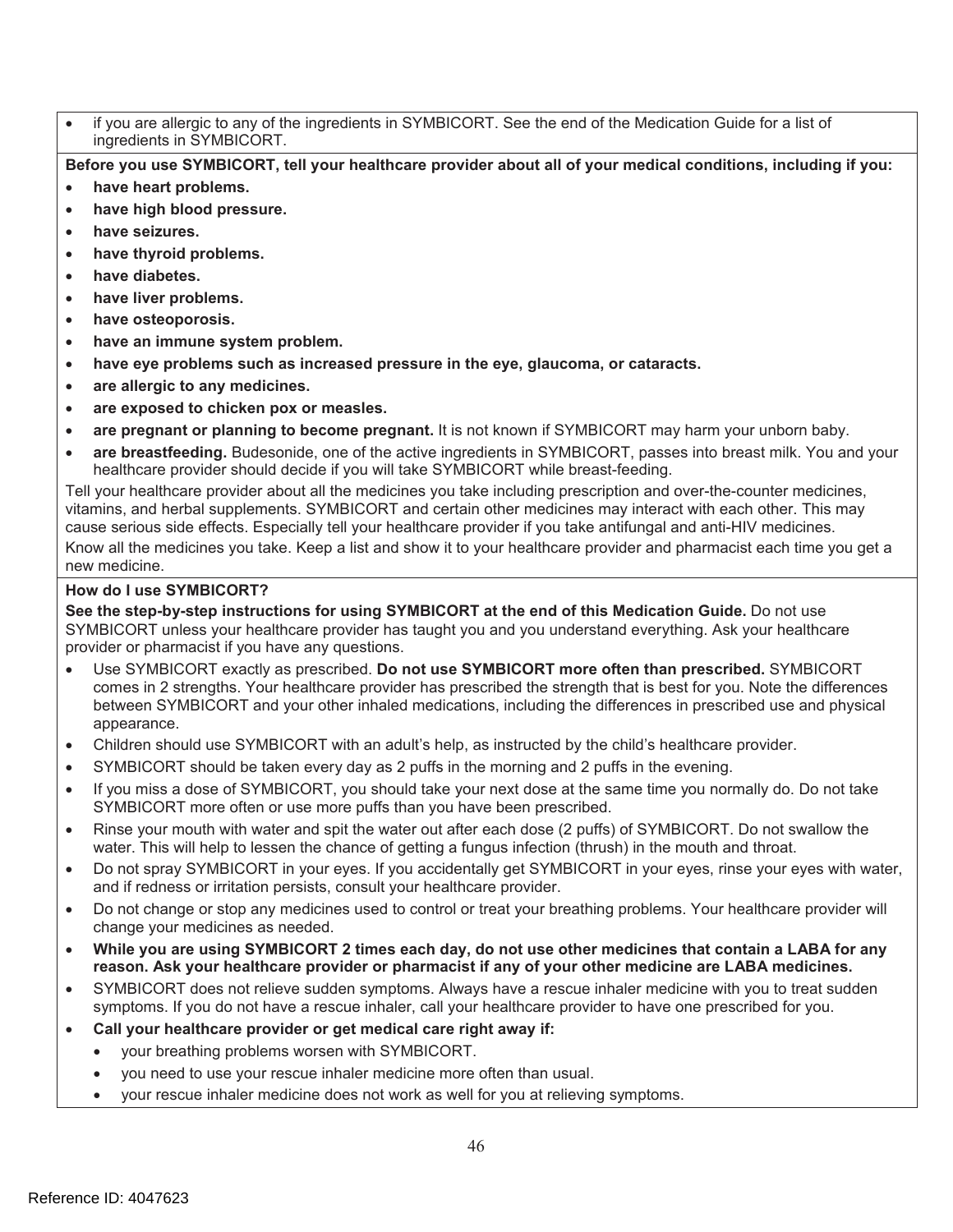- if you are allergic to any of the ingredients in SYMBICORT. See the end of the Medication Guide for a list of ingredients in SYMBICORT.

**Before you use SYMBICORT, tell your healthcare provider about all of your medical conditions, including if you:**

- **have heart problems.**
- **have high blood pressure.**
- **have seizures.**
- **have thyroid problems.**
- **have diabetes.**
- **have liver problems.**
- **have osteoporosis.**
- **have an immune system problem.**
- **have eye problems such as increased pressure in the eye, glaucoma, or cataracts.**
- **are allergic to any medicines.**
- **are exposed to chicken pox or measles.**
- **are pregnant or planning to become pregnant.** It is not known if SYMBICORT may harm your unborn baby.
- **are breastfeeding.** Budesonide, one of the active ingredients in SYMBICORT, passes into breast milk. You and your healthcare provider should decide if you will take SYMBICORT while breast-feeding.

Tell your healthcare provider about all the medicines you take including prescription and over-the-counter medicines, vitamins, and herbal supplements. SYMBICORT and certain other medicines may interact with each other. This may cause serious side effects. Especially tell your healthcare provider if you take antifungal and anti-HIV medicines.

Know all the medicines you take. Keep a list and show it to your healthcare provider and pharmacist each time you get a new medicine.

**How do I use SYMBICORT?**

**See the step-by-step instructions for using SYMBICORT at the end of this Medication Guide.** Do not use SYMBICORT unless your healthcare provider has taught you and you understand everything. Ask your healthcare provider or pharmacist if you have any questions.

- Use SYMBICORT exactly as prescribed. **Do not use SYMBICORT more often than prescribed.** SYMBICORT comes in 2 strengths. Your healthcare provider has prescribed the strength that is best for you. Note the differences between SYMBICORT and your other inhaled medications, including the differences in prescribed use and physical appearance.
- Children should use SYMBICORT with an adult's help, as instructed by the child's healthcare provider.
- SYMBICORT should be taken every day as 2 puffs in the morning and 2 puffs in the evening.
- If you miss a dose of SYMBICORT, you should take your next dose at the same time you normally do. Do not take SYMBICORT more often or use more puffs than you have been prescribed.
- Rinse your mouth with water and spit the water out after each dose (2 puffs) of SYMBICORT. Do not swallow the water. This will help to lessen the chance of getting a fungus infection (thrush) in the mouth and throat.
- Do not spray SYMBICORT in your eyes. If you accidentally get SYMBICORT in your eyes, rinse your eyes with water, and if redness or irritation persists, consult your healthcare provider.
- Do not change or stop any medicines used to control or treat your breathing problems. Your healthcare provider will change your medicines as needed.
- **While you are using SYMBICORT 2 times each day, do not use other medicines that contain a LABA for any reason. Ask your healthcare provider or pharmacist if any of your other medicine are LABA medicines.**
- SYMBICORT does not relieve sudden symptoms. Always have a rescue inhaler medicine with you to treat sudden symptoms. If you do not have a rescue inhaler, call your healthcare provider to have one prescribed for you.
- **Call your healthcare provider or get medical care right away if:**
  - your breathing problems worsen with SYMBICORT.
  - you need to use your rescue inhaler medicine more often than usual.
  - your rescue inhaler medicine does not work as well for you at relieving symptoms.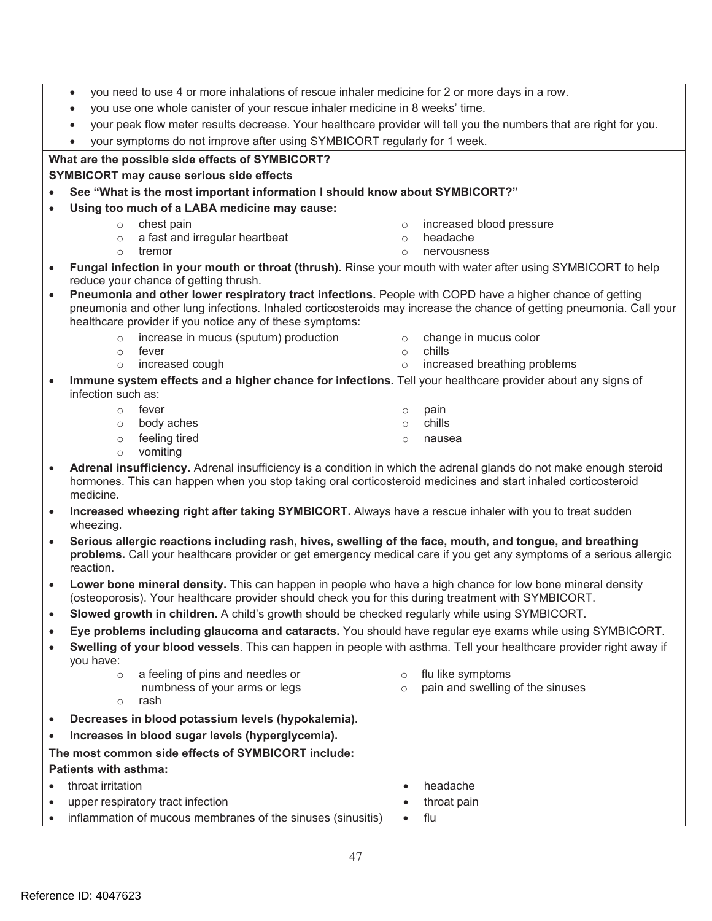- you need to use 4 or more inhalations of rescue inhaler medicine for 2 or more days in a row.
- you use one whole canister of your rescue inhaler medicine in 8 weeks' time.
- your peak flow meter results decrease. Your healthcare provider will tell you the numbers that are right for you.
- your symptoms do not improve after using SYMBICORT regularly for 1 week.

**What are the possible side effects of SYMBICORT?**

**SYMBICORT may cause serious side effects**

- **See "What is the most important information I should know about SYMBICORT?"**
- **Using too much of a LABA medicine may cause:**
  - chest pain
  - a fast and irregular heartbeat
  - tremor
  - increased blood pressure
  - headache
  - nervousness
- **Fungal infection in your mouth or throat (thrush).** Rinse your mouth with water after using SYMBICORT to help reduce your chance of getting thrush.
- **Pneumonia and other lower respiratory tract infections.** People with COPD have a higher chance of getting pneumonia and other lung infections. Inhaled corticosteroids may increase the chance of getting pneumonia. Call your healthcare provider if you notice any of these symptoms:
  - increase in mucus (sputum) production
  - fever
  - increased cough
  - change in mucus color
  - chills
  - increased breathing problems
- **Immune system effects and a higher chance for infections.** Tell your healthcare provider about any signs of infection such as:
  - fever
  - body aches
  - feeling tired
  - vomiting
  - pain
  - chills
  - nausea
- **Adrenal insufficiency.** Adrenal insufficiency is a condition in which the adrenal glands do not make enough steroid hormones. This can happen when you stop taking oral corticosteroid medicines and start inhaled corticosteroid medicine.
- **Increased wheezing right after taking SYMBICORT.** Always have a rescue inhaler with you to treat sudden wheezing.
- **Serious allergic reactions including rash, hives, swelling of the face, mouth, and tongue, and breathing problems.** Call your healthcare provider or get emergency medical care if you get any symptoms of a serious allergic reaction.
- **Lower bone mineral density.** This can happen in people who have a high chance for low bone mineral density (osteoporosis). Your healthcare provider should check you for this during treatment with SYMBICORT.
- **Slowed growth in children.** A child's growth should be checked regularly while using SYMBICORT.
- **Eye problems including glaucoma and cataracts.** You should have regular eye exams while using SYMBICORT.
- **Swelling of your blood vessels**. This can happen in people with asthma. Tell your healthcare provider right away if you have:
  - a feeling of pins and needles or numbness of your arms or legs
  - rash
  - flu like symptoms
  - pain and swelling of the sinuses
- **Decreases in blood potassium levels (hypokalemia).**
- **Increases in blood sugar levels (hyperglycemia).**

**The most common side effects of SYMBICORT include:**

**Patients with asthma:**

- throat irritation
- upper respiratory tract infection
- inflammation of mucous membranes of the sinuses (sinusitis)
- headache
- throat pain
- flu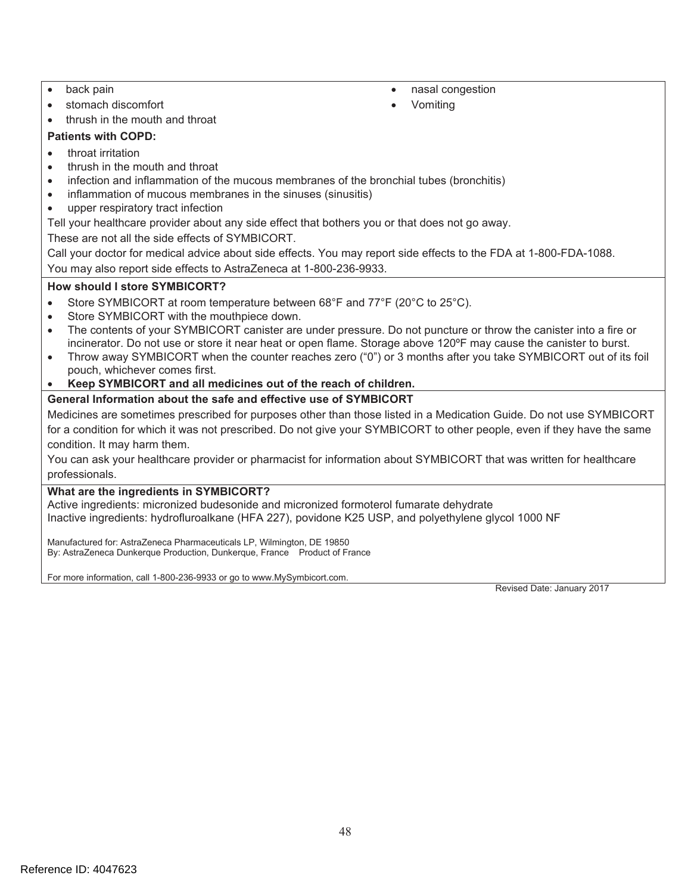- back pain
- stomach discomfort
- thrush in the mouth and throat
- nasal congestion
- Vomiting

**Patients with COPD:**

- throat irritation
- thrush in the mouth and throat
- infection and inflammation of the mucous membranes of the bronchial tubes (bronchitis)
- inflammation of mucous membranes in the sinuses (sinusitis)
- upper respiratory tract infection

Tell your healthcare provider about any side effect that bothers you or that does not go away.

These are not all the side effects of SYMBICORT.

Call your doctor for medical advice about side effects. You may report side effects to the FDA at 1-800-FDA-1088.

You may also report side effects to AstraZeneca at 1-800-236-9933.

**How should I store SYMBICORT?**

- Store SYMBICORT at room temperature between 68°F and 77°F (20°C to 25°C).
- Store SYMBICORT with the mouthpiece down.
- The contents of your SYMBICORT canister are under pressure. Do not puncture or throw the canister into a fire or incinerator. Do not use or store it near heat or open flame. Storage above 120ºF may cause the canister to burst.
- Throw away SYMBICORT when the counter reaches zero ("0") or 3 months after you take SYMBICORT out of its foil pouch, whichever comes first.
- **Keep SYMBICORT and all medicines out of the reach of children.**

**General Information about the safe and effective use of SYMBICORT**

Medicines are sometimes prescribed for purposes other than those listed in a Medication Guide. Do not use SYMBICORT for a condition for which it was not prescribed. Do not give your SYMBICORT to other people, even if they have the same condition. It may harm them.

You can ask your healthcare provider or pharmacist for information about SYMBICORT that was written for healthcare professionals.

**What are the ingredients in SYMBICORT?**

Active ingredients: micronized budesonide and micronized formoterol fumarate dehydrate

Inactive ingredients: hydrofluroalkane (HFA 227), povidone K25 USP, and polyethylene glycol 1000 NF

Manufactured for: AstraZeneca Pharmaceuticals LP, Wilmington, DE 19850
By: AstraZeneca Dunkerque Production, Dunkerque, France Product of France

For more information, call 1-800-236-9933 or go to www.MySymbicort.com.

Revised Date: January 2017

Reference ID: 4047623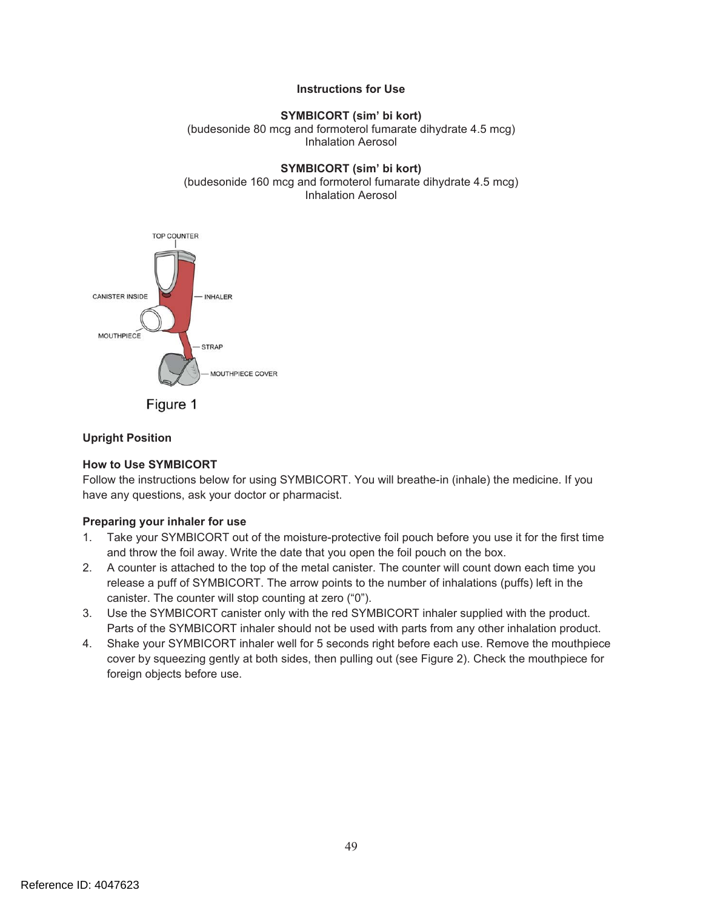**Instructions for Use**

**SYMBICORT (sim' bi kort)**
(budesonide 80 mcg and formoterol fumarate dihydrate 4.5 mcg)
Inhalation Aerosol

**SYMBICORT (sim' bi kort)**
(budesonide 160 mcg and formoterol fumarate dihydrate 4.5 mcg)
Inhalation Aerosol

TOP COUNTER

CANISTER INSIDE

INHALER

MOUTHPIECE

STRAP

MOUTHPIECE COVER

Figure 1

**Upright Position**

**How to Use SYMBICORT**

Follow the instructions below for using SYMBICORT. You will breathe-in (inhale) the medicine. If you have any questions, ask your doctor or pharmacist.

**Preparing your inhaler for use**

1. Take your SYMBICORT out of the moisture-protective foil pouch before you use it for the first time and throw the foil away. Write the date that you open the foil pouch on the box.
2. A counter is attached to the top of the metal canister. The counter will count down each time you release a puff of SYMBICORT. The arrow points to the number of inhalations (puffs) left in the canister. The counter will stop counting at zero ("0").
3. Use the SYMBICORT canister only with the red SYMBICORT inhaler supplied with the product. Parts of the SYMBICORT inhaler should not be used with parts from any other inhalation product.
4. Shake your SYMBICORT inhaler well for 5 seconds right before each use. Remove the mouthpiece cover by squeezing gently at both sides, then pulling out (see Figure 2). Check the mouthpiece for foreign objects before use.

Reference ID: 4047623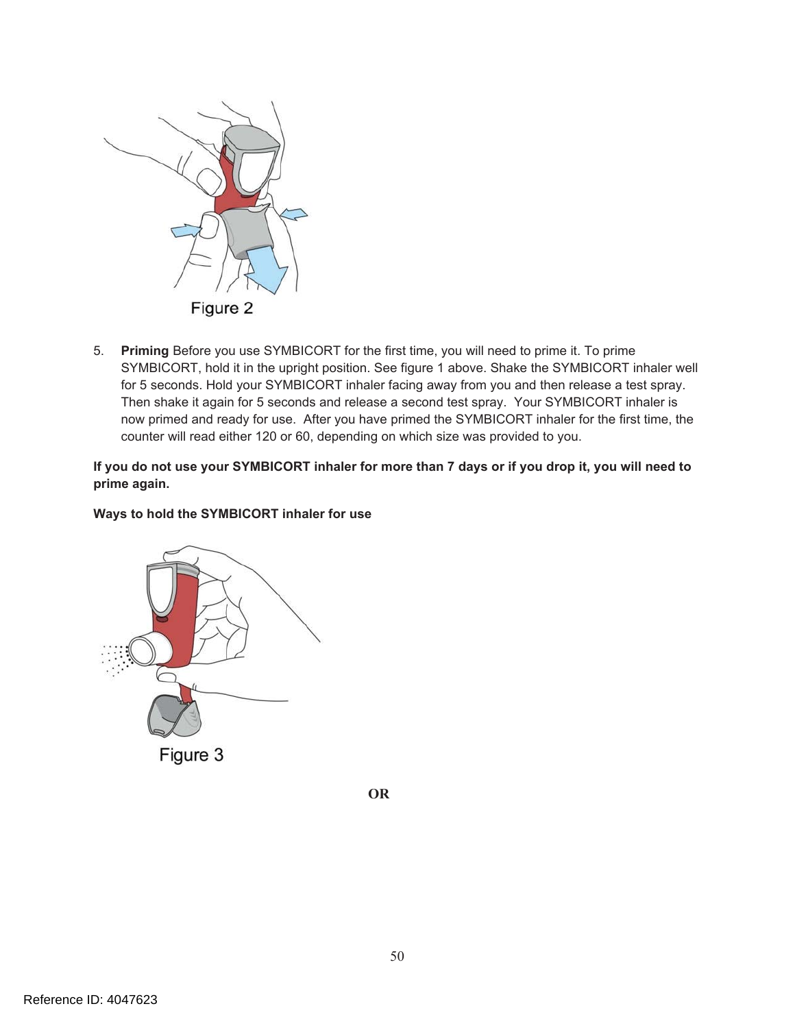Figure 2

5. **Priming** Before you use SYMBICORT for the first time, you will need to prime it. To prime SYMBICORT, hold it in the upright position. See figure 1 above. Shake the SYMBICORT inhaler well for 5 seconds. Hold your SYMBICORT inhaler facing away from you and then release a test spray. Then shake it again for 5 seconds and release a second test spray. Your SYMBICORT inhaler is now primed and ready for use. After you have primed the SYMBICORT inhaler for the first time, the counter will read either 120 or 60, depending on which size was provided to you.

**If you do not use your SYMBICORT inhaler for more than 7 days or if you drop it, you will need to prime again.**

**Ways to hold the SYMBICORT inhaler for use**

Figure 3

**OR**

Reference ID: 4047623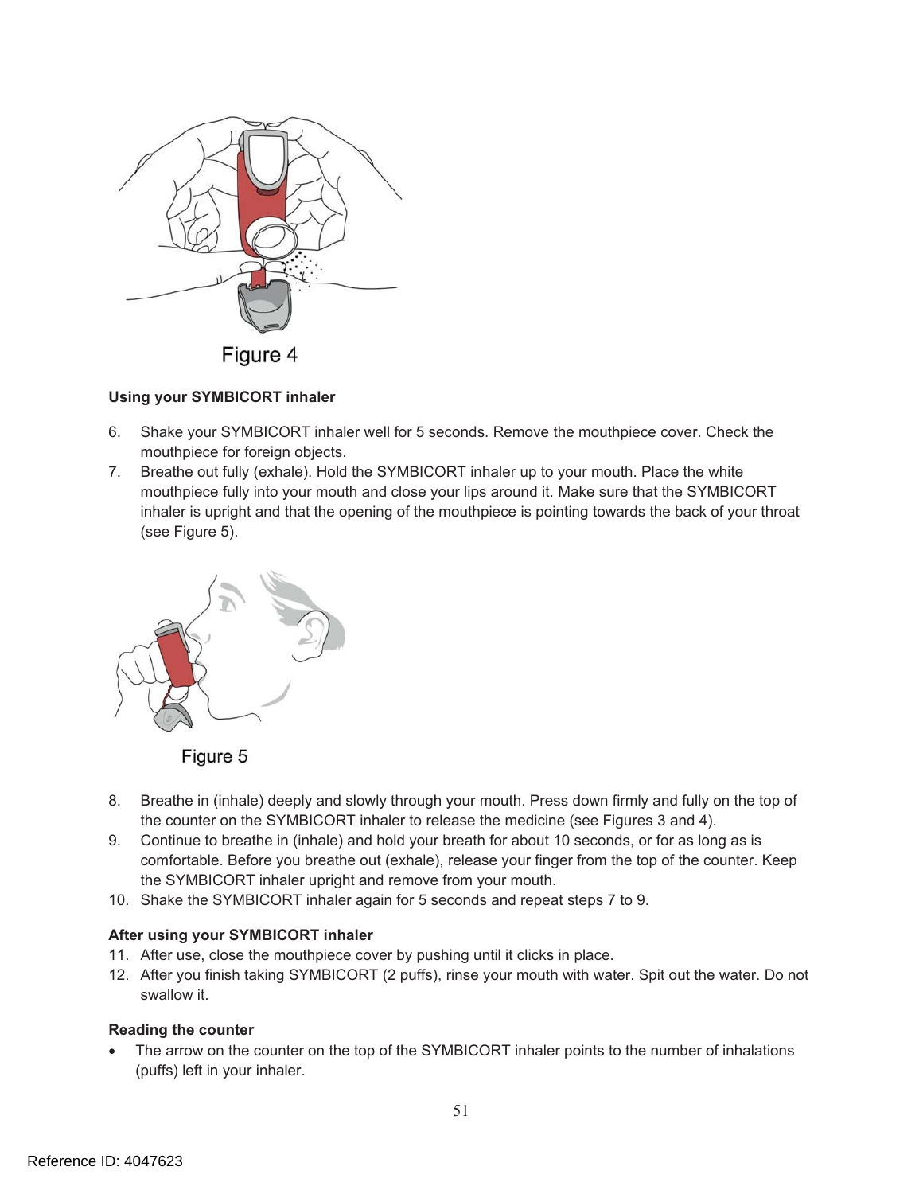Figure 4

**Using your SYMBICORT inhaler**

6. Shake your SYMBICORT inhaler well for 5 seconds. Remove the mouthpiece cover. Check the mouthpiece for foreign objects.
7. Breathe out fully (exhale). Hold the SYMBICORT inhaler up to your mouth. Place the white mouthpiece fully into your mouth and close your lips around it. Make sure that the SYMBICORT inhaler is upright and that the opening of the mouthpiece is pointing towards the back of your throat (see Figure 5).

Figure 5

8. Breathe in (inhale) deeply and slowly through your mouth. Press down firmly and fully on the top of the counter on the SYMBICORT inhaler to release the medicine (see Figures 3 and 4).
9. Continue to breathe in (inhale) and hold your breath for about 10 seconds, or for as long as is comfortable. Before you breathe out (exhale), release your finger from the top of the counter. Keep the SYMBICORT inhaler upright and remove from your mouth.
10. Shake the SYMBICORT inhaler again for 5 seconds and repeat steps 7 to 9.

**After using your SYMBICORT inhaler**

11. After use, close the mouthpiece cover by pushing until it clicks in place.
12. After you finish taking SYMBICORT (2 puffs), rinse your mouth with water. Spit out the water. Do not swallow it.

**Reading the counter**

- The arrow on the counter on the top of the SYMBICORT inhaler points to the number of inhalations (puffs) left in your inhaler.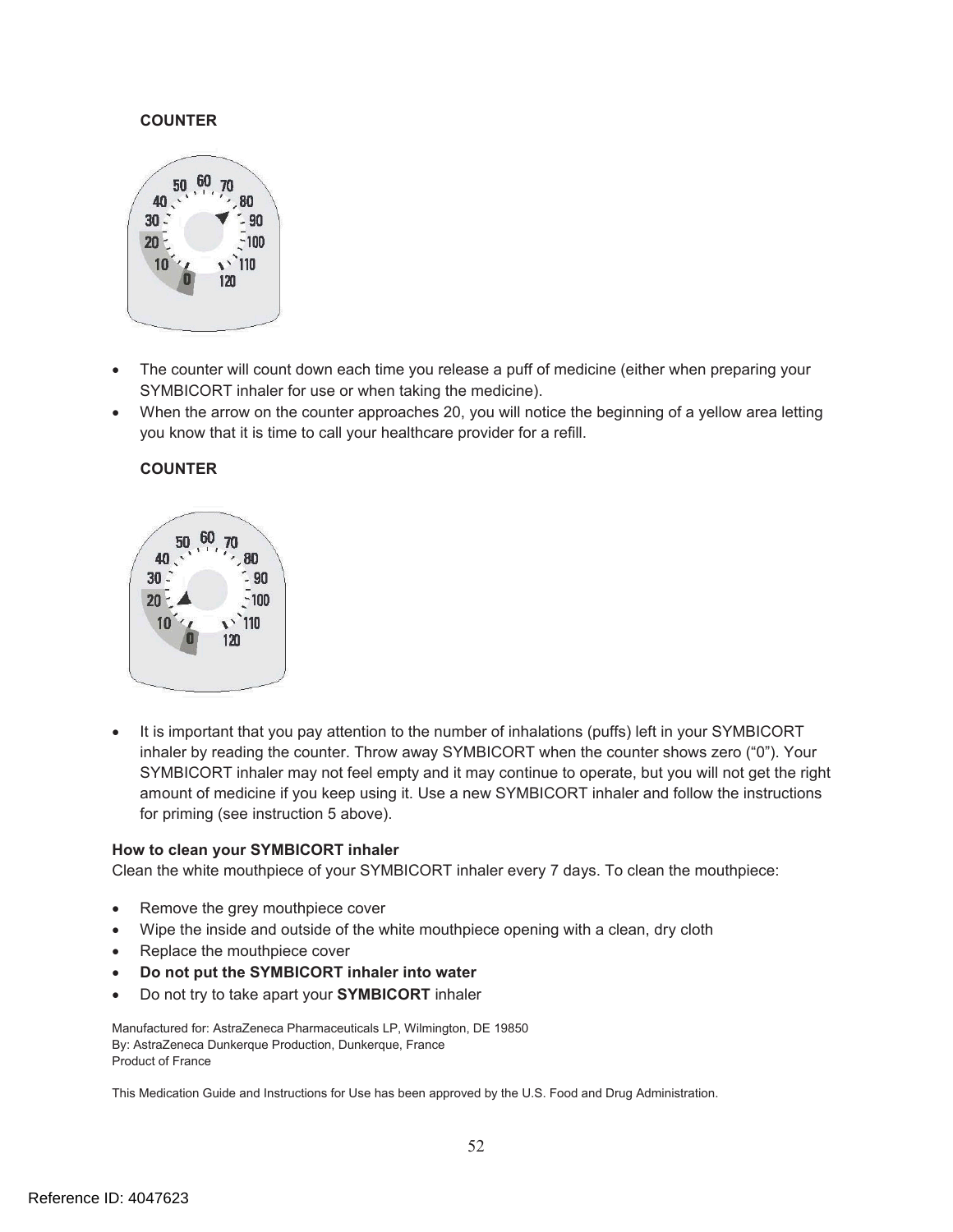**COUNTER**

- The counter will count down each time you release a puff of medicine (either when preparing your SYMBICORT inhaler for use or when taking the medicine).
- When the arrow on the counter approaches 20, you will notice the beginning of a yellow area letting you know that it is time to call your healthcare provider for a refill.

**COUNTER**

- It is important that you pay attention to the number of inhalations (puffs) left in your SYMBICORT inhaler by reading the counter. Throw away SYMBICORT when the counter shows zero ("0"). Your SYMBICORT inhaler may not feel empty and it may continue to operate, but you will not get the right amount of medicine if you keep using it. Use a new SYMBICORT inhaler and follow the instructions for priming (see instruction 5 above).

**How to clean your SYMBICORT inhaler**

Clean the white mouthpiece of your SYMBICORT inhaler every 7 days. To clean the mouthpiece:

- Remove the grey mouthpiece cover
- Wipe the inside and outside of the white mouthpiece opening with a clean, dry cloth
- Replace the mouthpiece cover
- **Do not put the SYMBICORT inhaler into water**
- Do not try to take apart your **SYMBICORT** inhaler

Manufactured for: AstraZeneca Pharmaceuticals LP, Wilmington, DE 19850
By: AstraZeneca Dunkerque Production, Dunkerque, France
Product of France

This Medication Guide and Instructions for Use has been approved by the U.S. Food and Drug Administration.

Reference ID: 4047623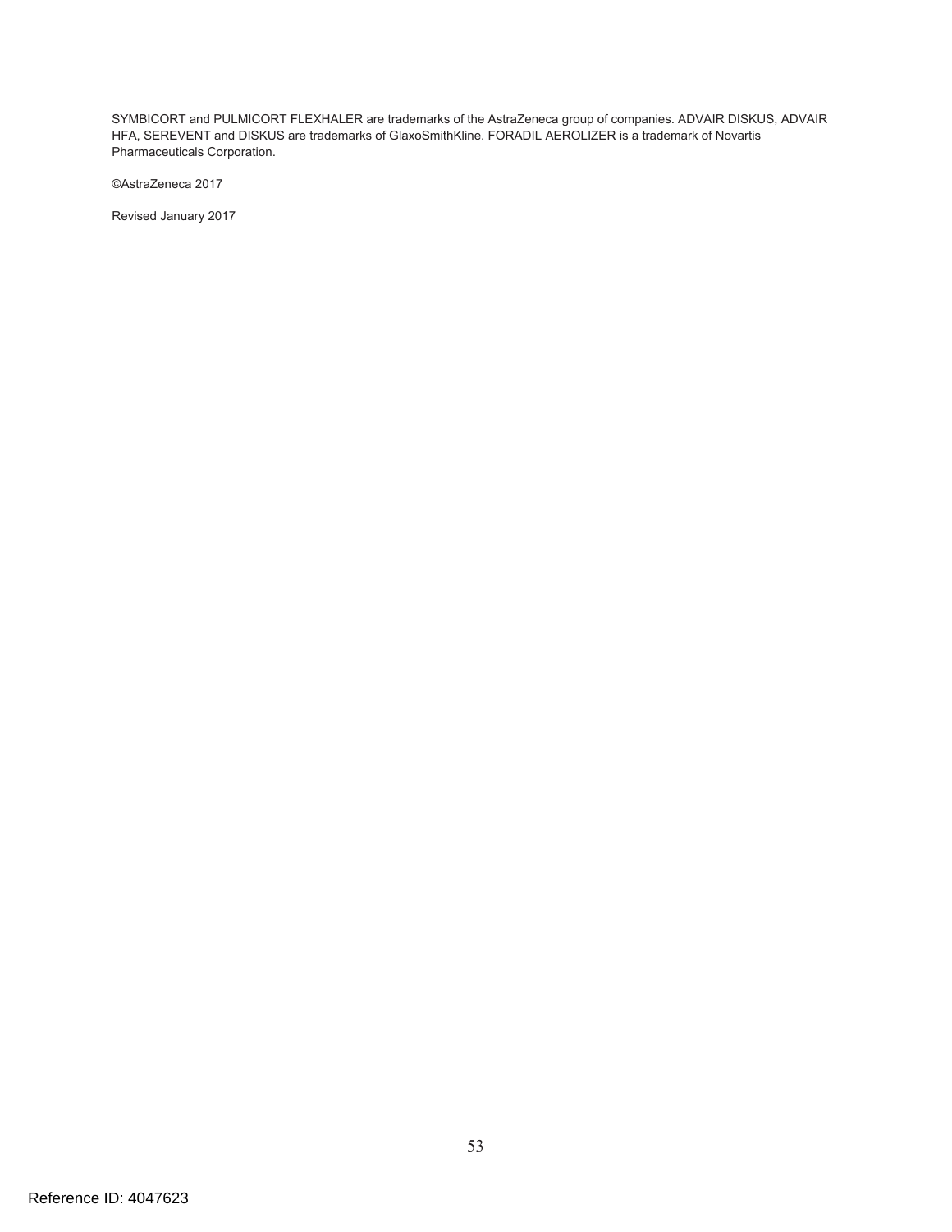SYMBICORT and PULMICORT FLEXHALER are trademarks of the AstraZeneca group of companies. ADVAIR DISKUS, ADVAIR HFA, SEREVENT and DISKUS are trademarks of GlaxoSmithKline. FORADIL AEROLIZER is a trademark of Novartis Pharmaceuticals Corporation.

©AstraZeneca 2017

Revised January 2017

Reference ID: 4047623